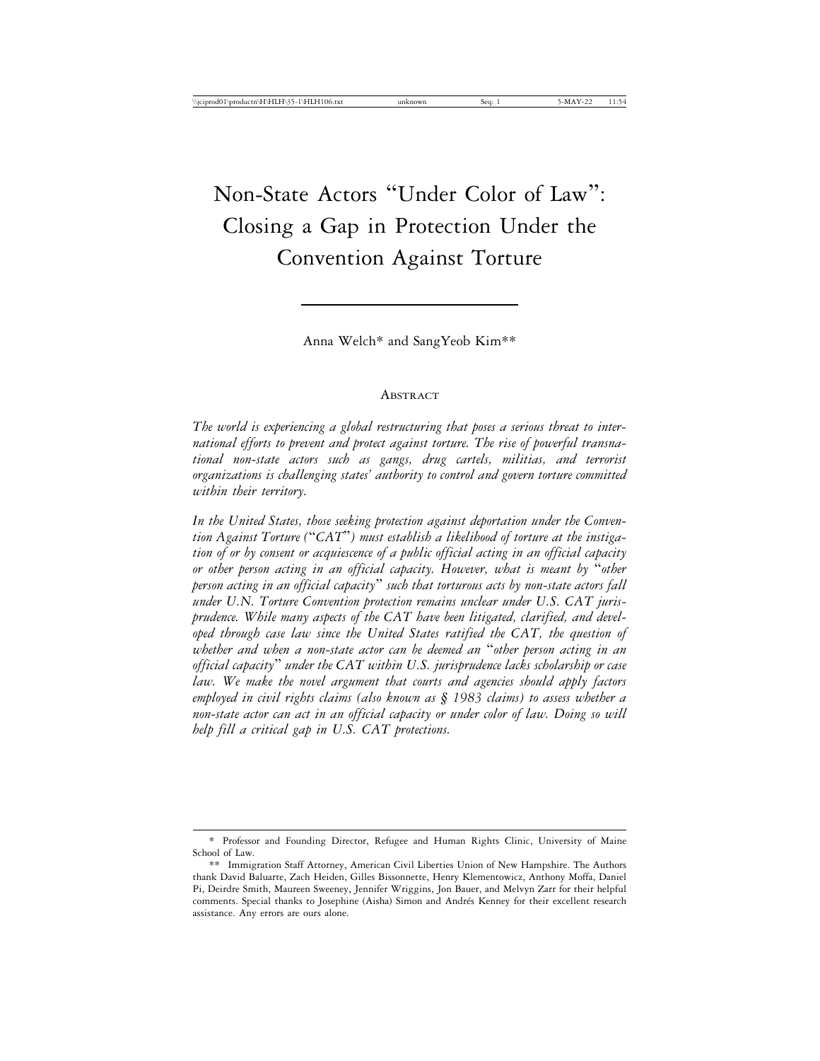# Non-State Actors "Under Color of Law": Closing a Gap in Protection Under the Convention Against Torture

Anna Welch* and SangYeob Kim**

## Abstract

*The world is experiencing a global restructuring that poses a serious threat to international efforts to prevent and protect against torture. The rise of powerful transnational non-state actors such as gangs, drug cartels, militias, and terrorist organizations is challenging states' authority to control and govern torture committed within their territory.*

*In the United States, those seeking protection against deportation under the Convention Against Torture ("CAT") must establish a likelihood of torture at the instigation of or by consent or acquiescence of a public official acting in an official capacity or other person acting in an official capacity. However, what is meant by "other person acting in an official capacity" such that torturous acts by non-state actors fall under U.N. Torture Convention protection remains unclear under U.S. CAT jurisprudence. While many aspects of the CAT have been litigated, clarified, and developed through case law since the United States ratified the CAT, the question of whether and when a non-state actor can be deemed an "other person acting in an official capacity" under the CAT within U.S. jurisprudence lacks scholarship or case law. We make the novel argument that courts and agencies should apply factors employed in civil rights claims (also known as § 1983 claims) to assess whether a non-state actor can act in an official capacity or under color of law. Doing so will help fill a critical gap in U.S. CAT protections.*

---

\* Professor and Founding Director, Refugee and Human Rights Clinic, University of Maine School of Law.

\*\* Immigration Staff Attorney, American Civil Liberties Union of New Hampshire. The Authors thank David Baluarte, Zach Heiden, Gilles Bissonnette, Henry Klementowicz, Anthony Moffa, Daniel Pi, Deirdre Smith, Maureen Sweeney, Jennifer Wriggins, Jon Bauer, and Melvyn Zarr for their helpful comments. Special thanks to Josephine (Aisha) Simon and Andrés Kenney for their excellent research assistance. Any errors are ours alone.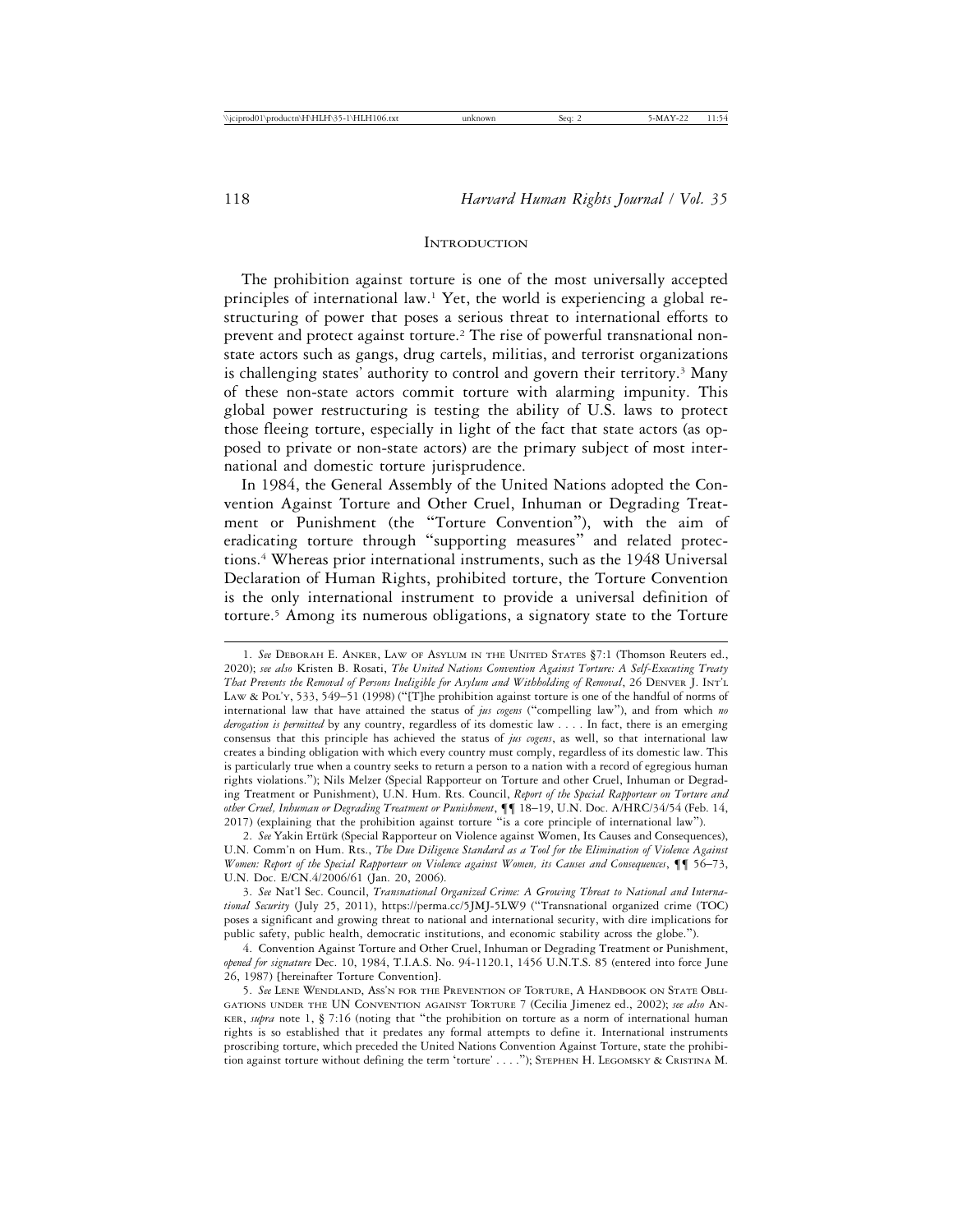## INTRODUCTION

The prohibition against torture is one of the most universally accepted principles of international law.[1] Yet, the world is experiencing a global restructuring of power that poses a serious threat to international efforts to prevent and protect against torture.[2] The rise of powerful transnational non-state actors such as gangs, drug cartels, militias, and terrorist organizations is challenging states' authority to control and govern their territory.[3] Many of these non-state actors commit torture with alarming impunity. This global power restructuring is testing the ability of U.S. laws to protect those fleeing torture, especially in light of the fact that state actors (as opposed to private or non-state actors) are the primary subject of most international and domestic torture jurisprudence.

In 1984, the General Assembly of the United Nations adopted the Convention Against Torture and Other Cruel, Inhuman or Degrading Treatment or Punishment (the "Torture Convention"), with the aim of eradicating torture through "supporting measures" and related protections.[4] Whereas prior international instruments, such as the 1948 Universal Declaration of Human Rights, prohibited torture, the Torture Convention is the only international instrument to provide a universal definition of torture.[5] Among its numerous obligations, a signatory state to the Torture

---

1. *See* DEBORAH E. ANKER, LAW OF ASYLUM IN THE UNITED STATES §7:1 (Thomson Reuters ed., 2020); *see also* Kristen B. Rosati, *The United Nations Convention Against Torture: A Self-Executing Treaty That Prevents the Removal of Persons Ineligible for Asylum and Withholding of Removal*, 26 DENVER J. INT'L LAW & POL'Y, 533, 549–51 (1998) ("[T]he prohibition against torture is one of the handful of norms of international law that have attained the status of *jus cogens* ("compelling law"), and from which *no derogation is permitted* by any country, regardless of its domestic law . . . . In fact, there is an emerging consensus that this principle has achieved the status of *jus cogens*, as well, so that international law creates a binding obligation with which every country must comply, regardless of its domestic law. This is particularly true when a country seeks to return a person to a nation with a record of egregious human rights violations."); Nils Melzer (Special Rapporteur on Torture and other Cruel, Inhuman or Degrading Treatment or Punishment), U.N. Hum. Rts. Council, *Report of the Special Rapporteur on Torture and other Cruel, Inhuman or Degrading Treatment or Punishment*, ¶¶ 18–19, U.N. Doc. A/HRC/34/54 (Feb. 14, 2017) (explaining that the prohibition against torture "is a core principle of international law").

2. *See* Yakin Ertürk (Special Rapporteur on Violence against Women, Its Causes and Consequences), U.N. Comm'n on Hum. Rts., *The Due Diligence Standard as a Tool for the Elimination of Violence Against Women: Report of the Special Rapporteur on Violence against Women, its Causes and Consequences*, ¶¶ 56–73, U.N. Doc. E/CN.4/2006/61 (Jan. 20, 2006).

3. *See* Nat'l Sec. Council, *Transnational Organized Crime: A Growing Threat to National and International Security* (July 25, 2011), https://perma.cc/5JMJ-5LW9 ("Transnational organized crime (TOC) poses a significant and growing threat to national and international security, with dire implications for public safety, public health, democratic institutions, and economic stability across the globe.").

4. Convention Against Torture and Other Cruel, Inhuman or Degrading Treatment or Punishment, *opened for signature* Dec. 10, 1984, T.I.A.S. No. 94-1120.1, 1456 U.N.T.S. 85 (entered into force June 26, 1987) [hereinafter Torture Convention].

5. *See* LENE WENDLAND, ASS'N FOR THE PREVENTION OF TORTURE, A HANDBOOK ON STATE OBLIGATIONS UNDER THE UN CONVENTION AGAINST TORTURE 7 (Cecilia Jimenez ed., 2002); *see also* ANKER, *supra* note 1, § 7:16 (noting that "the prohibition on torture as a norm of international human rights is so established that it predates any formal attempts to define it. International instruments proscribing torture, which preceded the United Nations Convention Against Torture, state the prohibition against torture without defining the term 'torture' . . . ."); STEPHEN H. LEGOMSKY & CRISTINA M.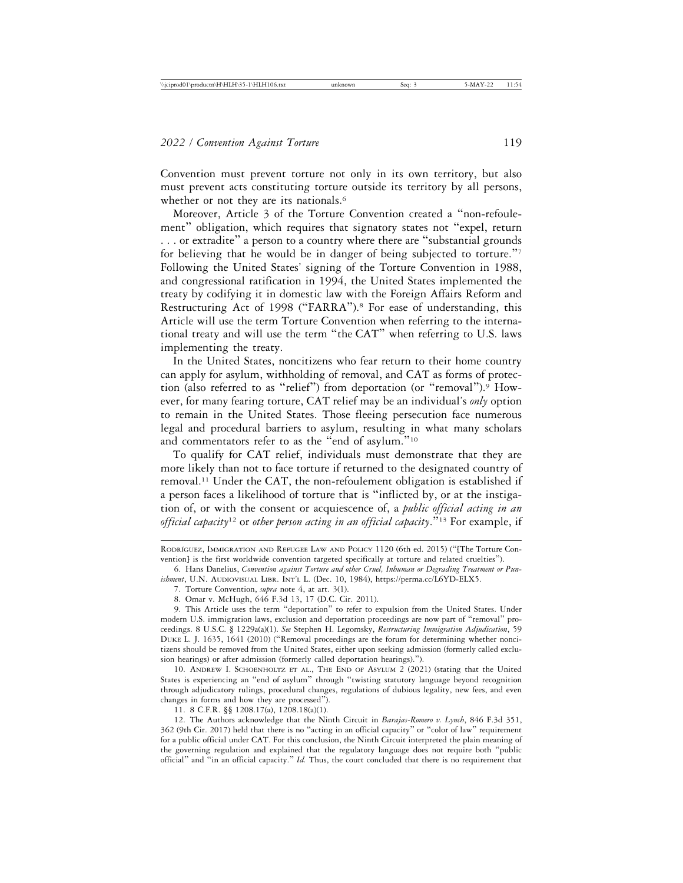Convention must prevent torture not only in its own territory, but also must prevent acts constituting torture outside its territory by all persons, whether or not they are its nationals.[6]

Moreover, Article 3 of the Torture Convention created a "non-refoulement" obligation, which requires that signatory states not "expel, return . . . or extradite" a person to a country where there are "substantial grounds for believing that he would be in danger of being subjected to torture."[7] Following the United States' signing of the Torture Convention in 1988, and congressional ratification in 1994, the United States implemented the treaty by codifying it in domestic law with the Foreign Affairs Reform and Restructuring Act of 1998 ("FARRA").[8] For ease of understanding, this Article will use the term Torture Convention when referring to the international treaty and will use the term "the CAT" when referring to U.S. laws implementing the treaty.

In the United States, noncitizens who fear return to their home country can apply for asylum, withholding of removal, and CAT as forms of protection (also referred to as "relief") from deportation (or "removal").[9] However, for many fearing torture, CAT relief may be an individual's *only* option to remain in the United States. Those fleeing persecution face numerous legal and procedural barriers to asylum, resulting in what many scholars and commentators refer to as the "end of asylum."[10]

To qualify for CAT relief, individuals must demonstrate that they are more likely than not to face torture if returned to the designated country of removal.[11] Under the CAT, the non-refoulement obligation is established if a person faces a likelihood of torture that is "inflicted by, or at the instigation of, or with the consent or acquiescence of, a *public official acting in an official capacity*[12] or *other person acting in an official capacity*."[13] For example, if

---

Rodríguez, Immigration and Refugee Law and Policy 1120 (6th ed. 2015) ("[The Torture Convention] is the first worldwide convention targeted specifically at torture and related cruelties").

6. Hans Danelius, *Convention against Torture and other Cruel, Inhuman or Degrading Treatment or Punishment*, U.N. Audiovisual Libr. Int'l L. (Dec. 10, 1984), https://perma.cc/L6YD-ELX5.

7. Torture Convention, *supra* note 4, at art. 3(1).

8. Omar v. McHugh, 646 F.3d 13, 17 (D.C. Cir. 2011).

9. This Article uses the term "deportation" to refer to expulsion from the United States. Under modern U.S. immigration laws, exclusion and deportation proceedings are now part of "removal" proceedings. 8 U.S.C. § 1229a(a)(1). *See* Stephen H. Legomsky, *Restructuring Immigration Adjudication*, 59 Duke L. J. 1635, 1641 (2010) ("Removal proceedings are the forum for determining whether noncitizens should be removed from the United States, either upon seeking admission (formerly called exclusion hearings) or after admission (formerly called deportation hearings).").

10. Andrew I. Schoenholtz et al., The End of Asylum 2 (2021) (stating that the United States is experiencing an "end of asylum" through "twisting statutory language beyond recognition through adjudicatory rulings, procedural changes, regulations of dubious legality, new fees, and even changes in forms and how they are processed").

11. 8 C.F.R. §§ 1208.17(a), 1208.18(a)(1).

12. The Authors acknowledge that the Ninth Circuit in *Barajas-Romero v. Lynch*, 846 F.3d 351, 362 (9th Cir. 2017) held that there is no "acting in an official capacity" or "color of law" requirement for a public official under CAT. For this conclusion, the Ninth Circuit interpreted the plain meaning of the governing regulation and explained that the regulatory language does not require both "public official" and "in an official capacity." *Id.* Thus, the court concluded that there is no requirement that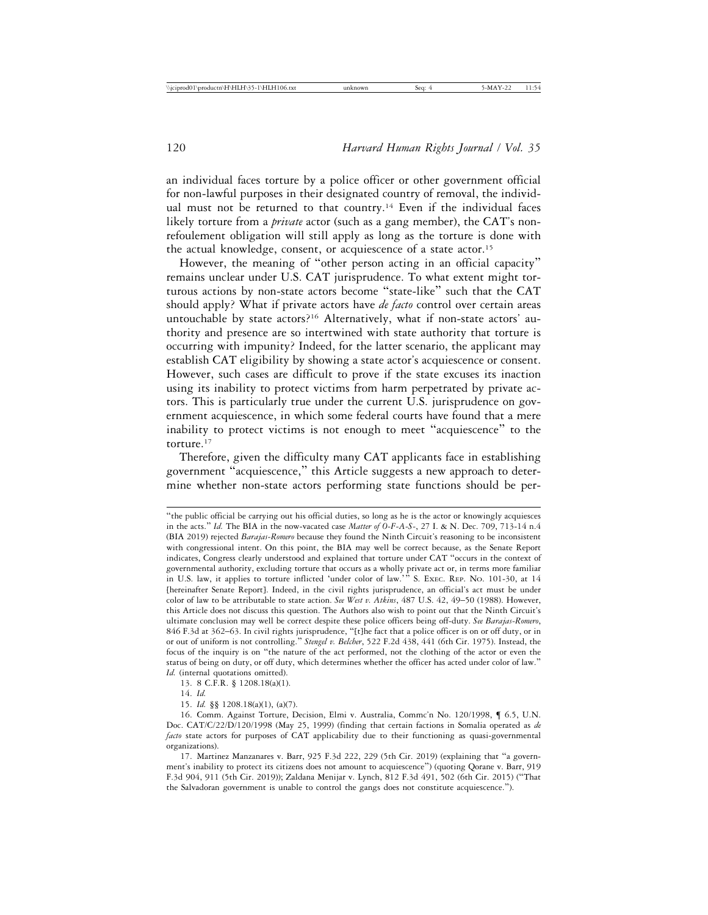an individual faces torture by a police officer or other government official for non-lawful purposes in their designated country of removal, the individual must not be returned to that country.[14] Even if the individual faces likely torture from a *private* actor (such as a gang member), the CAT's non-refoulement obligation will still apply as long as the torture is done with the actual knowledge, consent, or acquiescence of a state actor.[15]

However, the meaning of "other person acting in an official capacity" remains unclear under U.S. CAT jurisprudence. To what extent might torturous actions by non-state actors become "state-like" such that the CAT should apply? What if private actors have *de facto* control over certain areas untouchable by state actors?[16] Alternatively, what if non-state actors' authority and presence are so intertwined with state authority that torture is occurring with impunity? Indeed, for the latter scenario, the applicant may establish CAT eligibility by showing a state actor's acquiescence or consent. However, such cases are difficult to prove if the state excuses its inaction using its inability to protect victims from harm perpetrated by private actors. This is particularly true under the current U.S. jurisprudence on government acquiescence, in which some federal courts have found that a mere inability to protect victims is not enough to meet "acquiescence" to the torture.[17]

Therefore, given the difficulty many CAT applicants face in establishing government "acquiescence," this Article suggests a new approach to determine whether non-state actors performing state functions should be per-

---

"the public official be carrying out his official duties, so long as he is the actor or knowingly acquiesces in the acts." *Id.* The BIA in the now-vacated case *Matter of O-F-A-S-*, 27 I. & N. Dec. 709, 713-14 n.4 (BIA 2019) rejected *Barajas-Romero* because they found the Ninth Circuit's reasoning to be inconsistent with congressional intent. On this point, the BIA may well be correct because, as the Senate Report indicates, Congress clearly understood and explained that torture under CAT "occurs in the context of governmental authority, excluding torture that occurs as a wholly private act or, in terms more familiar in U.S. law, it applies to torture inflicted 'under color of law.'" S. Exec. Rep. No. 101-30, at 14 [hereinafter Senate Report]. Indeed, in the civil rights jurisprudence, an official's act must be under color of law to be attributable to state action. *See West v. Atkins*, 487 U.S. 42, 49–50 (1988). However, this Article does not discuss this question. The Authors also wish to point out that the Ninth Circuit's ultimate conclusion may well be correct despite these police officers being off-duty. *See Barajas-Romero*, 846 F.3d at 362–63. In civil rights jurisprudence, "[t]he fact that a police officer is on or off duty, or in or out of uniform is not controlling." *Stengel v. Belcher*, 522 F.2d 438, 441 (6th Cir. 1975). Instead, the focus of the inquiry is on "the nature of the act performed, not the clothing of the actor or even the status of being on duty, or off duty, which determines whether the officer has acted under color of law." *Id.* (internal quotations omitted).

13. 8 C.F.R. § 1208.18(a)(1).

14. *Id.*

15. *Id.* §§ 1208.18(a)(1), (a)(7).

16. Comm. Against Torture, Decision, Elmi v. Australia, Commc'n No. 120/1998, ¶ 6.5, U.N. Doc. CAT/C/22/D/120/1998 (May 25, 1999) (finding that certain factions in Somalia operated as *de facto* state actors for purposes of CAT applicability due to their functioning as quasi-governmental organizations).

17. Martinez Manzanares v. Barr, 925 F.3d 222, 229 (5th Cir. 2019) (explaining that "a government's inability to protect its citizens does not amount to acquiescence") (quoting Qorane v. Barr, 919 F.3d 904, 911 (5th Cir. 2019)); Zaldana Menijar v. Lynch, 812 F.3d 491, 502 (6th Cir. 2015) ("That the Salvadoran government is unable to control the gangs does not constitute acquiescence.").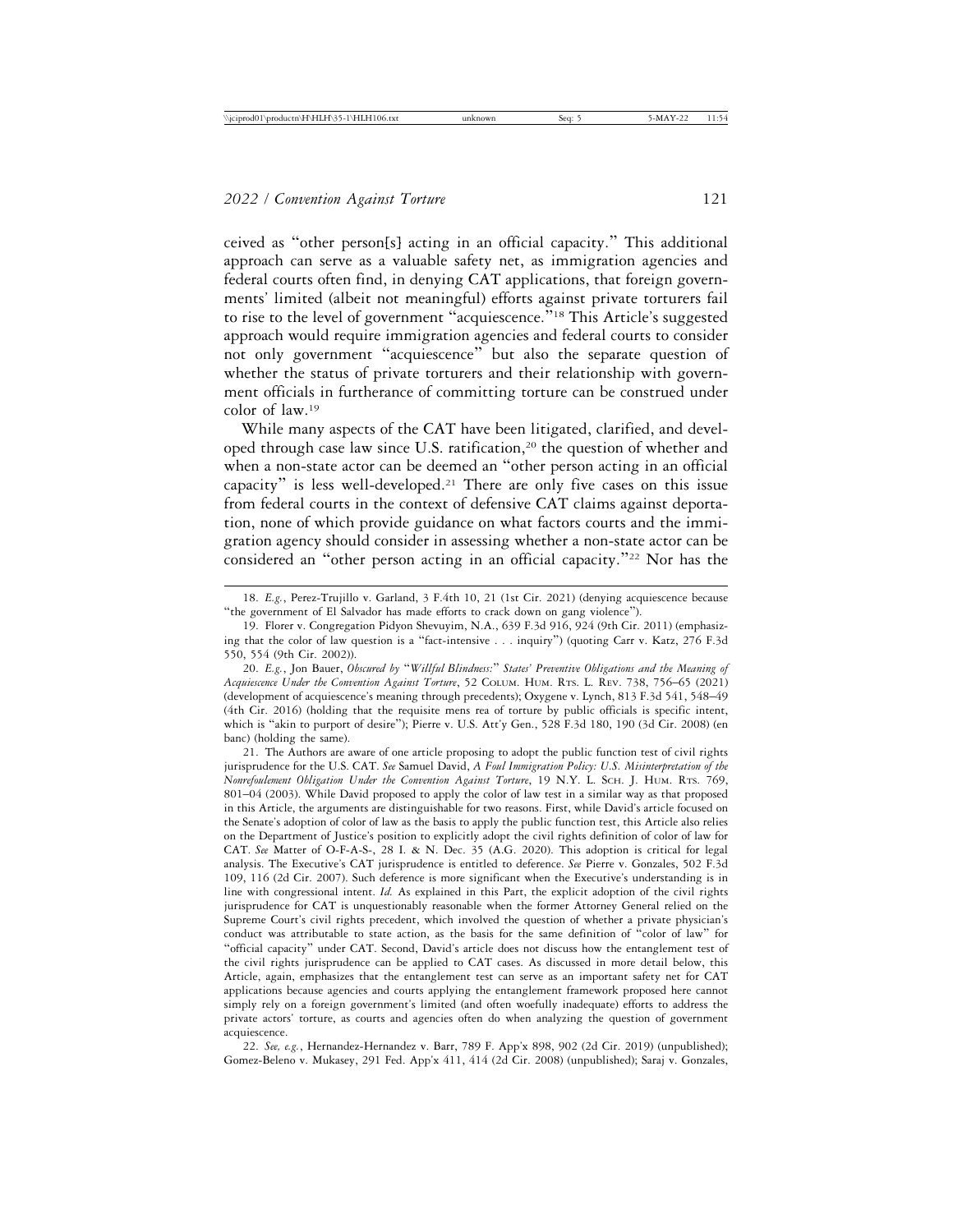ceived as "other person[s] acting in an official capacity." This additional approach can serve as a valuable safety net, as immigration agencies and federal courts often find, in denying CAT applications, that foreign governments' limited (albeit not meaningful) efforts against private torturers fail to rise to the level of government "acquiescence."[18] This Article's suggested approach would require immigration agencies and federal courts to consider not only government "acquiescence" but also the separate question of whether the status of private torturers and their relationship with government officials in furtherance of committing torture can be construed under color of law.[19]

While many aspects of the CAT have been litigated, clarified, and developed through case law since U.S. ratification,[20] the question of whether and when a non-state actor can be deemed an "other person acting in an official capacity" is less well-developed.[21] There are only five cases on this issue from federal courts in the context of defensive CAT claims against deportation, none of which provide guidance on what factors courts and the immigration agency should consider in assessing whether a non-state actor can be considered an "other person acting in an official capacity."[22] Nor has the

---

18. *E.g.*, Perez-Trujillo v. Garland, 3 F.4th 10, 21 (1st Cir. 2021) (denying acquiescence because "the government of El Salvador has made efforts to crack down on gang violence").

19. Florer v. Congregation Pidyon Shevuyim, N.A., 639 F.3d 916, 924 (9th Cir. 2011) (emphasizing that the color of law question is a "fact-intensive . . . inquiry") (quoting Carr v. Katz, 276 F.3d 550, 554 (9th Cir. 2002)).

20. *E.g.*, Jon Bauer, *Obscured by "Willful Blindness:" States' Preventive Obligations and the Meaning of Acquiescence Under the Convention Against Torture*, 52 Colum. Hum. Rts. L. Rev. 738, 756–65 (2021) (development of acquiescence's meaning through precedents); Oxygene v. Lynch, 813 F.3d 541, 548–49 (4th Cir. 2016) (holding that the requisite mens rea of torture by public officials is specific intent, which is "akin to purport of desire"); Pierre v. U.S. Att'y Gen., 528 F.3d 180, 190 (3d Cir. 2008) (en banc) (holding the same).

21. The Authors are aware of one article proposing to adopt the public function test of civil rights jurisprudence for the U.S. CAT. *See* Samuel David, *A Foul Immigration Policy: U.S. Misinterpretation of the Nonrefoulement Obligation Under the Convention Against Torture*, 19 N.Y. L. Sch. J. Hum. Rts. 769, 801–04 (2003). While David proposed to apply the color of law test in a similar way as that proposed in this Article, the arguments are distinguishable for two reasons. First, while David's article focused on the Senate's adoption of color of law as the basis to apply the public function test, this Article also relies on the Department of Justice's position to explicitly adopt the civil rights definition of color of law for CAT. *See* Matter of O-F-A-S-, 28 I. & N. Dec. 35 (A.G. 2020). This adoption is critical for legal analysis. The Executive's CAT jurisprudence is entitled to deference. *See* Pierre v. Gonzales, 502 F.3d 109, 116 (2d Cir. 2007). Such deference is more significant when the Executive's understanding is in line with congressional intent. *Id.* As explained in this Part, the explicit adoption of the civil rights jurisprudence for CAT is unquestionably reasonable when the former Attorney General relied on the Supreme Court's civil rights precedent, which involved the question of whether a private physician's conduct was attributable to state action, as the basis for the same definition of "color of law" for "official capacity" under CAT. Second, David's article does not discuss how the entanglement test of the civil rights jurisprudence can be applied to CAT cases. As discussed in more detail below, this Article, again, emphasizes that the entanglement test can serve as an important safety net for CAT applications because agencies and courts applying the entanglement framework proposed here cannot simply rely on a foreign government's limited (and often woefully inadequate) efforts to address the private actors' torture, as courts and agencies often do when analyzing the question of government acquiescence.

22. *See, e.g.*, Hernandez-Hernandez v. Barr, 789 F. App'x 898, 902 (2d Cir. 2019) (unpublished); Gomez-Beleno v. Mukasey, 291 Fed. App'x 411, 414 (2d Cir. 2008) (unpublished); Saraj v. Gonzales,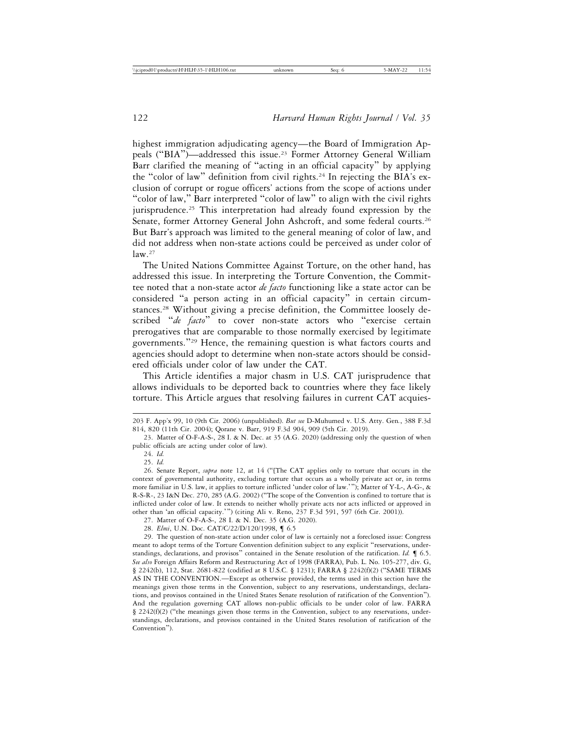highest immigration adjudicating agency—the Board of Immigration Appeals ("BIA")—addressed this issue.[23] Former Attorney General William Barr clarified the meaning of "acting in an official capacity" by applying the "color of law" definition from civil rights.[24] In rejecting the BIA's exclusion of corrupt or rogue officers' actions from the scope of actions under "color of law," Barr interpreted "color of law" to align with the civil rights jurisprudence.[25] This interpretation had already found expression by the Senate, former Attorney General John Ashcroft, and some federal courts.[26] But Barr's approach was limited to the general meaning of color of law, and did not address when non-state actions could be perceived as under color of law.[27]

The United Nations Committee Against Torture, on the other hand, has addressed this issue. In interpreting the Torture Convention, the Committee noted that a non-state actor *de facto* functioning like a state actor can be considered "a person acting in an official capacity" in certain circumstances.[28] Without giving a precise definition, the Committee loosely described "*de facto*" to cover non-state actors who "exercise certain prerogatives that are comparable to those normally exercised by legitimate governments."[29] Hence, the remaining question is what factors courts and agencies should adopt to determine when non-state actors should be considered officials under color of law under the CAT.

This Article identifies a major chasm in U.S. CAT jurisprudence that allows individuals to be deported back to countries where they face likely torture. This Article argues that resolving failures in current CAT acquies-

---

203 F. App'x 99, 10 (9th Cir. 2006) (unpublished). *But see* D-Muhumed v. U.S. Atty. Gen., 388 F.3d 814, 820 (11th Cir. 2004); Qorane v. Barr, 919 F.3d 904, 909 (5th Cir. 2019).

23. Matter of O-F-A-S-, 28 I. & N. Dec. at 35 (A.G. 2020) (addressing only the question of when public officials are acting under color of law).

24. *Id.*

25. *Id.*

26. Senate Report, *supra* note 12, at 14 ("[The CAT applies only to torture that occurs in the context of governmental authority, excluding torture that occurs as a wholly private act or, in terms more familiar in U.S. law, it applies to torture inflicted 'under color of law.'"); Matter of Y-L-, A-G-, & R-S-R-, 23 I&N Dec. 270, 285 (A.G. 2002) ("The scope of the Convention is confined to torture that is inflicted under color of law. It extends to neither wholly private acts nor acts inflicted or approved in other than 'an official capacity.'") (citing Ali v. Reno, 237 F.3d 591, 597 (6th Cir. 2001)).

27. Matter of O-F-A-S-, 28 I. & N. Dec. 35 (A.G. 2020).

28. *Elmi*, U.N. Doc. CAT/C/22/D/120/1998, ¶ 6.5

29. The question of non-state action under color of law is certainly not a foreclosed issue: Congress meant to adopt terms of the Torture Convention definition subject to any explicit "reservations, understandings, declarations, and provisos" contained in the Senate resolution of the ratification. *Id.* ¶ 6.5. *See also* Foreign Affairs Reform and Restructuring Act of 1998 (FARRA), Pub. L. No. 105-277, div. G, § 2242(b), 112, Stat. 2681-822 (codified at 8 U.S.C. § 1231); FARRA § 2242(f)(2) ("SAME TERMS AS IN THE CONVENTION.—Except as otherwise provided, the terms used in this section have the meanings given those terms in the Convention, subject to any reservations, understandings, declarations, and provisos contained in the United States Senate resolution of ratification of the Convention"). And the regulation governing CAT allows non-public officials to be under color of law. FARRA § 2242(f)(2) ("the meanings given those terms in the Convention, subject to any reservations, understandings, declarations, and provisos contained in the United States resolution of ratification of the Convention").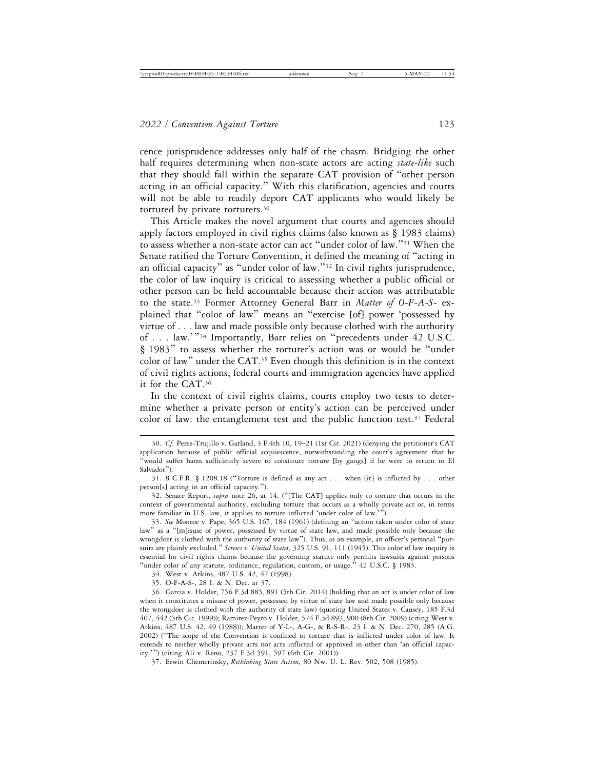cence jurisprudence addresses only half of the chasm. Bridging the other half requires determining when non-state actors are acting *state-like* such that they should fall within the separate CAT provision of "other person acting in an official capacity." With this clarification, agencies and courts will not be able to readily deport CAT applicants who would likely be tortured by private torturers.[30]

This Article makes the novel argument that courts and agencies should apply factors employed in civil rights claims (also known as § 1983 claims) to assess whether a non-state actor can act "under color of law."[31] When the Senate ratified the Torture Convention, it defined the meaning of "acting in an official capacity" as "under color of law."[32] In civil rights jurisprudence, the color of law inquiry is critical to assessing whether a public official or other person can be held accountable because their action was attributable to the state.[33] Former Attorney General Barr in *Matter of O-F-A-S-* explained that "color of law" means an "exercise [of] power 'possessed by virtue of . . . law and made possible only because clothed with the authority of . . . law.'"[34] Importantly, Barr relies on "precedents under 42 U.S.C. § 1983" to assess whether the torturer's action was or would be "under color of law" under the CAT.[35] Even though this definition is in the context of civil rights actions, federal courts and immigration agencies have applied it for the CAT.[36]

In the context of civil rights claims, courts employ two tests to determine whether a private person or entity's action can be perceived under color of law: the entanglement test and the public function test.[37] Federal

---

30. *Cf.* Perez-Trujillo v. Garland, 3 F.4th 10, 19–21 (1st Cir. 2021) (denying the petitioner's CAT application because of public official acquiescence, notwithstanding the court's agreement that he "would suffer harm sufficiently severe to constitute torture [by gangs] if he were to return to El Salvador").

31. 8 C.F.R. § 1208.18 ("Torture is defined as any act . . . when [it] is inflicted by . . . other person[s] acting in an official capacity.").

32. Senate Report, *supra* note 26, at 14. ("[The CAT] applies only to torture that occurs in the context of governmental authority, excluding torture that occurs as a wholly private act or, in terms more familiar in U.S. law, it applies to torture inflicted 'under color of law.'").

33. *See* Monroe v. Pape, 365 U.S. 167, 184 (1961) (defining an "action taken under color of state law" as a "[m]isuse of power, possessed by virtue of state law, and made possible only because the wrongdoer is clothed with the authority of state law"). Thus, as an example, an officer's personal "pursuits are plainly excluded." *Screws v. United States*, 325 U.S. 91, 111 (1945). This color of law inquiry is essential for civil rights claims because the governing statute only permits lawsuits against persons "under color of any statute, ordinance, regulation, custom, or usage." 42 U.S.C. § 1983.

34. West v. Atkins, 487 U.S. 42, 47 (1998).

35. O-F-A-S-, 28 I. & N. Dec. at 37.

36. Garcia v. Holder, 756 F.3d 885, 891 (5th Cir. 2014) (holding that an act is under color of law when it constitutes a misuse of power, possessed by virtue of state law and made possible only because the wrongdoer is clothed with the authority of state law) (quoting United States v. Causey, 185 F.3d 407, 442 (5th Cir. 1999)); Ramirez-Peyro v. Holder, 574 F.3d 893, 900 (8th Cir. 2009) (citing West v. Atkins, 487 U.S. 42, 49 (1988)); Matter of Y-L-, A-G-, & R-S-R-, 23 I. & N. Dec. 270, 285 (A.G. 2002) ("The scope of the Convention is confined to torture that is inflicted under color of law. It extends to neither wholly private acts nor acts inflicted or approved in other than 'an official capacity.'") (citing Ali v. Reno, 237 F.3d 591, 597 (6th Cir. 2001)).

37. Erwin Chemerinsky, *Rethinking State Action*, 80 Nw. U. L. Rev. 502, 508 (1985).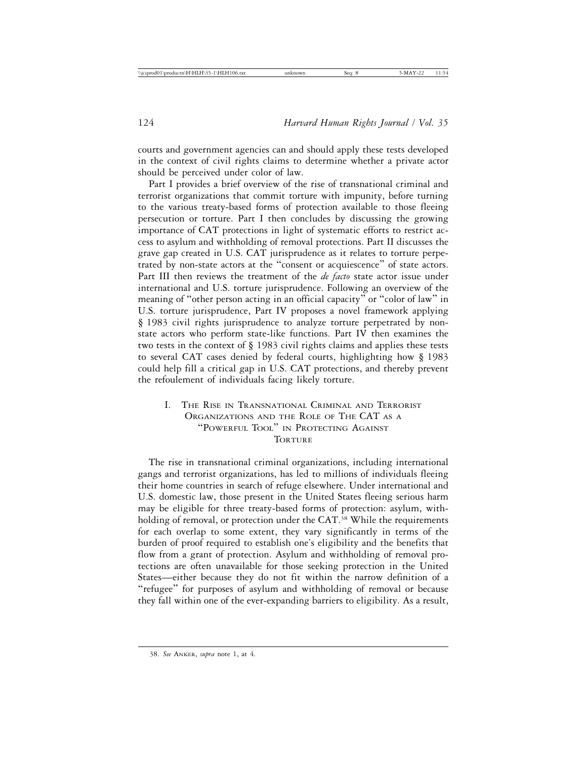courts and government agencies can and should apply these tests developed in the context of civil rights claims to determine whether a private actor should be perceived under color of law.

Part I provides a brief overview of the rise of transnational criminal and terrorist organizations that commit torture with impunity, before turning to the various treaty-based forms of protection available to those fleeing persecution or torture. Part I then concludes by discussing the growing importance of CAT protections in light of systematic efforts to restrict access to asylum and withholding of removal protections. Part II discusses the grave gap created in U.S. CAT jurisprudence as it relates to torture perpetrated by non-state actors at the "consent or acquiescence" of state actors. Part III then reviews the treatment of the *de facto* state actor issue under international and U.S. torture jurisprudence. Following an overview of the meaning of "other person acting in an official capacity" or "color of law" in U.S. torture jurisprudence, Part IV proposes a novel framework applying § 1983 civil rights jurisprudence to analyze torture perpetrated by non-state actors who perform state-like functions. Part IV then examines the two tests in the context of § 1983 civil rights claims and applies these tests to several CAT cases denied by federal courts, highlighting how § 1983 could help fill a critical gap in U.S. CAT protections, and thereby prevent the refoulement of individuals facing likely torture.

## I. The Rise in Transnational Criminal and Terrorist Organizations and the Role of The CAT as a "Powerful Tool" in Protecting Against Torture

The rise in transnational criminal organizations, including international gangs and terrorist organizations, has led to millions of individuals fleeing their home countries in search of refuge elsewhere. Under international and U.S. domestic law, those present in the United States fleeing serious harm may be eligible for three treaty-based forms of protection: asylum, withholding of removal, or protection under the CAT.[38] While the requirements for each overlap to some extent, they vary significantly in terms of the burden of proof required to establish one's eligibility and the benefits that flow from a grant of protection. Asylum and withholding of removal protections are often unavailable for those seeking protection in the United States—either because they do not fit within the narrow definition of a "refugee" for purposes of asylum and withholding of removal or because they fall within one of the ever-expanding barriers to eligibility. As a result,

38. *See* Anker, *supra* note 1, at 4.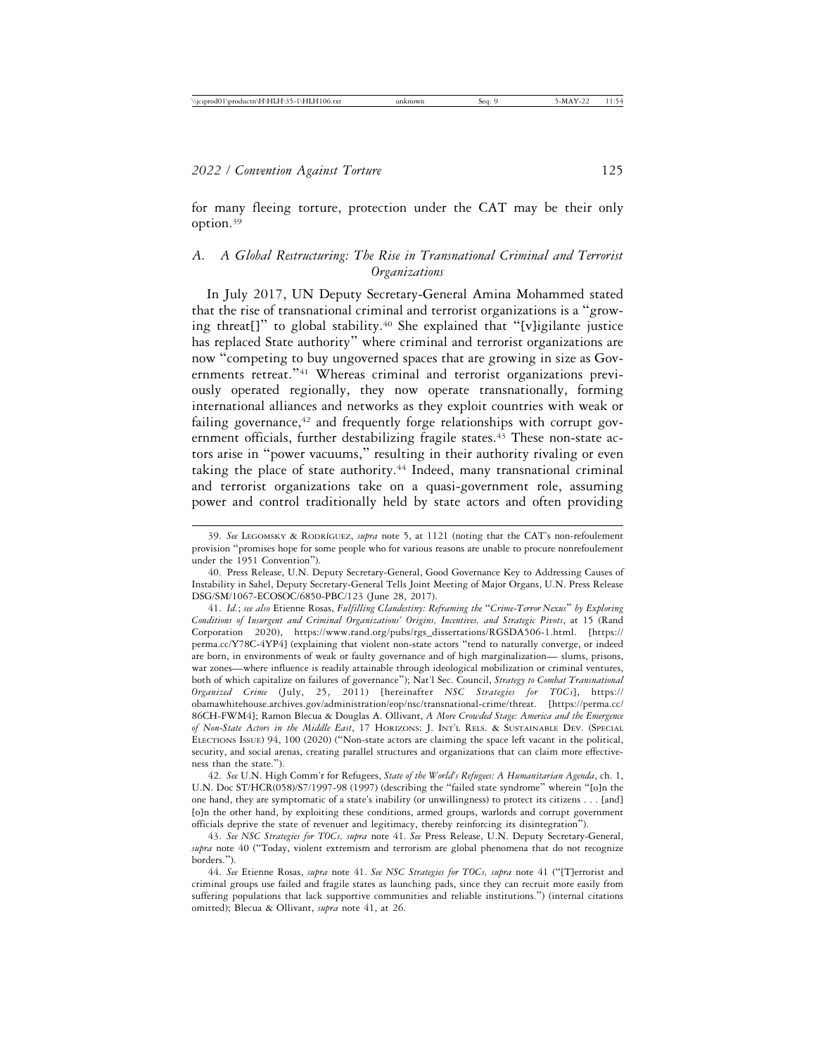for many fleeing torture, protection under the CAT may be their only option.[39]

### *A. A Global Restructuring: The Rise in Transnational Criminal and Terrorist Organizations*

In July 2017, UN Deputy Secretary-General Amina Mohammed stated that the rise of transnational criminal and terrorist organizations is a "growing threat[]" to global stability.[40] She explained that "[v]igilante justice has replaced State authority" where criminal and terrorist organizations are now "competing to buy ungoverned spaces that are growing in size as Governments retreat."[41] Whereas criminal and terrorist organizations previously operated regionally, they now operate transnationally, forming international alliances and networks as they exploit countries with weak or failing governance,[42] and frequently forge relationships with corrupt government officials, further destabilizing fragile states.[43] These non-state actors arise in "power vacuums," resulting in their authority rivaling or even taking the place of state authority.[44] Indeed, many transnational criminal and terrorist organizations take on a quasi-government role, assuming power and control traditionally held by state actors and often providing

---

39. *See* LEGOMSKY & RODRÍGUEZ, *supra* note 5, at 1121 (noting that the CAT's non-refoulement provision "promises hope for some people who for various reasons are unable to procure nonrefoulement under the 1951 Convention").

40. Press Release, U.N. Deputy Secretary-General, Good Governance Key to Addressing Causes of Instability in Sahel, Deputy Secretary-General Tells Joint Meeting of Major Organs, U.N. Press Release DSG/SM/1067-ECOSOC/6850-PBC/123 (June 28, 2017).

41. *Id.*; *see also* Etienne Rosas, *Fulfilling Clandestiny: Reframing the "Crime-Terror Nexus" by Exploring Conditions of Insurgent and Criminal Organizations' Origins, Incentives, and Strategic Pivots*, at 15 (Rand Corporation 2020), https://www.rand.org/pubs/rgs_dissertations/RGSDA506-1.html. [https://perma.cc/Y78C-4YP4] (explaining that violent non-state actors "tend to naturally converge, or indeed are born, in environments of weak or faulty governance and of high marginalization— slums, prisons, war zones—where influence is readily attainable through ideological mobilization or criminal ventures, both of which capitalize on failures of governance"); Nat'l Sec. Council, *Strategy to Combat Transnational Organized Crime* (July, 25, 2011) [hereinafter *NSC Strategies for TOCs*], https://obamawhitehouse.archives.gov/administration/eop/nsc/transnational-crime/threat. [https://perma.cc/86CH-FWM4]; Ramon Blecua & Douglas A. Ollivant, *A More Crowded Stage: America and the Emergence of Non-State Actors in the Middle East*, 17 HORIZONS: J. INT'L RELS. & SUSTAINABLE DEV. (SPECIAL ELECTIONS ISSUE) 94, 100 (2020) ("Non-state actors are claiming the space left vacant in the political, security, and social arenas, creating parallel structures and organizations that can claim more effectiveness than the state.").

42. *See* U.N. High Comm'r for Refugees, *State of the World's Refugees: A Humanitarian Agenda*, ch. 1, U.N. Doc ST/HCR(058)/S7/1997-98 (1997) (describing the "failed state syndrome" wherein "[o]n the one hand, they are symptomatic of a state's inability (or unwillingness) to protect its citizens . . . [and] [o]n the other hand, by exploiting these conditions, armed groups, warlords and corrupt government officials deprive the state of revenuer and legitimacy, thereby reinforcing its disintegration").

43. *See NSC Strategies for TOCs, supra* note 41. *See* Press Release, U.N. Deputy Secretary-General, *supra* note 40 ("Today, violent extremism and terrorism are global phenomena that do not recognize borders.").

44. *See* Etienne Rosas, *supra* note 41. *See NSC Strategies for TOCs, supra* note 41 ("[T]errorist and criminal groups use failed and fragile states as launching pads, since they can recruit more easily from suffering populations that lack supportive communities and reliable institutions.") (internal citations omitted); Blecua & Ollivant, *supra* note 41, at 26.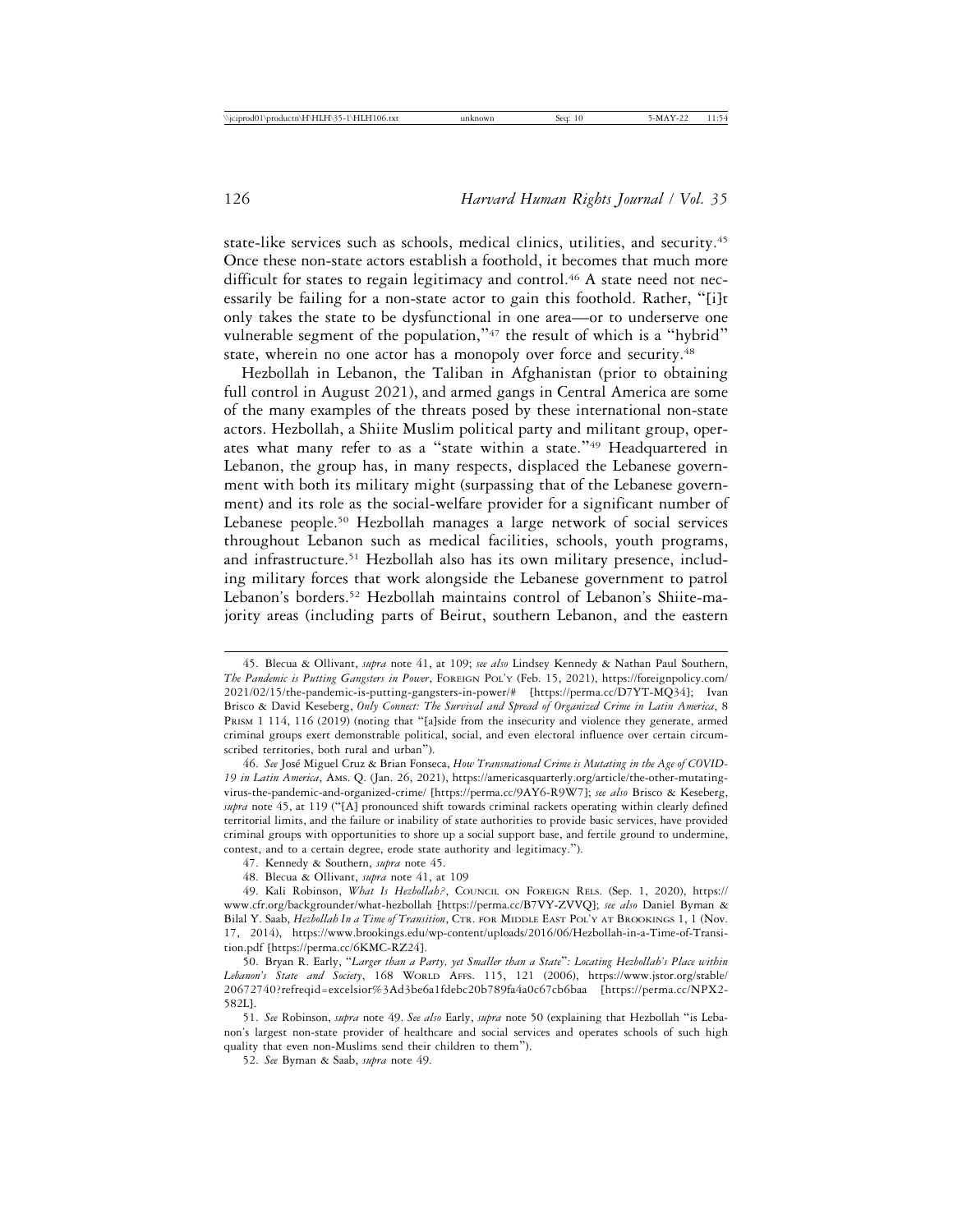state-like services such as schools, medical clinics, utilities, and security.[45] Once these non-state actors establish a foothold, it becomes that much more difficult for states to regain legitimacy and control.[46] A state need not necessarily be failing for a non-state actor to gain this foothold. Rather, "[i]t only takes the state to be dysfunctional in one area—or to underserve one vulnerable segment of the population,"[47] the result of which is a "hybrid" state, wherein no one actor has a monopoly over force and security.[48]

Hezbollah in Lebanon, the Taliban in Afghanistan (prior to obtaining full control in August 2021), and armed gangs in Central America are some of the many examples of the threats posed by these international non-state actors. Hezbollah, a Shiite Muslim political party and militant group, operates what many refer to as a "state within a state."[49] Headquartered in Lebanon, the group has, in many respects, displaced the Lebanese government with both its military might (surpassing that of the Lebanese government) and its role as the social-welfare provider for a significant number of Lebanese people.[50] Hezbollah manages a large network of social services throughout Lebanon such as medical facilities, schools, youth programs, and infrastructure.[51] Hezbollah also has its own military presence, including military forces that work alongside the Lebanese government to patrol Lebanon's borders.[52] Hezbollah maintains control of Lebanon's Shiite-majority areas (including parts of Beirut, southern Lebanon, and the eastern

---

45. Blecua & Ollivant, *supra* note 41, at 109; *see also* Lindsey Kennedy & Nathan Paul Southern, *The Pandemic is Putting Gangsters in Power*, FOREIGN POL'Y (Feb. 15, 2021), https://foreignpolicy.com/2021/02/15/the-pandemic-is-putting-gangsters-in-power/# [https://perma.cc/D7YT-MQ34]; Ivan Brisco & David Keseberg, *Only Connect: The Survival and Spread of Organized Crime in Latin America*, 8 PRISM 1 114, 116 (2019) (noting that "[a]side from the insecurity and violence they generate, armed criminal groups exert demonstrable political, social, and even electoral influence over certain circumscribed territories, both rural and urban").

46. *See* José Miguel Cruz & Brian Fonseca, *How Transnational Crime is Mutating in the Age of COVID-19 in Latin America*, AMS. Q. (Jan. 26, 2021), https://americasquarterly.org/article/the-other-mutating-virus-the-pandemic-and-organized-crime/ [https://perma.cc/9AY6-R9W7]; *see also* Brisco & Keseberg, *supra* note 45, at 119 ("[A] pronounced shift towards criminal rackets operating within clearly defined territorial limits, and the failure or inability of state authorities to provide basic services, have provided criminal groups with opportunities to shore up a social support base, and fertile ground to undermine, contest, and to a certain degree, erode state authority and legitimacy.").

47. Kennedy & Southern, *supra* note 45.

48. Blecua & Ollivant, *supra* note 41, at 109

49. Kali Robinson, *What Is Hezbollah?*, COUNCIL ON FOREIGN RELS. (Sep. 1, 2020), https://www.cfr.org/backgrounder/what-hezbollah [https://perma.cc/B7VY-ZVVQ]; *see also* Daniel Byman & Bilal Y. Saab, *Hezbollah In a Time of Transition*, CTR. FOR MIDDLE EAST POL'Y AT BROOKINGS 1, 1 (Nov. 17, 2014), https://www.brookings.edu/wp-content/uploads/2016/06/Hezbollah-in-a-Time-of-Transition.pdf [https://perma.cc/6KMC-RZ24].

50. Bryan R. Early, "*Larger than a Party, yet Smaller than a State*"*: Locating Hezbollah's Place within Lebanon's State and Society*, 168 WORLD AFFS. 115, 121 (2006), https://www.jstor.org/stable/20672740?refreqid=excelsior%3Ad3be6a1fdebc20b789fa4a0c67cb6baa [https://perma.cc/NPX2-582L].

51. *See* Robinson, *supra* note 49. *See also* Early, *supra* note 50 (explaining that Hezbollah "is Lebanon's largest non-state provider of healthcare and social services and operates schools of such high quality that even non-Muslims send their children to them").

52. *See* Byman & Saab, *supra* note 49.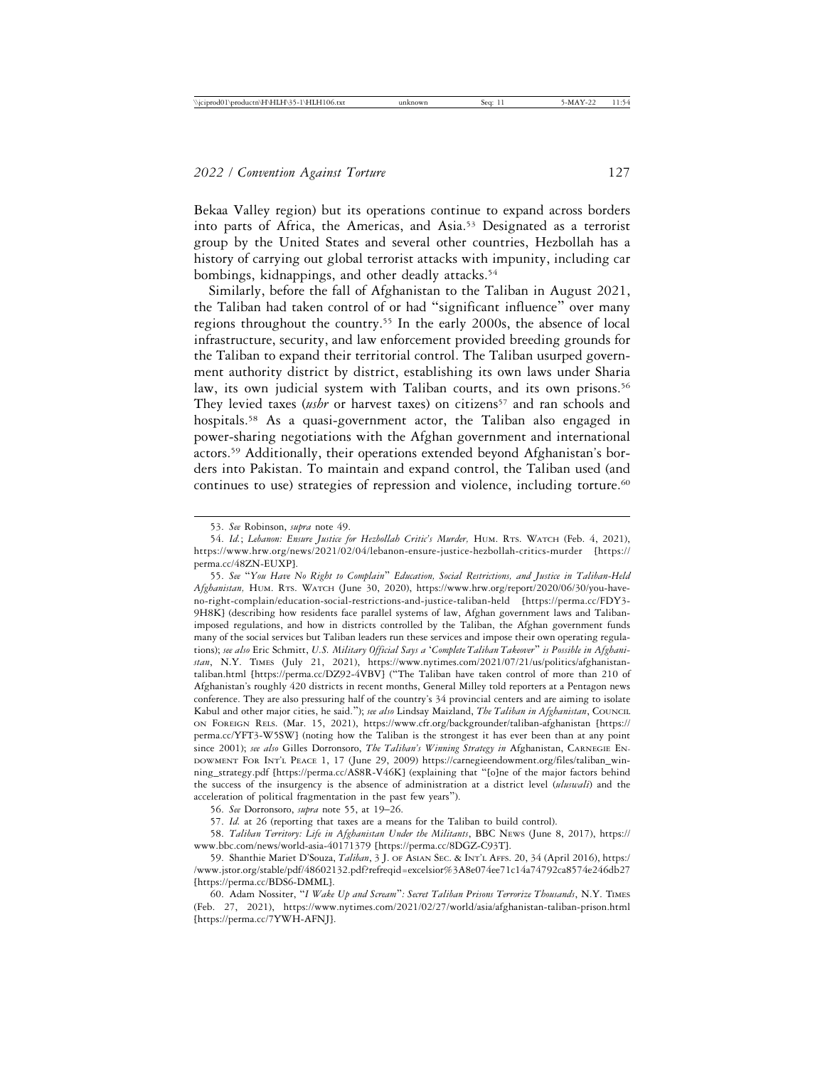Bekaa Valley region) but its operations continue to expand across borders into parts of Africa, the Americas, and Asia.[53] Designated as a terrorist group by the United States and several other countries, Hezbollah has a history of carrying out global terrorist attacks with impunity, including car bombings, kidnappings, and other deadly attacks.[54]

Similarly, before the fall of Afghanistan to the Taliban in August 2021, the Taliban had taken control of or had "significant influence" over many regions throughout the country.[55] In the early 2000s, the absence of local infrastructure, security, and law enforcement provided breeding grounds for the Taliban to expand their territorial control. The Taliban usurped government authority district by district, establishing its own laws under Sharia law, its own judicial system with Taliban courts, and its own prisons.[56] They levied taxes (*ushr* or harvest taxes) on citizens[57] and ran schools and hospitals.[58] As a quasi-government actor, the Taliban also engaged in power-sharing negotiations with the Afghan government and international actors.[59] Additionally, their operations extended beyond Afghanistan's borders into Pakistan. To maintain and expand control, the Taliban used (and continues to use) strategies of repression and violence, including torture.[60]

---

53. *See* Robinson, *supra* note 49.

54. *Id.*; *Lebanon: Ensure Justice for Hezbollah Critic's Murder,* Hum. Rts. Watch (Feb. 4, 2021), https://www.hrw.org/news/2021/02/04/lebanon-ensure-justice-hezbollah-critics-murder [https://perma.cc/48ZN-EUXP].

55. *See* "*You Have No Right to Complain*" *Education, Social Restrictions, and Justice in Taliban-Held Afghanistan,* Hum. Rts. Watch (June 30, 2020), https://www.hrw.org/report/2020/06/30/you-have-no-right-complain/education-social-restrictions-and-justice-taliban-held [https://perma.cc/FDY3-9H8K] (describing how residents face parallel systems of law, Afghan government laws and Taliban-imposed regulations, and how in districts controlled by the Taliban, the Afghan government funds many of the social services but Taliban leaders run these services and impose their own operating regulations); *see also* Eric Schmitt, *U.S. Military Official Says a 'Complete Taliban Takeover" is Possible in Afghanistan*, N.Y. Times (July 21, 2021), https://www.nytimes.com/2021/07/21/us/politics/afghanistan-taliban.html [https://perma.cc/DZ92-4VBV] ("The Taliban have taken control of more than 210 of Afghanistan's roughly 420 districts in recent months, General Milley told reporters at a Pentagon news conference. They are also pressuring half of the country's 34 provincial centers and are aiming to isolate Kabul and other major cities, he said."); *see also* Lindsay Maizland, *The Taliban in Afghanistan*, Council on Foreign Rels. (Mar. 15, 2021), https://www.cfr.org/backgrounder/taliban-afghanistan [https://perma.cc/YFT3-W5SW] (noting how the Taliban is the strongest it has ever been than at any point since 2001); *see also* Gilles Dorronsoro, *The Taliban's Winning Strategy in* Afghanistan, Carnegie Endowment For Int'l Peace 1, 17 (June 29, 2009) https://carnegieendowment.org/files/taliban_winning_strategy.pdf [https://perma.cc/AS8R-V46K] (explaining that "[o]ne of the major factors behind the success of the insurgency is the absence of administration at a district level (*uluswali*) and the acceleration of political fragmentation in the past few years").

56. *See* Dorronsoro, *supra* note 55, at 19–26.

57. *Id.* at 26 (reporting that taxes are a means for the Taliban to build control).

58. *Taliban Territory: Life in Afghanistan Under the Militants*, BBC News (June 8, 2017), https://www.bbc.com/news/world-asia-40171379 [https://perma.cc/8DGZ-C93T].

59. Shanthie Mariet D'Souza, *Taliban*, 3 J. of Asian Sec. & Int'l Affs. 20, 34 (April 2016), https://www.jstor.org/stable/pdf/48602132.pdf?refreqid=excelsior%3A8e074ee71c14a74792ca8574e246db27 [https://perma.cc/BDS6-DMML].

60. Adam Nossiter, "*I Wake Up and Scream*"*: Secret Taliban Prisons Terrorize Thousands*, N.Y. Times (Feb. 27, 2021), https://www.nytimes.com/2021/02/27/world/asia/afghanistan-taliban-prison.html [https://perma.cc/7YWH-AFNJ].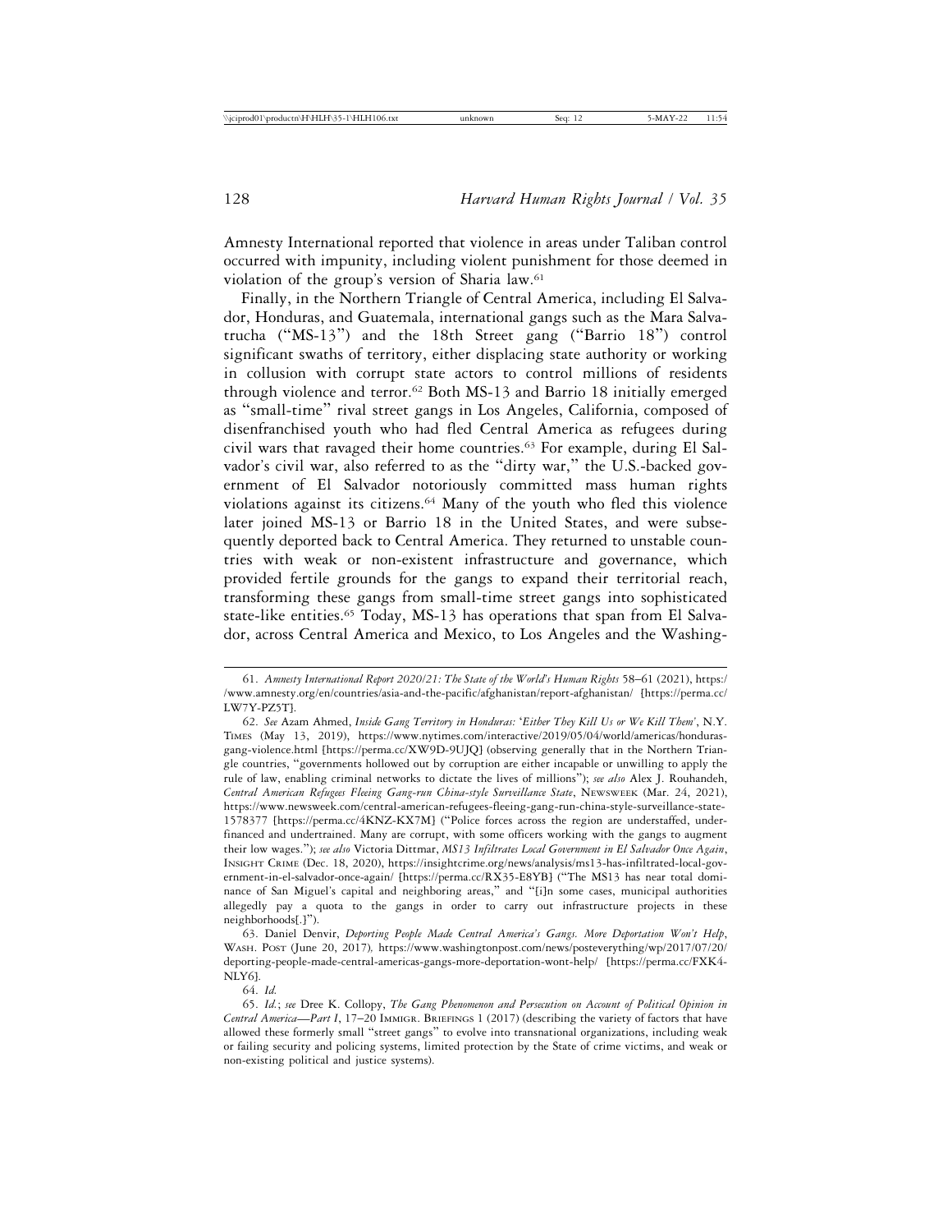Amnesty International reported that violence in areas under Taliban control occurred with impunity, including violent punishment for those deemed in violation of the group's version of Sharia law.[61]

Finally, in the Northern Triangle of Central America, including El Salvador, Honduras, and Guatemala, international gangs such as the Mara Salvatrucha ("MS-13") and the 18th Street gang ("Barrio 18") control significant swaths of territory, either displacing state authority or working in collusion with corrupt state actors to control millions of residents through violence and terror.[62] Both MS-13 and Barrio 18 initially emerged as "small-time" rival street gangs in Los Angeles, California, composed of disenfranchised youth who had fled Central America as refugees during civil wars that ravaged their home countries.[63] For example, during El Salvador's civil war, also referred to as the "dirty war," the U.S.-backed government of El Salvador notoriously committed mass human rights violations against its citizens.[64] Many of the youth who fled this violence later joined MS-13 or Barrio 18 in the United States, and were subsequently deported back to Central America. They returned to unstable countries with weak or non-existent infrastructure and governance, which provided fertile grounds for the gangs to expand their territorial reach, transforming these gangs from small-time street gangs into sophisticated state-like entities.[65] Today, MS-13 has operations that span from El Salvador, across Central America and Mexico, to Los Angeles and the Washing-

---

61. *Amnesty International Report 2020/21: The State of the World's Human Rights* 58–61 (2021), https://www.amnesty.org/en/countries/asia-and-the-pacific/afghanistan/report-afghanistan/ [https://perma.cc/LW7Y-PZ5T].

62. *See* Azam Ahmed, *Inside Gang Territory in Honduras: 'Either They Kill Us or We Kill Them'*, N.Y. Times (May 13, 2019), https://www.nytimes.com/interactive/2019/05/04/world/americas/honduras-gang-violence.html [https://perma.cc/XW9D-9UJQ] (observing generally that in the Northern Triangle countries, "governments hollowed out by corruption are either incapable or unwilling to apply the rule of law, enabling criminal networks to dictate the lives of millions"); *see also* Alex J. Rouhandeh, *Central American Refugees Fleeing Gang-run China-style Surveillance State*, Newsweek (Mar. 24, 2021), https://www.newsweek.com/central-american-refugees-fleeing-gang-run-china-style-surveillance-state-1578377 [https://perma.cc/4KNZ-KX7M] ("Police forces across the region are understaffed, underfinanced and undertrained. Many are corrupt, with some officers working with the gangs to augment their low wages."); *see also* Victoria Dittmar, *MS13 Infiltrates Local Government in El Salvador Once Again*, Insight Crime (Dec. 18, 2020), https://insightcrime.org/news/analysis/ms13-has-infiltrated-local-government-in-el-salvador-once-again/ [https://perma.cc/RX35-E8YB] ("The MS13 has near total dominance of San Miguel's capital and neighboring areas," and "[i]n some cases, municipal authorities allegedly pay a quota to the gangs in order to carry out infrastructure projects in these neighborhoods[.]").

63. Daniel Denvir, *Deporting People Made Central America's Gangs. More Deportation Won't Help*, Wash. Post (June 20, 2017), https://www.washingtonpost.com/news/posteverything/wp/2017/07/20/deporting-people-made-central-americas-gangs-more-deportation-wont-help/ [https://perma.cc/FXK4-NLY6].

64. *Id.*

65. *Id.*; *see* Dree K. Collopy, *The Gang Phenomenon and Persecution on Account of Political Opinion in Central America—Part I*, 17–20 Immigr. Briefings 1 (2017) (describing the variety of factors that have allowed these formerly small "street gangs" to evolve into transnational organizations, including weak or failing security and policing systems, limited protection by the State of crime victims, and weak or non-existing political and justice systems).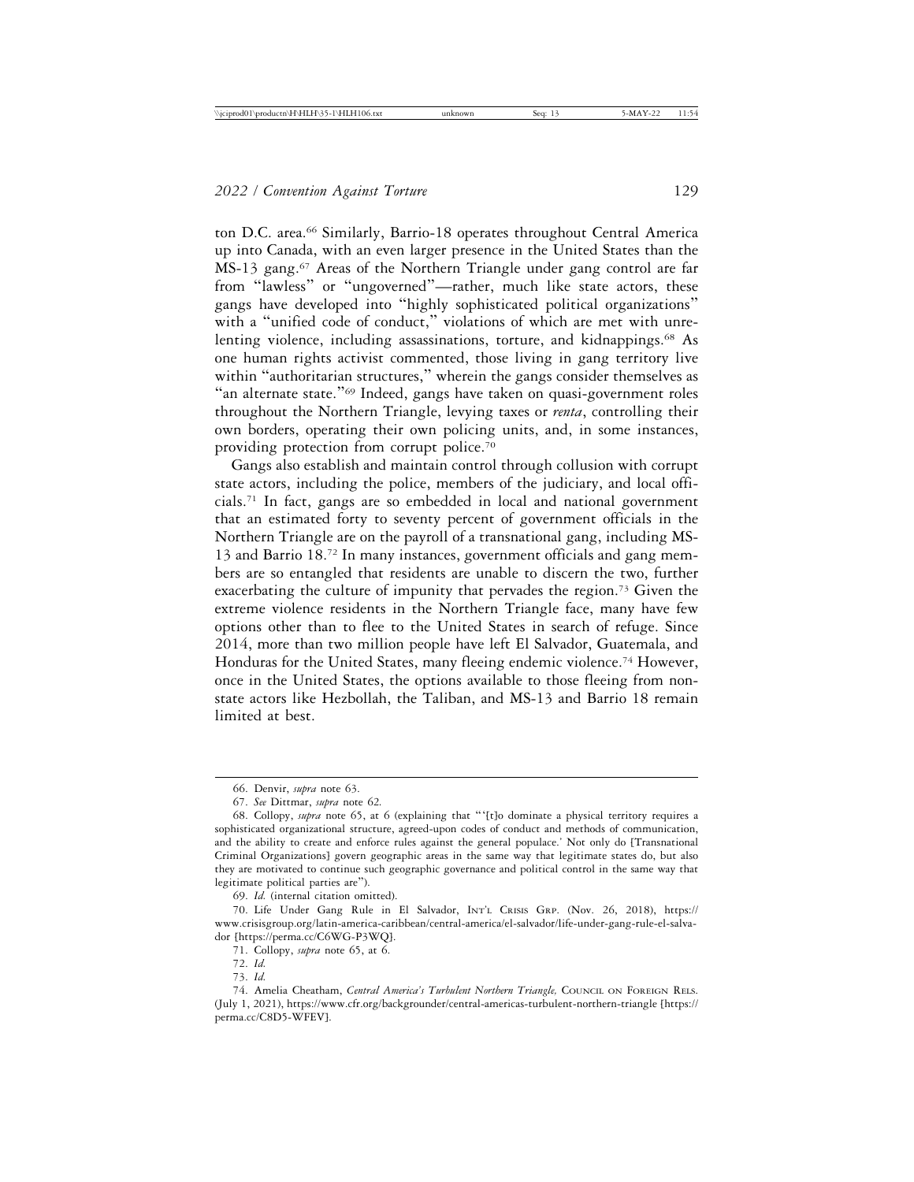ton D.C. area.[66] Similarly, Barrio-18 operates throughout Central America up into Canada, with an even larger presence in the United States than the MS-13 gang.[67] Areas of the Northern Triangle under gang control are far from "lawless" or "ungoverned"—rather, much like state actors, these gangs have developed into "highly sophisticated political organizations" with a "unified code of conduct," violations of which are met with unrelenting violence, including assassinations, torture, and kidnappings.[68] As one human rights activist commented, those living in gang territory live within "authoritarian structures," wherein the gangs consider themselves as "an alternate state."[69] Indeed, gangs have taken on quasi-government roles throughout the Northern Triangle, levying taxes or *renta*, controlling their own borders, operating their own policing units, and, in some instances, providing protection from corrupt police.[70]

Gangs also establish and maintain control through collusion with corrupt state actors, including the police, members of the judiciary, and local officials.[71] In fact, gangs are so embedded in local and national government that an estimated forty to seventy percent of government officials in the Northern Triangle are on the payroll of a transnational gang, including MS-13 and Barrio 18.[72] In many instances, government officials and gang members are so entangled that residents are unable to discern the two, further exacerbating the culture of impunity that pervades the region.[73] Given the extreme violence residents in the Northern Triangle face, many have few options other than to flee to the United States in search of refuge. Since 2014, more than two million people have left El Salvador, Guatemala, and Honduras for the United States, many fleeing endemic violence.[74] However, once in the United States, the options available to those fleeing from non-state actors like Hezbollah, the Taliban, and MS-13 and Barrio 18 remain limited at best.

---

66. Denvir, *supra* note 63.

67. *See* Dittmar, *supra* note 62.

68. Collopy, *supra* note 65, at 6 (explaining that "'[t]o dominate a physical territory requires a sophisticated organizational structure, agreed-upon codes of conduct and methods of communication, and the ability to create and enforce rules against the general populace.' Not only do [Transnational Criminal Organizations] govern geographic areas in the same way that legitimate states do, but also they are motivated to continue such geographic governance and political control in the same way that legitimate political parties are").

69. *Id.* (internal citation omitted).

70. Life Under Gang Rule in El Salvador, INT'L CRISIS GRP. (Nov. 26, 2018), https://www.crisisgroup.org/latin-america-caribbean/central-america/el-salvador/life-under-gang-rule-el-salvador [https://perma.cc/C6WG-P3WQ].

71. Collopy, *supra* note 65, at 6.

72. *Id.*

73. *Id.*

74. Amelia Cheatham, *Central America's Turbulent Northern Triangle,* COUNCIL ON FOREIGN RELS. (July 1, 2021), https://www.cfr.org/backgrounder/central-americas-turbulent-northern-triangle [https://perma.cc/C8D5-WFEV].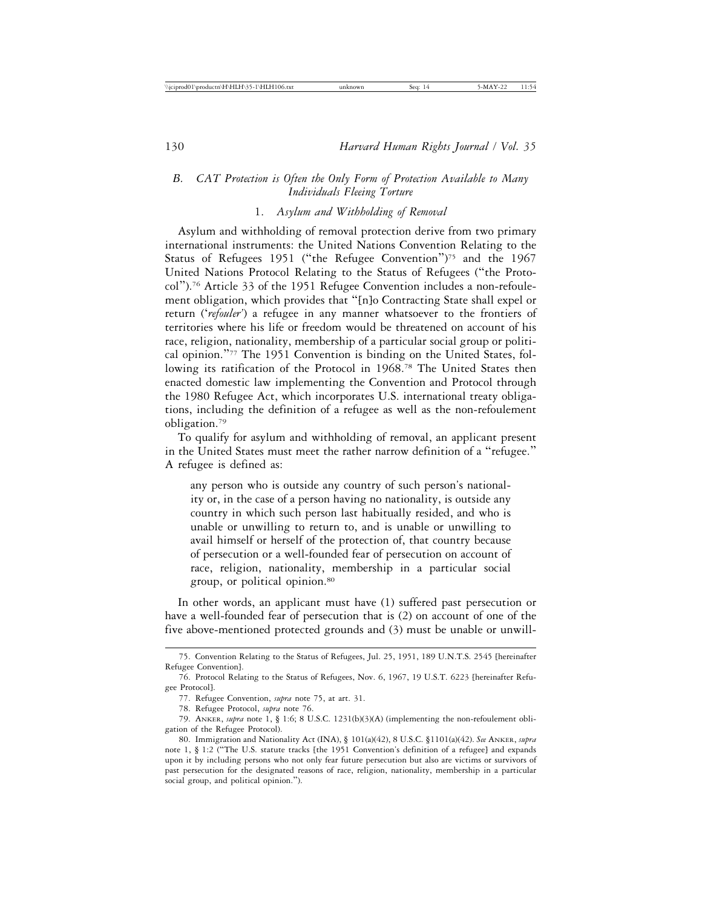### B. *CAT Protection is Often the Only Form of Protection Available to Many Individuals Fleeing Torture*

#### 1. *Asylum and Withholding of Removal*

Asylum and withholding of removal protection derive from two primary international instruments: the United Nations Convention Relating to the Status of Refugees 1951 ("the Refugee Convention")[75] and the 1967 United Nations Protocol Relating to the Status of Refugees ("the Protocol").[76] Article 33 of the 1951 Refugee Convention includes a non-refoulement obligation, which provides that "[n]o Contracting State shall expel or return ('*refouler*') a refugee in any manner whatsoever to the frontiers of territories where his life or freedom would be threatened on account of his race, religion, nationality, membership of a particular social group or political opinion."[77] The 1951 Convention is binding on the United States, following its ratification of the Protocol in 1968.[78] The United States then enacted domestic law implementing the Convention and Protocol through the 1980 Refugee Act, which incorporates U.S. international treaty obligations, including the definition of a refugee as well as the non-refoulement obligation.[79]

To qualify for asylum and withholding of removal, an applicant present in the United States must meet the rather narrow definition of a "refugee." A refugee is defined as:

> any person who is outside any country of such person's nationality or, in the case of a person having no nationality, is outside any country in which such person last habitually resided, and who is unable or unwilling to return to, and is unable or unwilling to avail himself or herself of the protection of, that country because of persecution or a well-founded fear of persecution on account of race, religion, nationality, membership in a particular social group, or political opinion.[80]

In other words, an applicant must have (1) suffered past persecution or have a well-founded fear of persecution that is (2) on account of one of the five above-mentioned protected grounds and (3) must be unable or unwill-

---

75. Convention Relating to the Status of Refugees, Jul. 25, 1951, 189 U.N.T.S. 2545 [hereinafter Refugee Convention].

76. Protocol Relating to the Status of Refugees, Nov. 6, 1967, 19 U.S.T. 6223 [hereinafter Refugee Protocol].

77. Refugee Convention, *supra* note 75, at art. 31.

78. Refugee Protocol, *supra* note 76.

79. Anker, *supra* note 1, § 1:6; 8 U.S.C. 1231(b)(3)(A) (implementing the non-refoulement obligation of the Refugee Protocol).

80. Immigration and Nationality Act (INA), § 101(a)(42), 8 U.S.C. §1101(a)(42). *See* Anker, *supra* note 1, § 1:2 ("The U.S. statute tracks [the 1951 Convention's definition of a refugee] and expands upon it by including persons who not only fear future persecution but also are victims or survivors of past persecution for the designated reasons of race, religion, nationality, membership in a particular social group, and political opinion.").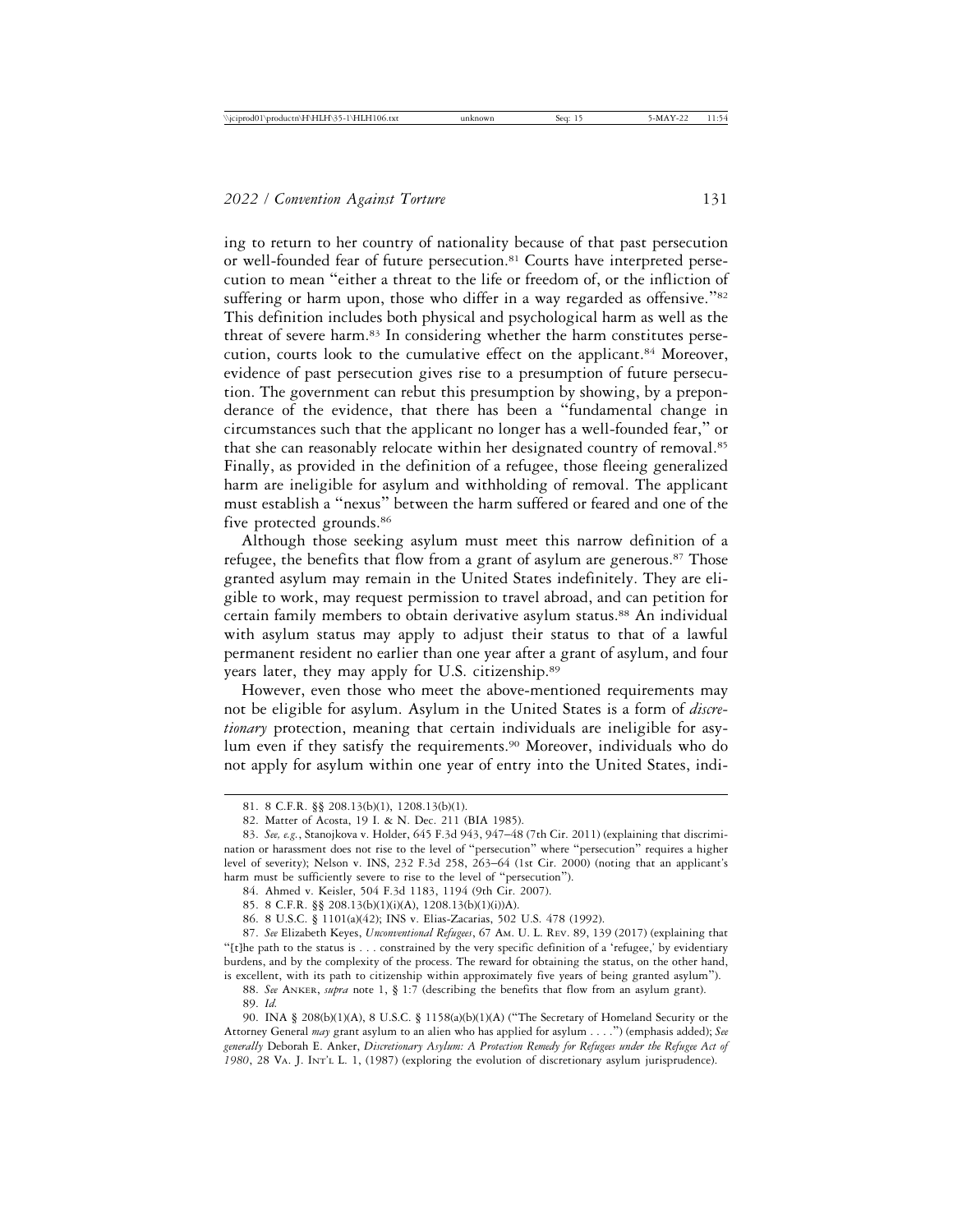ing to return to her country of nationality because of that past persecution or well-founded fear of future persecution.[81] Courts have interpreted persecution to mean "either a threat to the life or freedom of, or the infliction of suffering or harm upon, those who differ in a way regarded as offensive."[82] This definition includes both physical and psychological harm as well as the threat of severe harm.[83] In considering whether the harm constitutes persecution, courts look to the cumulative effect on the applicant.[84] Moreover, evidence of past persecution gives rise to a presumption of future persecution. The government can rebut this presumption by showing, by a preponderance of the evidence, that there has been a "fundamental change in circumstances such that the applicant no longer has a well-founded fear," or that she can reasonably relocate within her designated country of removal.[85] Finally, as provided in the definition of a refugee, those fleeing generalized harm are ineligible for asylum and withholding of removal. The applicant must establish a "nexus" between the harm suffered or feared and one of the five protected grounds.[86]

Although those seeking asylum must meet this narrow definition of a refugee, the benefits that flow from a grant of asylum are generous.[87] Those granted asylum may remain in the United States indefinitely. They are eligible to work, may request permission to travel abroad, and can petition for certain family members to obtain derivative asylum status.[88] An individual with asylum status may apply to adjust their status to that of a lawful permanent resident no earlier than one year after a grant of asylum, and four years later, they may apply for U.S. citizenship.[89]

However, even those who meet the above-mentioned requirements may not be eligible for asylum. Asylum in the United States is a form of *discretionary* protection, meaning that certain individuals are ineligible for asylum even if they satisfy the requirements.[90] Moreover, individuals who do not apply for asylum within one year of entry into the United States, indi-

---

81. 8 C.F.R. §§ 208.13(b)(1), 1208.13(b)(1).

82. Matter of Acosta, 19 I. & N. Dec. 211 (BIA 1985).

83. *See, e.g.*, Stanojkova v. Holder, 645 F.3d 943, 947–48 (7th Cir. 2011) (explaining that discrimination or harassment does not rise to the level of "persecution" where "persecution" requires a higher level of severity); Nelson v. INS, 232 F.3d 258, 263–64 (1st Cir. 2000) (noting that an applicant's harm must be sufficiently severe to rise to the level of "persecution").

84. Ahmed v. Keisler, 504 F.3d 1183, 1194 (9th Cir. 2007).

85. 8 C.F.R. §§ 208.13(b)(1)(i)(A), 1208.13(b)(1)(i))A).

86. 8 U.S.C. § 1101(a)(42); INS v. Elias-Zacarias, 502 U.S. 478 (1992).

87. *See* Elizabeth Keyes, *Unconventional Refugees*, 67 AM. U. L. REV. 89, 139 (2017) (explaining that "[t]he path to the status is . . . constrained by the very specific definition of a 'refugee,' by evidentiary burdens, and by the complexity of the process. The reward for obtaining the status, on the other hand, is excellent, with its path to citizenship within approximately five years of being granted asylum").

88. *See* ANKER, *supra* note 1, § 1:7 (describing the benefits that flow from an asylum grant).

89. *Id.*

90. INA § 208(b)(1)(A), 8 U.S.C. § 1158(a)(b)(1)(A) ("The Secretary of Homeland Security or the Attorney General *may* grant asylum to an alien who has applied for asylum . . . .") (emphasis added); *See generally* Deborah E. Anker, *Discretionary Asylum: A Protection Remedy for Refugees under the Refugee Act of 1980*, 28 VA. J. INT'L L. 1, (1987) (exploring the evolution of discretionary asylum jurisprudence).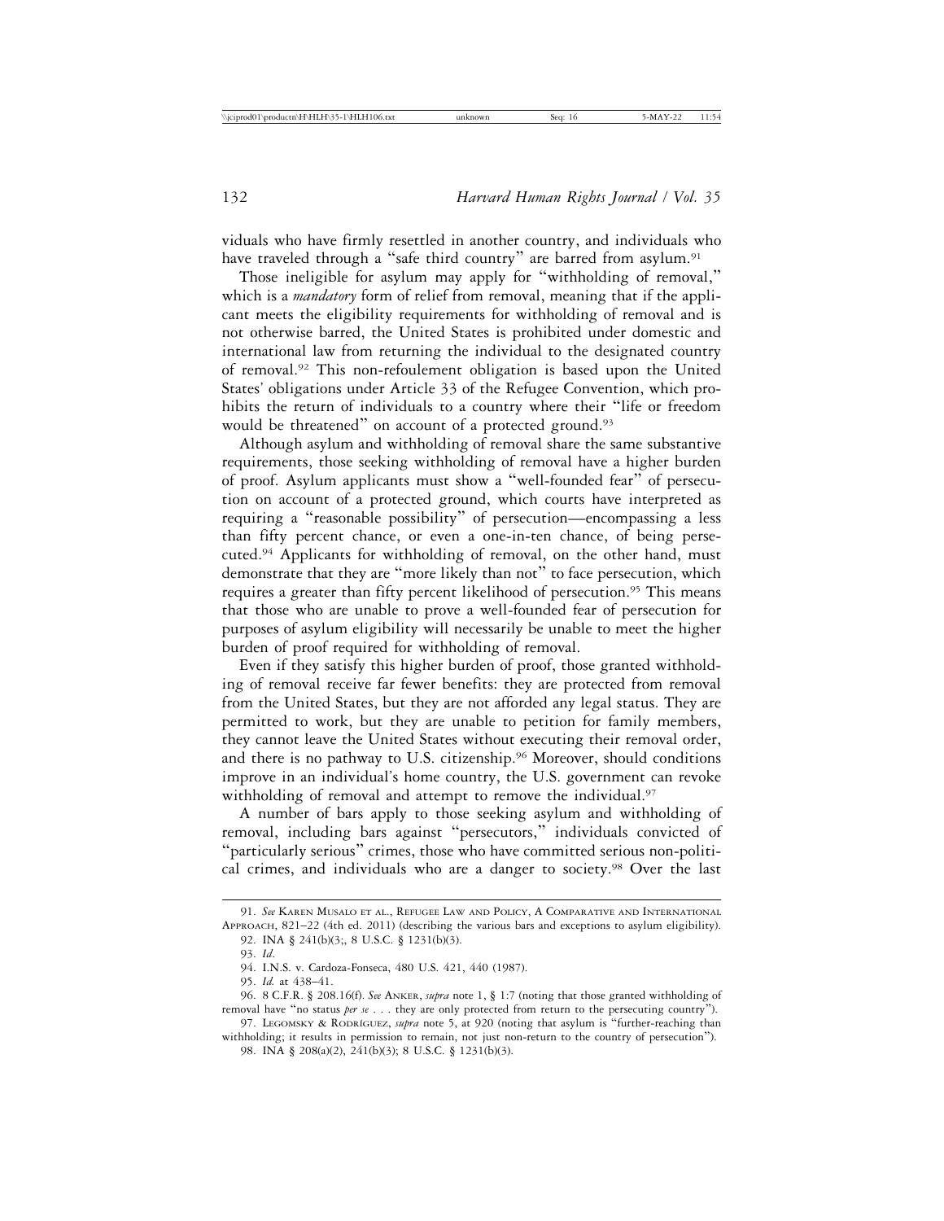viduals who have firmly resettled in another country, and individuals who have traveled through a "safe third country" are barred from asylum.[91]

Those ineligible for asylum may apply for "withholding of removal," which is a *mandatory* form of relief from removal, meaning that if the applicant meets the eligibility requirements for withholding of removal and is not otherwise barred, the United States is prohibited under domestic and international law from returning the individual to the designated country of removal.[92] This non-refoulement obligation is based upon the United States' obligations under Article 33 of the Refugee Convention, which prohibits the return of individuals to a country where their "life or freedom would be threatened" on account of a protected ground.[93]

Although asylum and withholding of removal share the same substantive requirements, those seeking withholding of removal have a higher burden of proof. Asylum applicants must show a "well-founded fear" of persecution on account of a protected ground, which courts have interpreted as requiring a "reasonable possibility" of persecution—encompassing a less than fifty percent chance, or even a one-in-ten chance, of being persecuted.[94] Applicants for withholding of removal, on the other hand, must demonstrate that they are "more likely than not" to face persecution, which requires a greater than fifty percent likelihood of persecution.[95] This means that those who are unable to prove a well-founded fear of persecution for purposes of asylum eligibility will necessarily be unable to meet the higher burden of proof required for withholding of removal.

Even if they satisfy this higher burden of proof, those granted withholding of removal receive far fewer benefits: they are protected from removal from the United States, but they are not afforded any legal status. They are permitted to work, but they are unable to petition for family members, they cannot leave the United States without executing their removal order, and there is no pathway to U.S. citizenship.[96] Moreover, should conditions improve in an individual's home country, the U.S. government can revoke withholding of removal and attempt to remove the individual.[97]

A number of bars apply to those seeking asylum and withholding of removal, including bars against "persecutors," individuals convicted of "particularly serious" crimes, those who have committed serious non-political crimes, and individuals who are a danger to society.[98] Over the last

---

91. *See* Karen Musalo et al., Refugee Law and Policy, A Comparative and International Approach, 821–22 (4th ed. 2011) (describing the various bars and exceptions to asylum eligibility).

92. INA § 241(b)(3;, 8 U.S.C. § 1231(b)(3).

93. *Id*.

94. I.N.S. v. Cardoza-Fonseca, 480 U.S. 421, 440 (1987).

95. *Id.* at 438–41.

96. 8 C.F.R. § 208.16(f). *See* Anker, *supra* note 1, § 1:7 (noting that those granted withholding of removal have "no status *per se* . . . they are only protected from return to the persecuting country").

97. Legomsky & Rodríguez, *supra* note 5, at 920 (noting that asylum is "further-reaching than withholding; it results in permission to remain, not just non-return to the country of persecution").

98. INA § 208(a)(2), 241(b)(3); 8 U.S.C. § 1231(b)(3).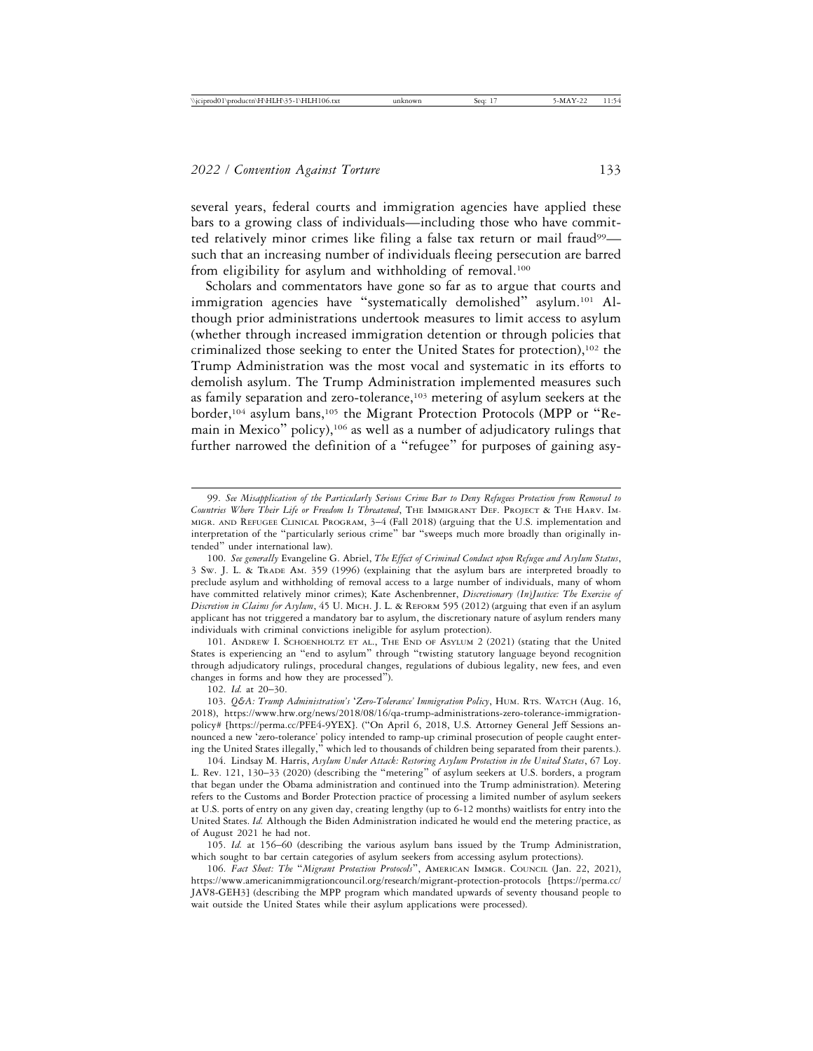several years, federal courts and immigration agencies have applied these bars to a growing class of individuals—including those who have committed relatively minor crimes like filing a false tax return or mail fraud[99]—such that an increasing number of individuals fleeing persecution are barred from eligibility for asylum and withholding of removal.[100]

Scholars and commentators have gone so far as to argue that courts and immigration agencies have "systematically demolished" asylum.[101] Although prior administrations undertook measures to limit access to asylum (whether through increased immigration detention or through policies that criminalized those seeking to enter the United States for protection),[102] the Trump Administration was the most vocal and systematic in its efforts to demolish asylum. The Trump Administration implemented measures such as family separation and zero-tolerance,[103] metering of asylum seekers at the border,[104] asylum bans,[105] the Migrant Protection Protocols (MPP or "Remain in Mexico" policy),[106] as well as a number of adjudicatory rulings that further narrowed the definition of a "refugee" for purposes of gaining asy-

---

99. *See Misapplication of the Particularly Serious Crime Bar to Deny Refugees Protection from Removal to Countries Where Their Life or Freedom Is Threatened*, The Immigrant Def. Project & The Harv. Immigr. and Refugee Clinical Program, 3–4 (Fall 2018) (arguing that the U.S. implementation and interpretation of the "particularly serious crime" bar "sweeps much more broadly than originally intended" under international law).

100. *See generally* Evangeline G. Abriel, *The Effect of Criminal Conduct upon Refugee and Asylum Status*, 3 Sw. J. L. & Trade Am. 359 (1996) (explaining that the asylum bars are interpreted broadly to preclude asylum and withholding of removal access to a large number of individuals, many of whom have committed relatively minor crimes); Kate Aschenbrenner, *Discretionary (In)Justice: The Exercise of Discretion in Claims for Asylum*, 45 U. Mich. J. L. & Reform 595 (2012) (arguing that even if an asylum applicant has not triggered a mandatory bar to asylum, the discretionary nature of asylum renders many individuals with criminal convictions ineligible for asylum protection).

101. Andrew I. Schoenholtz et al., The End of Asylum 2 (2021) (stating that the United States is experiencing an "end to asylum" through "twisting statutory language beyond recognition through adjudicatory rulings, procedural changes, regulations of dubious legality, new fees, and even changes in forms and how they are processed").

102. *Id.* at 20–30.

103. *Q&A: Trump Administration's 'Zero-Tolerance' Immigration Policy*, Hum. Rts. Watch (Aug. 16, 2018), https://www.hrw.org/news/2018/08/16/qa-trump-administrations-zero-tolerance-immigration-policy# [https://perma.cc/PFE4-9YEX]. ("On April 6, 2018, U.S. Attorney General Jeff Sessions announced a new 'zero-tolerance' policy intended to ramp-up criminal prosecution of people caught entering the United States illegally," which led to thousands of children being separated from their parents.).

104. Lindsay M. Harris, *Asylum Under Attack: Restoring Asylum Protection in the United States*, 67 Loy. L. Rev. 121, 130–33 (2020) (describing the "metering" of asylum seekers at U.S. borders, a program that began under the Obama administration and continued into the Trump administration). Metering refers to the Customs and Border Protection practice of processing a limited number of asylum seekers at U.S. ports of entry on any given day, creating lengthy (up to 6-12 months) waitlists for entry into the United States. *Id.* Although the Biden Administration indicated he would end the metering practice, as of August 2021 he had not.

105. *Id.* at 156–60 (describing the various asylum bans issued by the Trump Administration, which sought to bar certain categories of asylum seekers from accessing asylum protections).

106. *Fact Sheet: The "Migrant Protection Protocols"*, American Immgr. Council (Jan. 22, 2021), https://www.americanimmigrationcouncil.org/research/migrant-protection-protocols [https://perma.cc/JAV8-GEH3] (describing the MPP program which mandated upwards of seventy thousand people to wait outside the United States while their asylum applications were processed).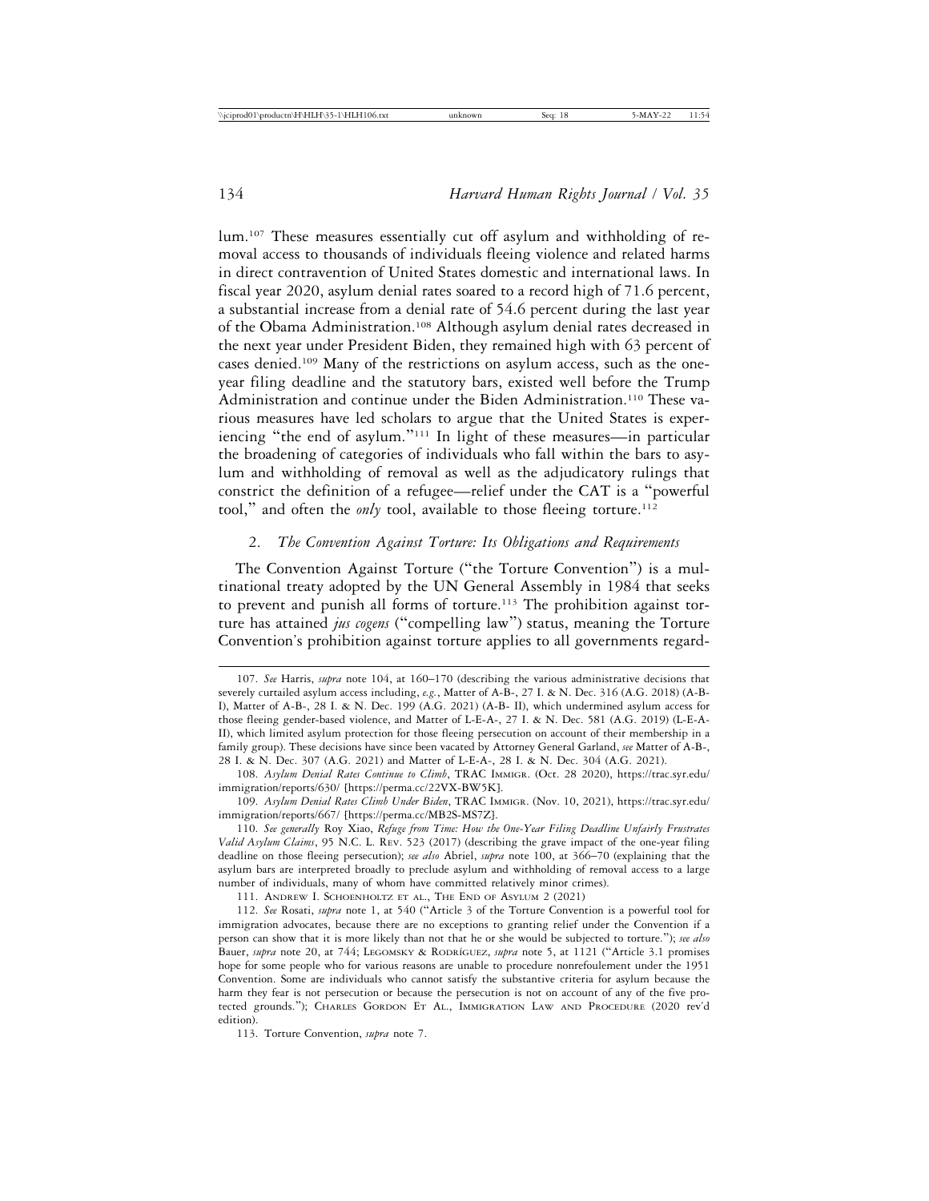lum.[107] These measures essentially cut off asylum and withholding of removal access to thousands of individuals fleeing violence and related harms in direct contravention of United States domestic and international laws. In fiscal year 2020, asylum denial rates soared to a record high of 71.6 percent, a substantial increase from a denial rate of 54.6 percent during the last year of the Obama Administration.[108] Although asylum denial rates decreased in the next year under President Biden, they remained high with 63 percent of cases denied.[109] Many of the restrictions on asylum access, such as the one-year filing deadline and the statutory bars, existed well before the Trump Administration and continue under the Biden Administration.[110] These various measures have led scholars to argue that the United States is experiencing "the end of asylum."[111] In light of these measures—in particular the broadening of categories of individuals who fall within the bars to asylum and withholding of removal as well as the adjudicatory rulings that constrict the definition of a refugee—relief under the CAT is a "powerful tool," and often the *only* tool, available to those fleeing torture.[112]

### 2. *The Convention Against Torture: Its Obligations and Requirements*

The Convention Against Torture ("the Torture Convention") is a multinational treaty adopted by the UN General Assembly in 1984 that seeks to prevent and punish all forms of torture.[113] The prohibition against torture has attained *jus cogens* ("compelling law") status, meaning the Torture Convention's prohibition against torture applies to all governments regard-

---

107. *See* Harris, *supra* note 104, at 160–170 (describing the various administrative decisions that severely curtailed asylum access including, *e.g.*, Matter of A-B-, 27 I. & N. Dec. 316 (A.G. 2018) (A-B-I), Matter of A-B-, 28 I. & N. Dec. 199 (A.G. 2021) (A-B- II), which undermined asylum access for those fleeing gender-based violence, and Matter of L-E-A-, 27 I. & N. Dec. 581 (A.G. 2019) (L-E-A-II), which limited asylum protection for those fleeing persecution on account of their membership in a family group). These decisions have since been vacated by Attorney General Garland, *see* Matter of A-B-, 28 I. & N. Dec. 307 (A.G. 2021) and Matter of L-E-A-, 28 I. & N. Dec. 304 (A.G. 2021).

108. *Asylum Denial Rates Continue to Climb*, TRAC Immigr. (Oct. 28 2020), https://trac.syr.edu/immigration/reports/630/ [https://perma.cc/22VX-BW5K].

109. *Asylum Denial Rates Climb Under Biden*, TRAC Immigr. (Nov. 10, 2021), https://trac.syr.edu/immigration/reports/667/ [https://perma.cc/MB2S-MS7Z].

110. *See generally* Roy Xiao, *Refuge from Time: How the One-Year Filing Deadline Unfairly Frustrates Valid Asylum Claims*, 95 N.C. L. Rev. 523 (2017) (describing the grave impact of the one-year filing deadline on those fleeing persecution); *see also* Abriel, *supra* note 100, at 366–70 (explaining that the asylum bars are interpreted broadly to preclude asylum and withholding of removal access to a large number of individuals, many of whom have committed relatively minor crimes).

111. Andrew I. Schoenholtz et al., The End of Asylum 2 (2021)

112. *See* Rosati, *supra* note 1, at 540 ("Article 3 of the Torture Convention is a powerful tool for immigration advocates, because there are no exceptions to granting relief under the Convention if a person can show that it is more likely than not that he or she would be subjected to torture."); *see also* Bauer, *supra* note 20, at 744; Legomsky & Rodríguez, *supra* note 5, at 1121 ("Article 3.1 promises hope for some people who for various reasons are unable to procedure nonrefoulement under the 1951 Convention. Some are individuals who cannot satisfy the substantive criteria for asylum because the harm they fear is not persecution or because the persecution is not on account of any of the five protected grounds."); Charles Gordon Et Al., Immigration Law and Procedure (2020 rev'd edition).

113. Torture Convention, *supra* note 7.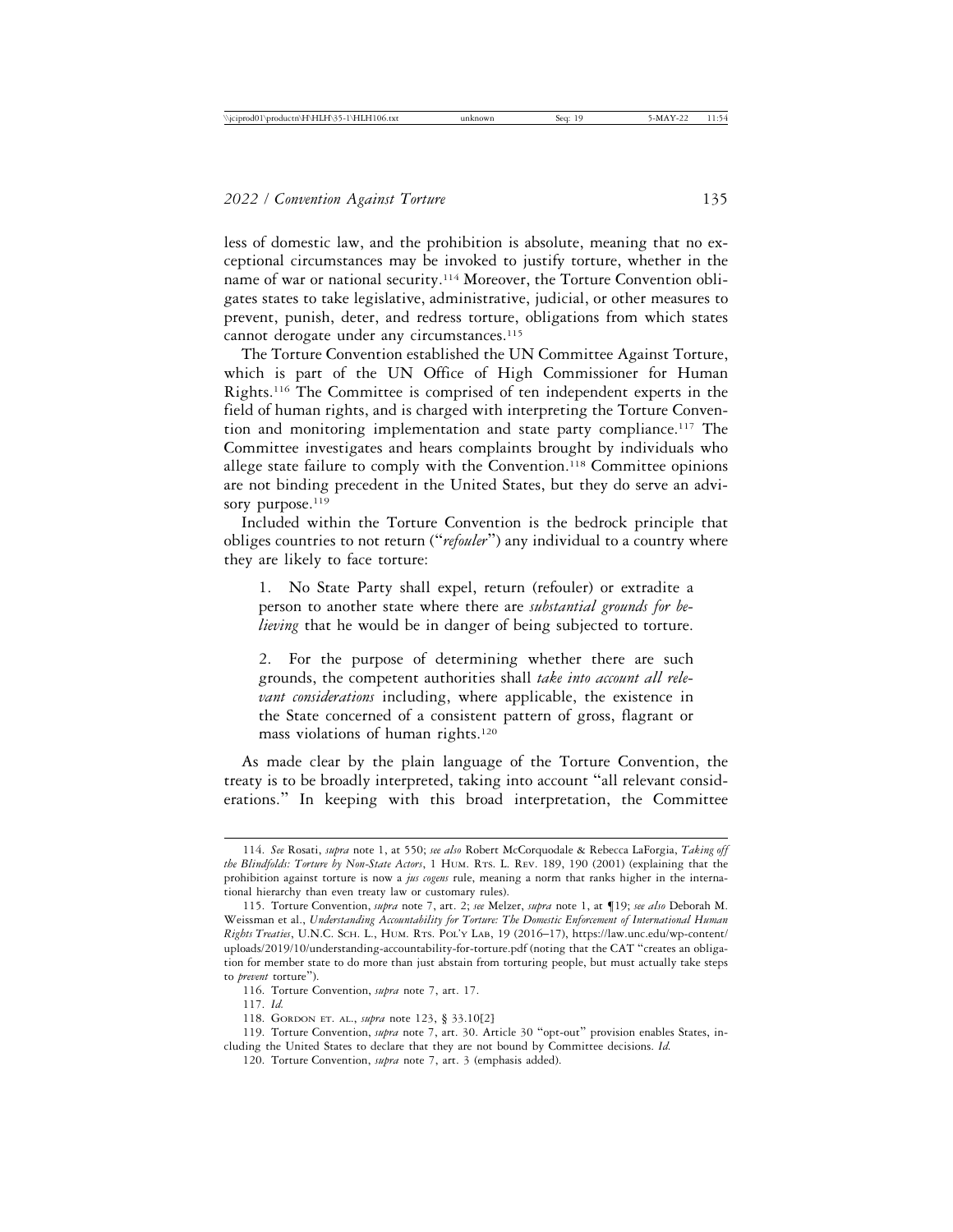less of domestic law, and the prohibition is absolute, meaning that no exceptional circumstances may be invoked to justify torture, whether in the name of war or national security.[114] Moreover, the Torture Convention obligates states to take legislative, administrative, judicial, or other measures to prevent, punish, deter, and redress torture, obligations from which states cannot derogate under any circumstances.[115]

The Torture Convention established the UN Committee Against Torture, which is part of the UN Office of High Commissioner for Human Rights.[116] The Committee is comprised of ten independent experts in the field of human rights, and is charged with interpreting the Torture Convention and monitoring implementation and state party compliance.[117] The Committee investigates and hears complaints brought by individuals who allege state failure to comply with the Convention.[118] Committee opinions are not binding precedent in the United States, but they do serve an advisory purpose.[119]

Included within the Torture Convention is the bedrock principle that obliges countries to not return ("*refouler*") any individual to a country where they are likely to face torture:

> 1. No State Party shall expel, return (refouler) or extradite a person to another state where there are *substantial grounds for believing* that he would be in danger of being subjected to torture.
>
> 2. For the purpose of determining whether there are such grounds, the competent authorities shall *take into account all relevant considerations* including, where applicable, the existence in the State concerned of a consistent pattern of gross, flagrant or mass violations of human rights.[120]

As made clear by the plain language of the Torture Convention, the treaty is to be broadly interpreted, taking into account "all relevant considerations." In keeping with this broad interpretation, the Committee

---

114. *See* Rosati, *supra* note 1, at 550; *see also* Robert McCorquodale & Rebecca LaForgia, *Taking off the Blindfolds: Torture by Non-State Actors*, 1 HUM. RTS. L. REV. 189, 190 (2001) (explaining that the prohibition against torture is now a *jus cogens* rule, meaning a norm that ranks higher in the international hierarchy than even treaty law or customary rules).

115. Torture Convention, *supra* note 7, art. 2; *see* Melzer, *supra* note 1, at ¶19; *see also* Deborah M. Weissman et al., *Understanding Accountability for Torture: The Domestic Enforcement of International Human Rights Treaties*, U.N.C. SCH. L., HUM. RTS. POL'Y LAB, 19 (2016–17), https://law.unc.edu/wp-content/uploads/2019/10/understanding-accountability-for-torture.pdf (noting that the CAT "creates an obligation for member state to do more than just abstain from torturing people, but must actually take steps to *prevent* torture").

116. Torture Convention, *supra* note 7, art. 17.

117. *Id.*

118. GORDON ET. AL., *supra* note 123, § 33.10[2]

119. Torture Convention, *supra* note 7, art. 30. Article 30 "opt-out" provision enables States, including the United States to declare that they are not bound by Committee decisions. *Id.*

120. Torture Convention, *supra* note 7, art. 3 (emphasis added).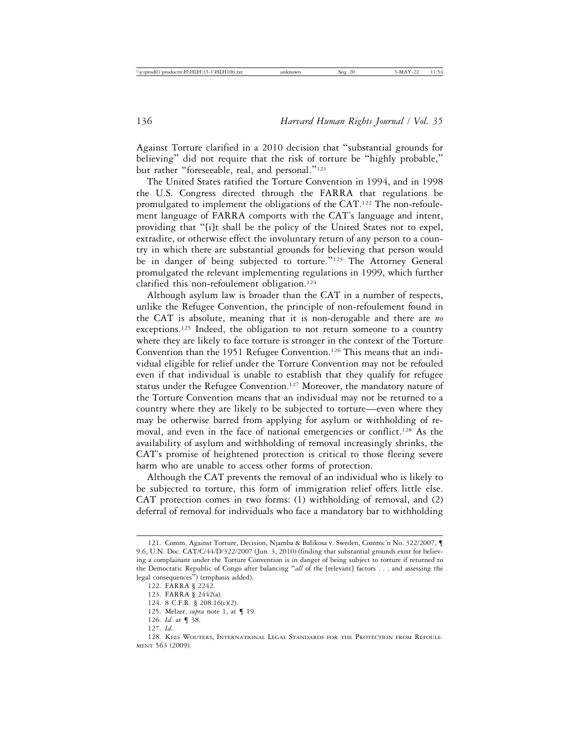Against Torture clarified in a 2010 decision that "substantial grounds for believing" did not require that the risk of torture be "highly probable," but rather "foreseeable, real, and personal."[121]

The United States ratified the Torture Convention in 1994, and in 1998 the U.S. Congress directed through the FARRA that regulations be promulgated to implement the obligations of the CAT.[122] The non-refoulement language of FARRA comports with the CAT's language and intent, providing that "[i]t shall be the policy of the United States not to expel, extradite, or otherwise effect the involuntary return of any person to a country in which there are substantial grounds for believing that person would be in danger of being subjected to torture."[123] The Attorney General promulgated the relevant implementing regulations in 1999, which further clarified this non-refoulement obligation.[124]

Although asylum law is broader than the CAT in a number of respects, unlike the Refugee Convention, the principle of non-refoulement found in the CAT is absolute, meaning that it is non-derogable and there are *no* exceptions.[125] Indeed, the obligation to not return someone to a country where they are likely to face torture is stronger in the context of the Torture Convention than the 1951 Refugee Convention.[126] This means that an individual eligible for relief under the Torture Convention may not be refouled even if that individual is unable to establish that they qualify for refugee status under the Refugee Convention.[127] Moreover, the mandatory nature of the Torture Convention means that an individual may not be returned to a country where they are likely to be subjected to torture—even where they may be otherwise barred from applying for asylum or withholding of removal, and even in the face of national emergencies or conflict.[128] As the availability of asylum and withholding of removal increasingly shrinks, the CAT's promise of heightened protection is critical to those fleeing severe harm who are unable to access other forms of protection.

Although the CAT prevents the removal of an individual who is likely to be subjected to torture, this form of immigration relief offers little else. CAT protection comes in two forms: (1) withholding of removal, and (2) deferral of removal for individuals who face a mandatory bar to withholding

121. Comm. Against Torture, Decision, Njamba & Balikosa v. Sweden, Commc'n No. 322/2007, ¶ 9.6, U.N. Doc. CAT/C/44/D/322/2007 (Jun. 3, 2010) (finding that substantial grounds exist for believing a complainant under the Torture Convention is in danger of being subject to torture if returned to the Democratic Republic of Congo after balancing "*all* of the [relevant] factors . . . and assessing the legal consequences") (emphasis added).

122. FARRA § 2242.

123. FARRA § 2442(a).

124. 8 C.F.R. § 208.16(c)(2).

125. Melzer, *supra* note 1, at ¶ 19.

126. *Id.* at ¶ 38.

127. *Id.*

128. Kees Wouters, International Legal Standards for the Protection from Refoulement 563 (2009).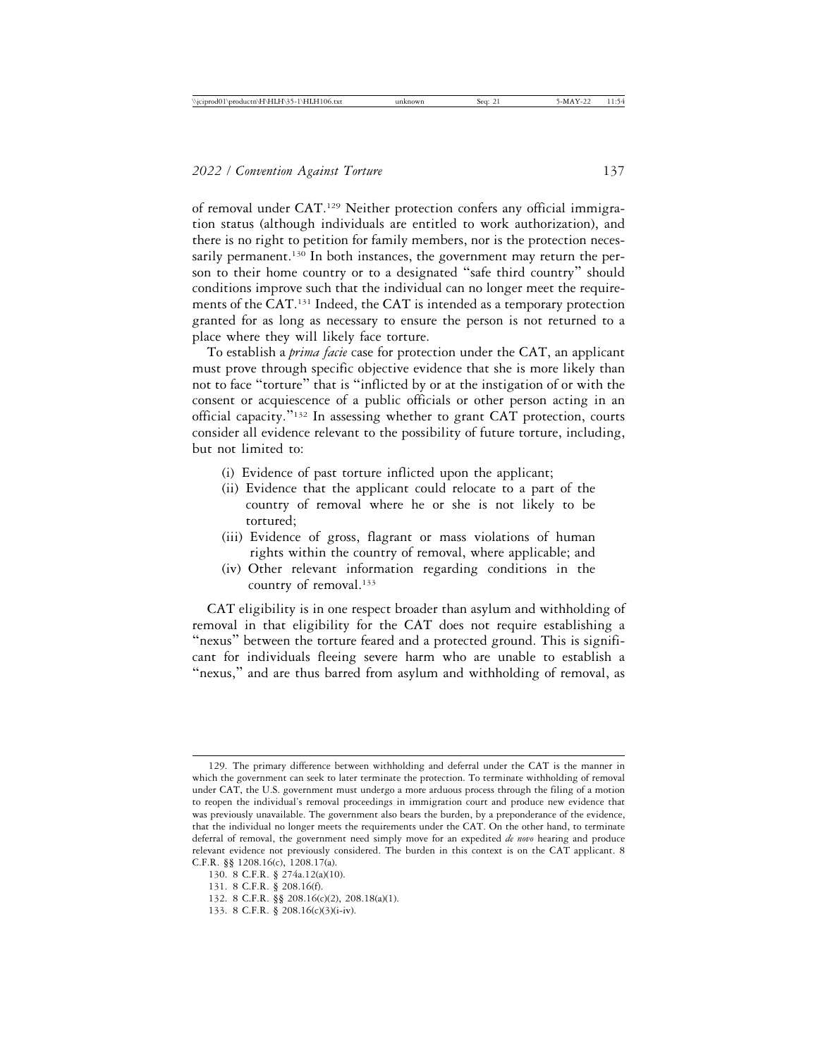of removal under CAT.[129] Neither protection confers any official immigration status (although individuals are entitled to work authorization), and there is no right to petition for family members, nor is the protection necessarily permanent.[130] In both instances, the government may return the person to their home country or to a designated "safe third country" should conditions improve such that the individual can no longer meet the requirements of the CAT.[131] Indeed, the CAT is intended as a temporary protection granted for as long as necessary to ensure the person is not returned to a place where they will likely face torture.

To establish a *prima facie* case for protection under the CAT, an applicant must prove through specific objective evidence that she is more likely than not to face "torture" that is "inflicted by or at the instigation of or with the consent or acquiescence of a public officials or other person acting in an official capacity."[132] In assessing whether to grant CAT protection, courts consider all evidence relevant to the possibility of future torture, including, but not limited to:

(i) Evidence of past torture inflicted upon the applicant;
(ii) Evidence that the applicant could relocate to a part of the country of removal where he or she is not likely to be tortured;
(iii) Evidence of gross, flagrant or mass violations of human rights within the country of removal, where applicable; and
(iv) Other relevant information regarding conditions in the country of removal.[133]

CAT eligibility is in one respect broader than asylum and withholding of removal in that eligibility for the CAT does not require establishing a "nexus" between the torture feared and a protected ground. This is significant for individuals fleeing severe harm who are unable to establish a "nexus," and are thus barred from asylum and withholding of removal, as

---

129. The primary difference between withholding and deferral under the CAT is the manner in which the government can seek to later terminate the protection. To terminate withholding of removal under CAT, the U.S. government must undergo a more arduous process through the filing of a motion to reopen the individual's removal proceedings in immigration court and produce new evidence that was previously unavailable. The government also bears the burden, by a preponderance of the evidence, that the individual no longer meets the requirements under the CAT. On the other hand, to terminate deferral of removal, the government need simply move for an expedited *de novo* hearing and produce relevant evidence not previously considered. The burden in this context is on the CAT applicant. 8 C.F.R. §§ 1208.16(c), 1208.17(a).

130. 8 C.F.R. § 274a.12(a)(10).

131. 8 C.F.R. § 208.16(f).

132. 8 C.F.R. §§ 208.16(c)(2), 208.18(a)(1).

133. 8 C.F.R. § 208.16(c)(3)(i-iv).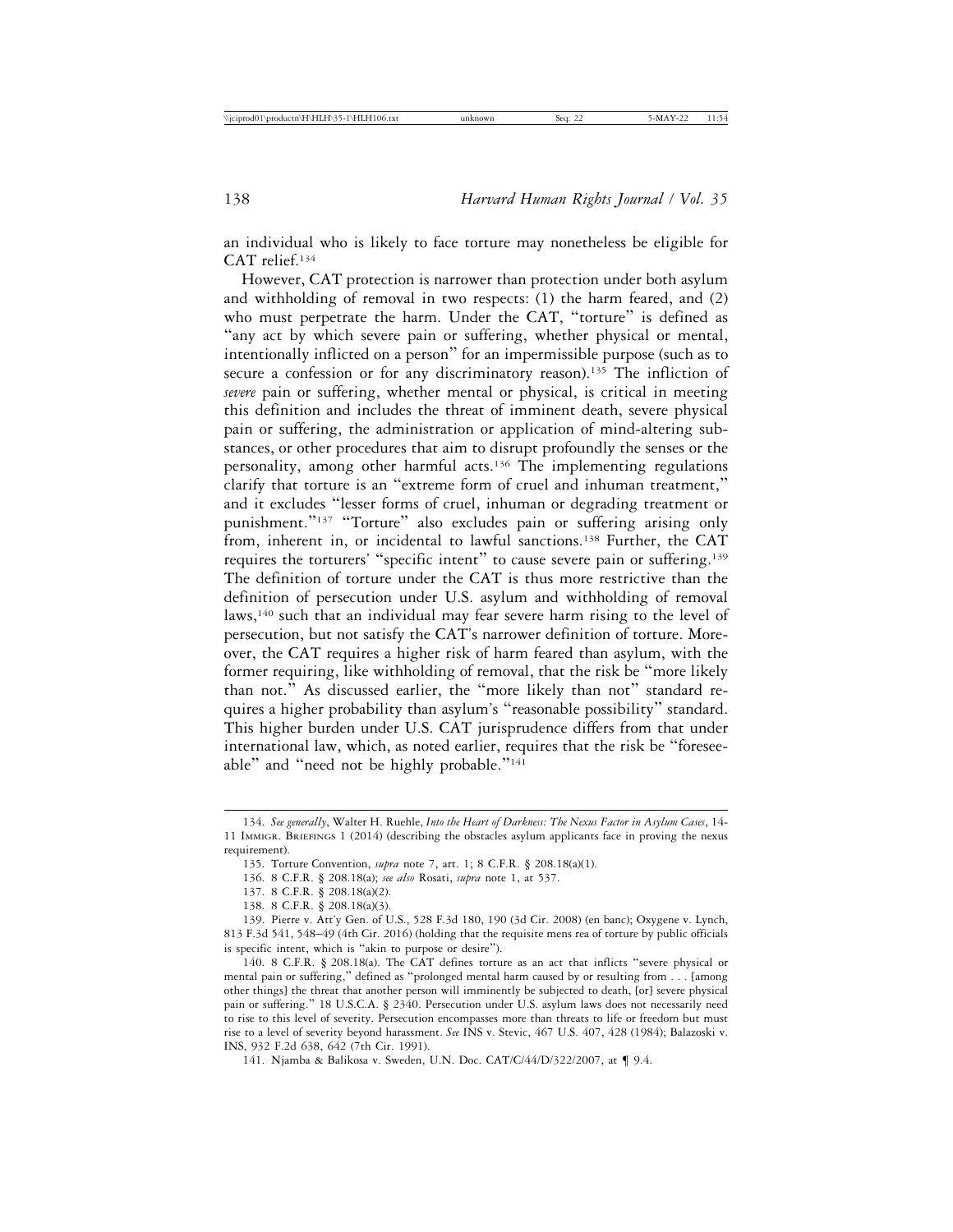an individual who is likely to face torture may nonetheless be eligible for CAT relief.[134]

However, CAT protection is narrower than protection under both asylum and withholding of removal in two respects: (1) the harm feared, and (2) who must perpetrate the harm. Under the CAT, "torture" is defined as "any act by which severe pain or suffering, whether physical or mental, intentionally inflicted on a person" for an impermissible purpose (such as to secure a confession or for any discriminatory reason).[135] The infliction of *severe* pain or suffering, whether mental or physical, is critical in meeting this definition and includes the threat of imminent death, severe physical pain or suffering, the administration or application of mind-altering substances, or other procedures that aim to disrupt profoundly the senses or the personality, among other harmful acts.[136] The implementing regulations clarify that torture is an "extreme form of cruel and inhuman treatment," and it excludes "lesser forms of cruel, inhuman or degrading treatment or punishment."[137] "Torture" also excludes pain or suffering arising only from, inherent in, or incidental to lawful sanctions.[138] Further, the CAT requires the torturers' "specific intent" to cause severe pain or suffering.[139] The definition of torture under the CAT is thus more restrictive than the definition of persecution under U.S. asylum and withholding of removal laws,[140] such that an individual may fear severe harm rising to the level of persecution, but not satisfy the CAT's narrower definition of torture. Moreover, the CAT requires a higher risk of harm feared than asylum, with the former requiring, like withholding of removal, that the risk be "more likely than not." As discussed earlier, the "more likely than not" standard requires a higher probability than asylum's "reasonable possibility" standard. This higher burden under U.S. CAT jurisprudence differs from that under international law, which, as noted earlier, requires that the risk be "foreseeable" and "need not be highly probable."[141]

---

134. *See generally*, Walter H. Ruehle, *Into the Heart of Darkness: The Nexus Factor in Asylum Cases*, 14-11 Immigr. Briefings 1 (2014) (describing the obstacles asylum applicants face in proving the nexus requirement).

135. Torture Convention, *supra* note 7, art. 1; 8 C.F.R. § 208.18(a)(1).

136. 8 C.F.R. § 208.18(a); *see also* Rosati, *supra* note 1, at 537.

137. 8 C.F.R. § 208.18(a)(2).

138. 8 C.F.R. § 208.18(a)(3).

139. Pierre v. Att'y Gen. of U.S., 528 F.3d 180, 190 (3d Cir. 2008) (en banc); Oxygene v. Lynch, 813 F.3d 541, 548–49 (4th Cir. 2016) (holding that the requisite mens rea of torture by public officials is specific intent, which is "akin to purpose or desire").

140. 8 C.F.R. § 208.18(a). The CAT defines torture as an act that inflicts "severe physical or mental pain or suffering," defined as "prolonged mental harm caused by or resulting from . . . [among other things] the threat that another person will imminently be subjected to death, [or] severe physical pain or suffering." 18 U.S.C.A. § 2340. Persecution under U.S. asylum laws does not necessarily need to rise to this level of severity. Persecution encompasses more than threats to life or freedom but must rise to a level of severity beyond harassment. *See* INS v. Stevic, 467 U.S. 407, 428 (1984); Balazoski v. INS, 932 F.2d 638, 642 (7th Cir. 1991).

141. Njamba & Balikosa v. Sweden, U.N. Doc. CAT/C/44/D/322/2007, at ¶ 9.4.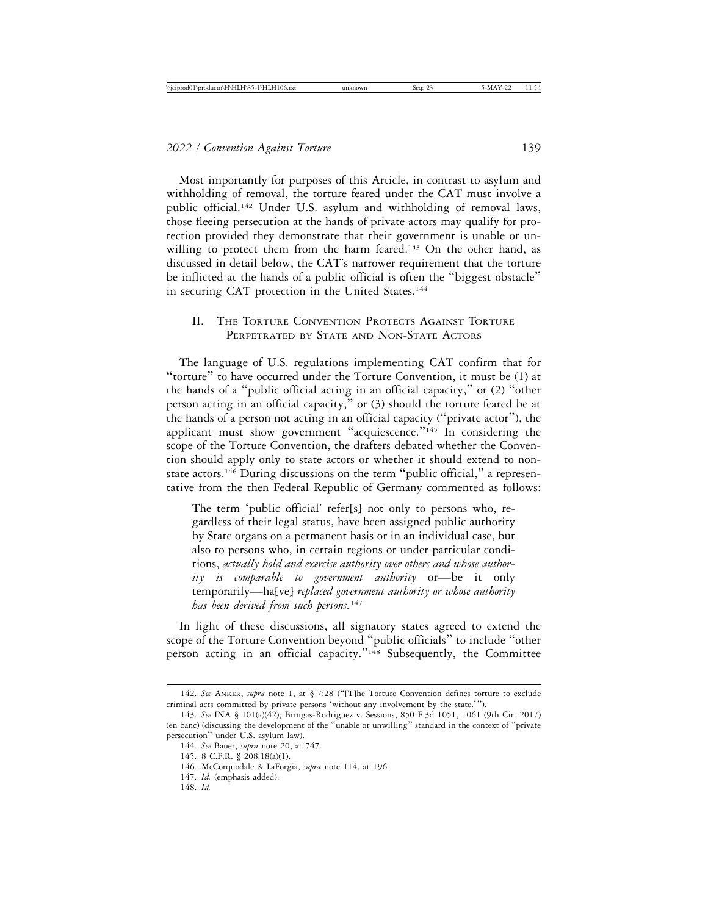Most importantly for purposes of this Article, in contrast to asylum and withholding of removal, the torture feared under the CAT must involve a public official.[142] Under U.S. asylum and withholding of removal laws, those fleeing persecution at the hands of private actors may qualify for protection provided they demonstrate that their government is unable or unwilling to protect them from the harm feared.[143] On the other hand, as discussed in detail below, the CAT's narrower requirement that the torture be inflicted at the hands of a public official is often the "biggest obstacle" in securing CAT protection in the United States.[144]

## II. The Torture Convention Protects Against Torture Perpetrated by State and Non-State Actors

The language of U.S. regulations implementing CAT confirm that for "torture" to have occurred under the Torture Convention, it must be (1) at the hands of a "public official acting in an official capacity," or (2) "other person acting in an official capacity," or (3) should the torture feared be at the hands of a person not acting in an official capacity ("private actor"), the applicant must show government "acquiescence."[145] In considering the scope of the Torture Convention, the drafters debated whether the Convention should apply only to state actors or whether it should extend to non-state actors.[146] During discussions on the term "public official," a representative from the then Federal Republic of Germany commented as follows:

> The term 'public official' refer[s] not only to persons who, regardless of their legal status, have been assigned public authority by State organs on a permanent basis or in an individual case, but also to persons who, in certain regions or under particular conditions, *actually hold and exercise authority over others and whose authority is comparable to government authority* or—be it only temporarily—ha[ve] *replaced government authority or whose authority has been derived from such persons.*[147]

In light of these discussions, all signatory states agreed to extend the scope of the Torture Convention beyond "public officials" to include "other person acting in an official capacity."[148] Subsequently, the Committee

---

142. *See* Anker, *supra* note 1, at § 7:28 ("[T]he Torture Convention defines torture to exclude criminal acts committed by private persons 'without any involvement by the state.'").

143. *See* INA § 101(a)(42); Bringas-Rodriguez v. Sessions, 850 F.3d 1051, 1061 (9th Cir. 2017) (en banc) (discussing the development of the "unable or unwilling" standard in the context of "private persecution" under U.S. asylum law).

144. *See* Bauer, *supra* note 20, at 747.

145. 8 C.F.R. § 208.18(a)(1).

146. McCorquodale & LaForgia, *supra* note 114, at 196.

147. *Id.* (emphasis added).

148. *Id.*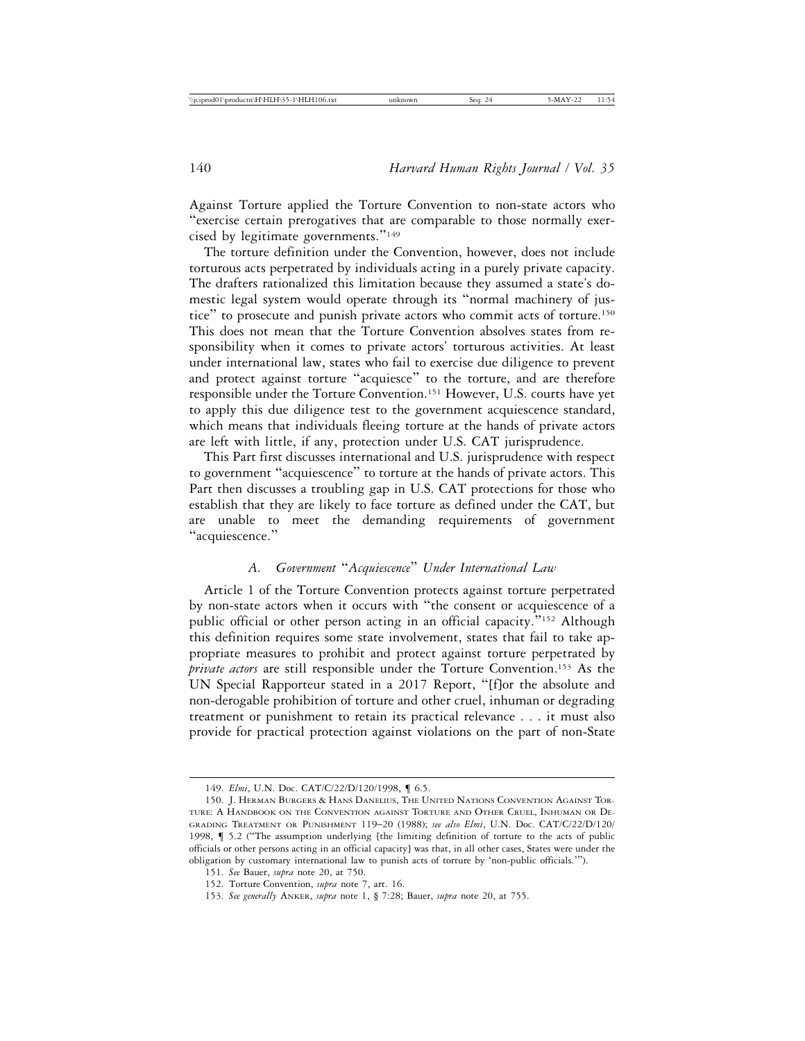Against Torture applied the Torture Convention to non-state actors who "exercise certain prerogatives that are comparable to those normally exercised by legitimate governments."[149]

The torture definition under the Convention, however, does not include torturous acts perpetrated by individuals acting in a purely private capacity. The drafters rationalized this limitation because they assumed a state's domestic legal system would operate through its "normal machinery of justice" to prosecute and punish private actors who commit acts of torture.[150] This does not mean that the Torture Convention absolves states from responsibility when it comes to private actors' torturous activities. At least under international law, states who fail to exercise due diligence to prevent and protect against torture "acquiesce" to the torture, and are therefore responsible under the Torture Convention.[151] However, U.S. courts have yet to apply this due diligence test to the government acquiescence standard, which means that individuals fleeing torture at the hands of private actors are left with little, if any, protection under U.S. CAT jurisprudence.

This Part first discusses international and U.S. jurisprudence with respect to government "acquiescence" to torture at the hands of private actors. This Part then discusses a troubling gap in U.S. CAT protections for those who establish that they are likely to face torture as defined under the CAT, but are unable to meet the demanding requirements of government "acquiescence."

### *A. Government "Acquiescence" Under International Law*

Article 1 of the Torture Convention protects against torture perpetrated by non-state actors when it occurs with "the consent or acquiescence of a public official or other person acting in an official capacity."[152] Although this definition requires some state involvement, states that fail to take appropriate measures to prohibit and protect against torture perpetrated by *private actors* are still responsible under the Torture Convention.[153] As the UN Special Rapporteur stated in a 2017 Report, "[f]or the absolute and non-derogable prohibition of torture and other cruel, inhuman or degrading treatment or punishment to retain its practical relevance . . . it must also provide for practical protection against violations on the part of non-State

---

149. *Elmi*, U.N. Doc. CAT/C/22/D/120/1998, ¶ 6.5.

150. J. Herman Burgers & Hans Danelius, The United Nations Convention Against Torture: A Handbook on the Convention against Torture and Other Cruel, Inhuman or Degrading Treatment or Punishment 119–20 (1988); *see also Elmi*, U.N. Doc. CAT/C/22/D/120/1998, ¶ 5.2 ("The assumption underlying [the limiting definition of torture to the acts of public officials or other persons acting in an official capacity] was that, in all other cases, States were under the obligation by customary international law to punish acts of torture by 'non-public officials.'").

151. *See* Bauer, *supra* note 20, at 750.

152. Torture Convention, *supra* note 7, art. 16.

153. *See generally* Anker, *supra* note 1, § 7:28; Bauer, *supra* note 20, at 755.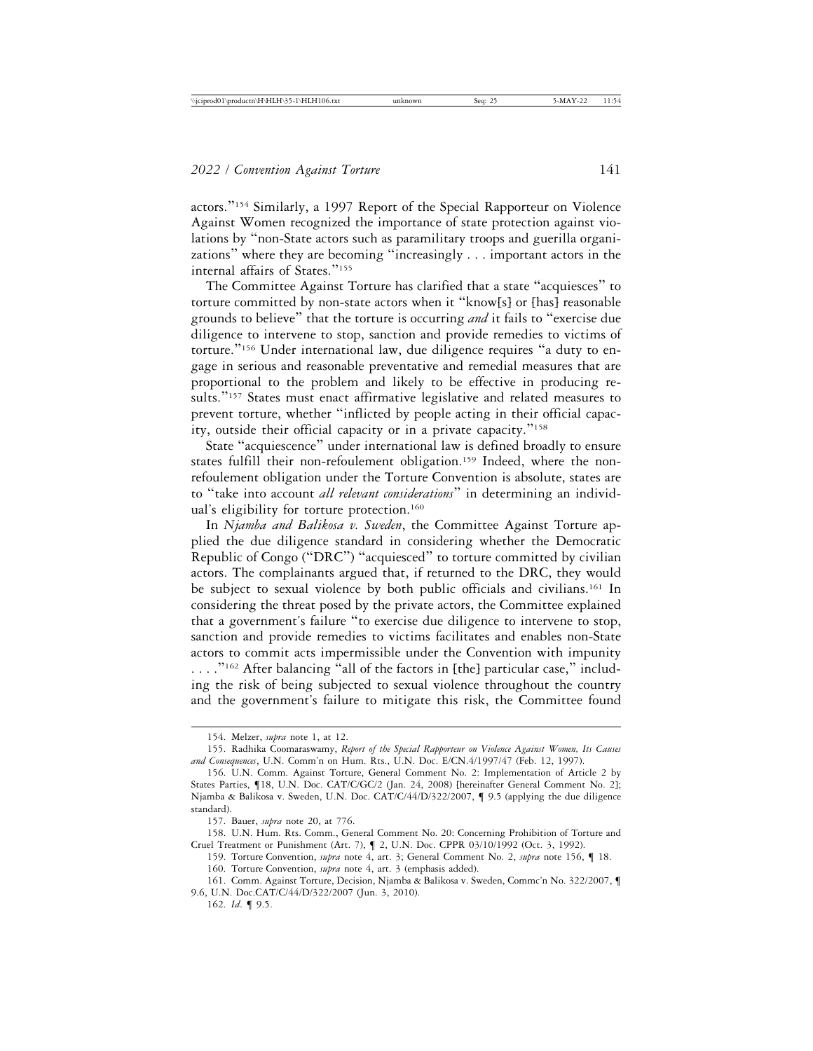actors."[154] Similarly, a 1997 Report of the Special Rapporteur on Violence Against Women recognized the importance of state protection against violations by "non-State actors such as paramilitary troops and guerilla organizations" where they are becoming "increasingly . . . important actors in the internal affairs of States."[155]

The Committee Against Torture has clarified that a state "acquiesces" to torture committed by non-state actors when it "know[s] or [has] reasonable grounds to believe" that the torture is occurring *and* it fails to "exercise due diligence to intervene to stop, sanction and provide remedies to victims of torture."[156] Under international law, due diligence requires "a duty to engage in serious and reasonable preventative and remedial measures that are proportional to the problem and likely to be effective in producing results."[157] States must enact affirmative legislative and related measures to prevent torture, whether "inflicted by people acting in their official capacity, outside their official capacity or in a private capacity."[158]

State "acquiescence" under international law is defined broadly to ensure states fulfill their non-refoulement obligation.[159] Indeed, where the non-refoulement obligation under the Torture Convention is absolute, states are to "take into account *all relevant considerations*" in determining an individual's eligibility for torture protection.[160]

In *Njamba and Balikosa v. Sweden*, the Committee Against Torture applied the due diligence standard in considering whether the Democratic Republic of Congo ("DRC") "acquiesced" to torture committed by civilian actors. The complainants argued that, if returned to the DRC, they would be subject to sexual violence by both public officials and civilians.[161] In considering the threat posed by the private actors, the Committee explained that a government's failure "to exercise due diligence to intervene to stop, sanction and provide remedies to victims facilitates and enables non-State actors to commit acts impermissible under the Convention with impunity . . . ."[162] After balancing "all of the factors in [the] particular case," including the risk of being subjected to sexual violence throughout the country and the government's failure to mitigate this risk, the Committee found

---

154. Melzer, *supra* note 1, at 12.

155. Radhika Coomaraswamy, *Report of the Special Rapporteur on Violence Against Women, Its Causes and Consequences*, U.N. Comm'n on Hum. Rts., U.N. Doc. E/CN.4/1997/47 (Feb. 12, 1997).

156. U.N. Comm. Against Torture, General Comment No. 2: Implementation of Article 2 by States Parties, ¶18, U.N. Doc. CAT/C/GC/2 (Jan. 24, 2008) [hereinafter General Comment No. 2]; Njamba & Balikosa v. Sweden, U.N. Doc. CAT/C/44/D/322/2007, ¶ 9.5 (applying the due diligence standard).

157. Bauer, *supra* note 20, at 776.

158. U.N. Hum. Rts. Comm., General Comment No. 20: Concerning Prohibition of Torture and Cruel Treatment or Punishment (Art. 7), ¶ 2, U.N. Doc. CPPR 03/10/1992 (Oct. 3, 1992).

159. Torture Convention, *supra* note 4, art. 3; General Comment No. 2, *supra* note 156, ¶ 18.

160. Torture Convention, *supra* note 4, art. 3 (emphasis added).

161. Comm. Against Torture, Decision, Njamba & Balikosa v. Sweden, Commc'n No. 322/2007, ¶ 9.6, U.N. Doc.CAT/C/44/D/322/2007 (Jun. 3, 2010).

162. *Id.* ¶ 9.5.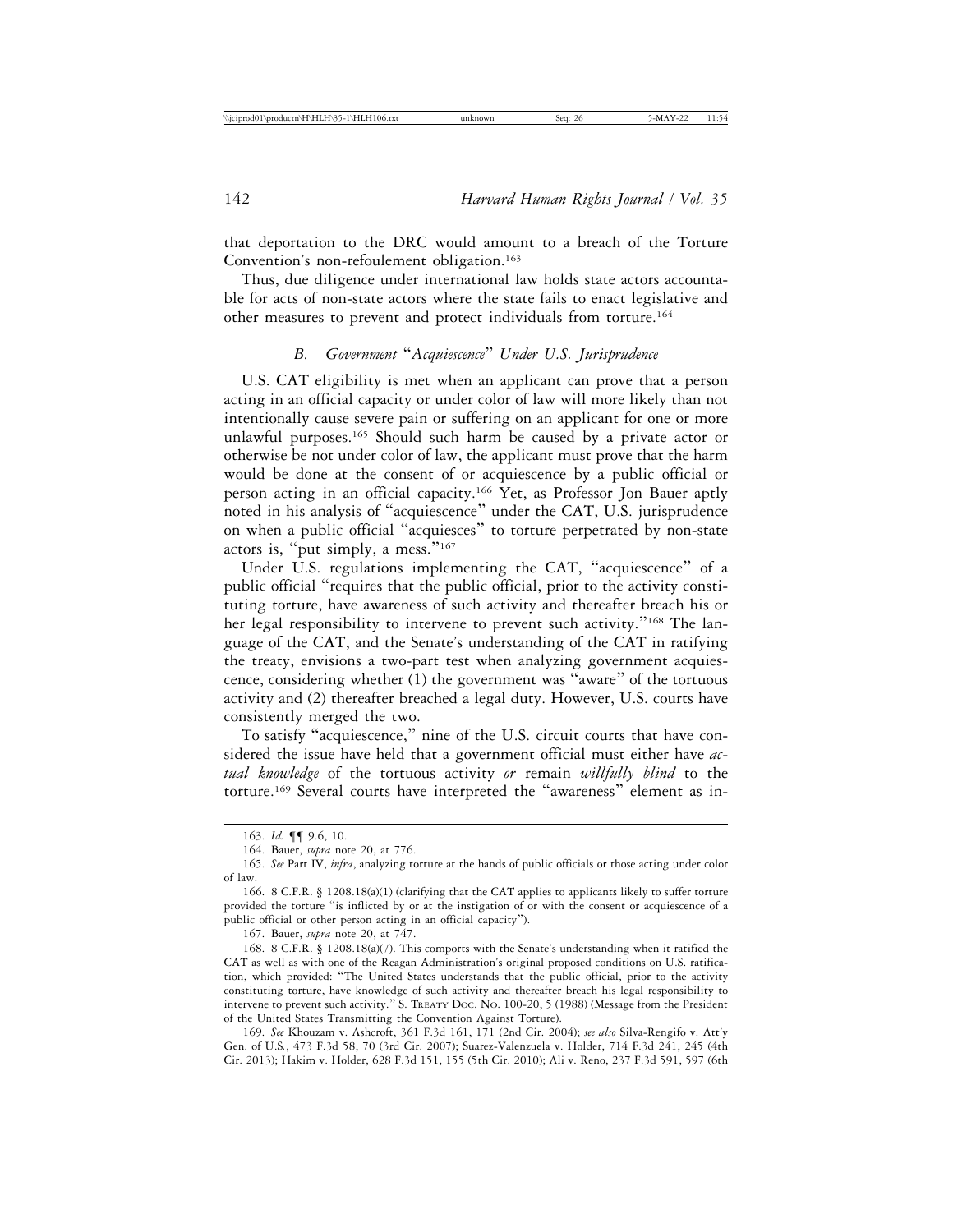that deportation to the DRC would amount to a breach of the Torture Convention's non-refoulement obligation.[163]

Thus, due diligence under international law holds state actors accountable for acts of non-state actors where the state fails to enact legislative and other measures to prevent and protect individuals from torture.[164]

### *B. Government "Acquiescence" Under U.S. Jurisprudence*

U.S. CAT eligibility is met when an applicant can prove that a person acting in an official capacity or under color of law will more likely than not intentionally cause severe pain or suffering on an applicant for one or more unlawful purposes.[165] Should such harm be caused by a private actor or otherwise be not under color of law, the applicant must prove that the harm would be done at the consent of or acquiescence by a public official or person acting in an official capacity.[166] Yet, as Professor Jon Bauer aptly noted in his analysis of "acquiescence" under the CAT, U.S. jurisprudence on when a public official "acquiesces" to torture perpetrated by non-state actors is, "put simply, a mess."[167]

Under U.S. regulations implementing the CAT, "acquiescence" of a public official "requires that the public official, prior to the activity constituting torture, have awareness of such activity and thereafter breach his or her legal responsibility to intervene to prevent such activity."[168] The language of the CAT, and the Senate's understanding of the CAT in ratifying the treaty, envisions a two-part test when analyzing government acquiescence, considering whether (1) the government was "aware" of the tortuous activity and (2) thereafter breached a legal duty. However, U.S. courts have consistently merged the two.

To satisfy "acquiescence," nine of the U.S. circuit courts that have considered the issue have held that a government official must either have *actual knowledge* of the tortuous activity *or* remain *willfully blind* to the torture.[169] Several courts have interpreted the "awareness" element as in-

---

163. *Id.* ¶¶ 9.6, 10.

164. Bauer, *supra* note 20, at 776.

165. *See* Part IV, *infra*, analyzing torture at the hands of public officials or those acting under color of law.

166. 8 C.F.R. § 1208.18(a)(1) (clarifying that the CAT applies to applicants likely to suffer torture provided the torture "is inflicted by or at the instigation of or with the consent or acquiescence of a public official or other person acting in an official capacity").

167. Bauer, *supra* note 20, at 747.

168. 8 C.F.R. § 1208.18(a)(7). This comports with the Senate's understanding when it ratified the CAT as well as with one of the Reagan Administration's original proposed conditions on U.S. ratification, which provided: "The United States understands that the public official, prior to the activity constituting torture, have knowledge of such activity and thereafter breach his legal responsibility to intervene to prevent such activity." S. Treaty Doc. No. 100-20, 5 (1988) (Message from the President of the United States Transmitting the Convention Against Torture).

169. *See* Khouzam v. Ashcroft, 361 F.3d 161, 171 (2nd Cir. 2004); *see also* Silva-Rengifo v. Att'y Gen. of U.S., 473 F.3d 58, 70 (3rd Cir. 2007); Suarez-Valenzuela v. Holder, 714 F.3d 241, 245 (4th Cir. 2013); Hakim v. Holder, 628 F.3d 151, 155 (5th Cir. 2010); Ali v. Reno, 237 F.3d 591, 597 (6th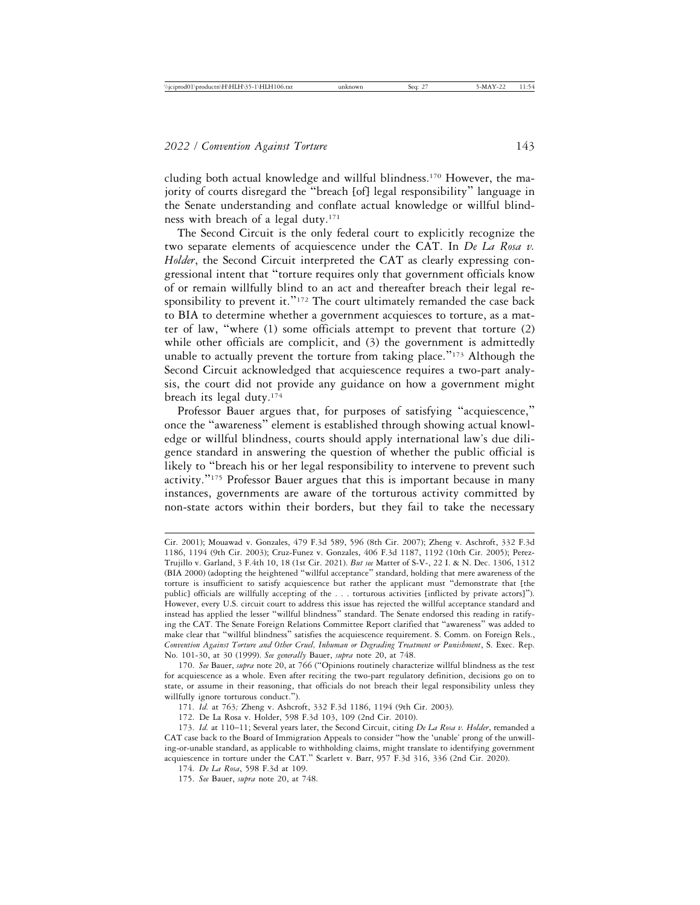cluding both actual knowledge and willful blindness.[170] However, the majority of courts disregard the "breach [of] legal responsibility" language in the Senate understanding and conflate actual knowledge or willful blindness with breach of a legal duty.[171]

The Second Circuit is the only federal court to explicitly recognize the two separate elements of acquiescence under the CAT. In *De La Rosa v. Holder*, the Second Circuit interpreted the CAT as clearly expressing congressional intent that "torture requires only that government officials know of or remain willfully blind to an act and thereafter breach their legal responsibility to prevent it."[172] The court ultimately remanded the case back to BIA to determine whether a government acquiesces to torture, as a matter of law, "where (1) some officials attempt to prevent that torture (2) while other officials are complicit, and (3) the government is admittedly unable to actually prevent the torture from taking place."[173] Although the Second Circuit acknowledged that acquiescence requires a two-part analysis, the court did not provide any guidance on how a government might breach its legal duty.[174]

Professor Bauer argues that, for purposes of satisfying "acquiescence," once the "awareness" element is established through showing actual knowledge or willful blindness, courts should apply international law's due diligence standard in answering the question of whether the public official is likely to "breach his or her legal responsibility to intervene to prevent such activity."[175] Professor Bauer argues that this is important because in many instances, governments are aware of the torturous activity committed by non-state actors within their borders, but they fail to take the necessary

---

Cir. 2001); Mouawad v. Gonzales, 479 F.3d 589, 596 (8th Cir. 2007); Zheng v. Aschroft, 332 F.3d 1186, 1194 (9th Cir. 2003); Cruz-Funez v. Gonzales, 406 F.3d 1187, 1192 (10th Cir. 2005); Perez-Trujillo v. Garland, 3 F.4th 10, 18 (1st Cir. 2021). *But see* Matter of S-V-, 22 I. & N. Dec. 1306, 1312 (BIA 2000) (adopting the heightened "willful acceptance" standard, holding that mere awareness of the torture is insufficient to satisfy acquiescence but rather the applicant must "demonstrate that [the public] officials are willfully accepting of the . . . torturous activities [inflicted by private actors]"). However, every U.S. circuit court to address this issue has rejected the willful acceptance standard and instead has applied the lesser "willful blindness" standard. The Senate endorsed this reading in ratifying the CAT. The Senate Foreign Relations Committee Report clarified that "awareness" was added to make clear that "willful blindness" satisfies the acquiescence requirement. S. Comm. on Foreign Rels., *Convention Against Torture and Other Cruel, Inhuman or Degrading Treatment or Punishment*, S. Exec. Rep. No. 101-30, at 30 (1999). *See generally* Bauer, *supra* note 20, at 748.

170. *See* Bauer, *supra* note 20, at 766 ("Opinions routinely characterize willful blindness as the test for acquiescence as a whole. Even after reciting the two-part regulatory definition, decisions go on to state, or assume in their reasoning, that officials do not breach their legal responsibility unless they willfully ignore torturous conduct.").

171. *Id.* at 763*;* Zheng v. Ashcroft, 332 F.3d 1186, 1194 (9th Cir. 2003).

172. De La Rosa v. Holder, 598 F.3d 103, 109 (2nd Cir. 2010).

173. *Id.* at 110–11; Several years later, the Second Circuit, citing *De La Rosa v. Holder*, remanded a CAT case back to the Board of Immigration Appeals to consider "how the 'unable' prong of the unwilling-or-unable standard, as applicable to withholding claims, might translate to identifying government acquiescence in torture under the CAT." Scarlett v. Barr, 957 F.3d 316, 336 (2nd Cir. 2020).

174. *De La Rosa*, 598 F.3d at 109.

175. *See* Bauer, *supra* note 20, at 748.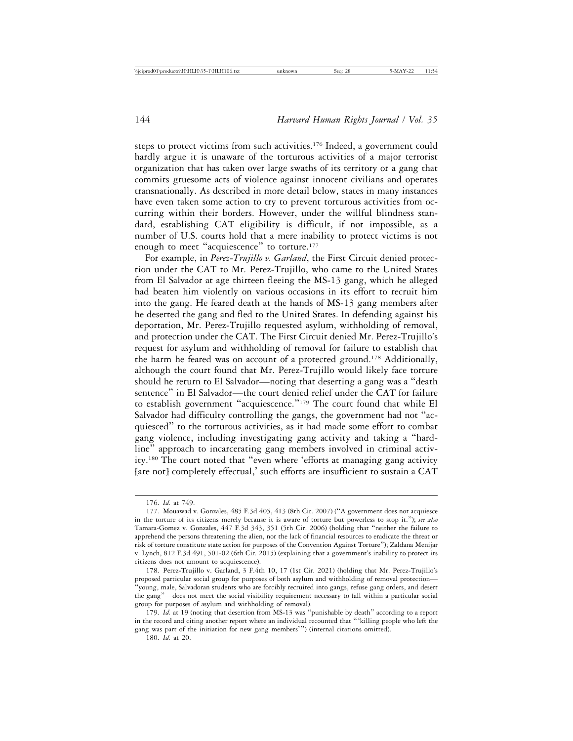steps to protect victims from such activities.[176] Indeed, a government could hardly argue it is unaware of the torturous activities of a major terrorist organization that has taken over large swaths of its territory or a gang that commits gruesome acts of violence against innocent civilians and operates transnationally. As described in more detail below, states in many instances have even taken some action to try to prevent torturous activities from occurring within their borders. However, under the willful blindness standard, establishing CAT eligibility is difficult, if not impossible, as a number of U.S. courts hold that a mere inability to protect victims is not enough to meet "acquiescence" to torture.[177]

For example, in *Perez-Trujillo v. Garland*, the First Circuit denied protection under the CAT to Mr. Perez-Trujillo, who came to the United States from El Salvador at age thirteen fleeing the MS-13 gang, which he alleged had beaten him violently on various occasions in its effort to recruit him into the gang. He feared death at the hands of MS-13 gang members after he deserted the gang and fled to the United States. In defending against his deportation, Mr. Perez-Trujillo requested asylum, withholding of removal, and protection under the CAT. The First Circuit denied Mr. Perez-Trujillo's request for asylum and withholding of removal for failure to establish that the harm he feared was on account of a protected ground.[178] Additionally, although the court found that Mr. Perez-Trujillo would likely face torture should he return to El Salvador—noting that deserting a gang was a "death sentence" in El Salvador—the court denied relief under the CAT for failure to establish government "acquiescence."[179] The court found that while El Salvador had difficulty controlling the gangs, the government had not "acquiesced" to the torturous activities, as it had made some effort to combat gang violence, including investigating gang activity and taking a "hard-line" approach to incarcerating gang members involved in criminal activity.[180] The court noted that "even where 'efforts at managing gang activity [are not] completely effectual,' such efforts are insufficient to sustain a CAT

---

176. *Id.* at 749.

177. Mouawad v. Gonzales, 485 F.3d 405, 413 (8th Cir. 2007) ("A government does not acquiesce in the torture of its citizens merely because it is aware of torture but powerless to stop it."); *see also* Tamara-Gomez v. Gonzales, 447 F.3d 343, 351 (5th Cir. 2006) (holding that "neither the failure to apprehend the persons threatening the alien, nor the lack of financial resources to eradicate the threat or risk of torture constitute state action for purposes of the Convention Against Torture"); Zaldana Menijar v. Lynch, 812 F.3d 491, 501-02 (6th Cir. 2015) (explaining that a government's inability to protect its citizens does not amount to acquiescence).

178. Perez-Trujillo v. Garland, 3 F.4th 10, 17 (1st Cir. 2021) (holding that Mr. Perez-Trujillo's proposed particular social group for purposes of both asylum and withholding of removal protection—"young, male, Salvadoran students who are forcibly recruited into gangs, refuse gang orders, and desert the gang"—does not meet the social visibility requirement necessary to fall within a particular social group for purposes of asylum and withholding of removal).

179. *Id.* at 19 (noting that desertion from MS-13 was "punishable by death" according to a report in the record and citing another report where an individual recounted that "'killing people who left the gang was part of the initiation for new gang members'") (internal citations omitted).

180. *Id.* at 20.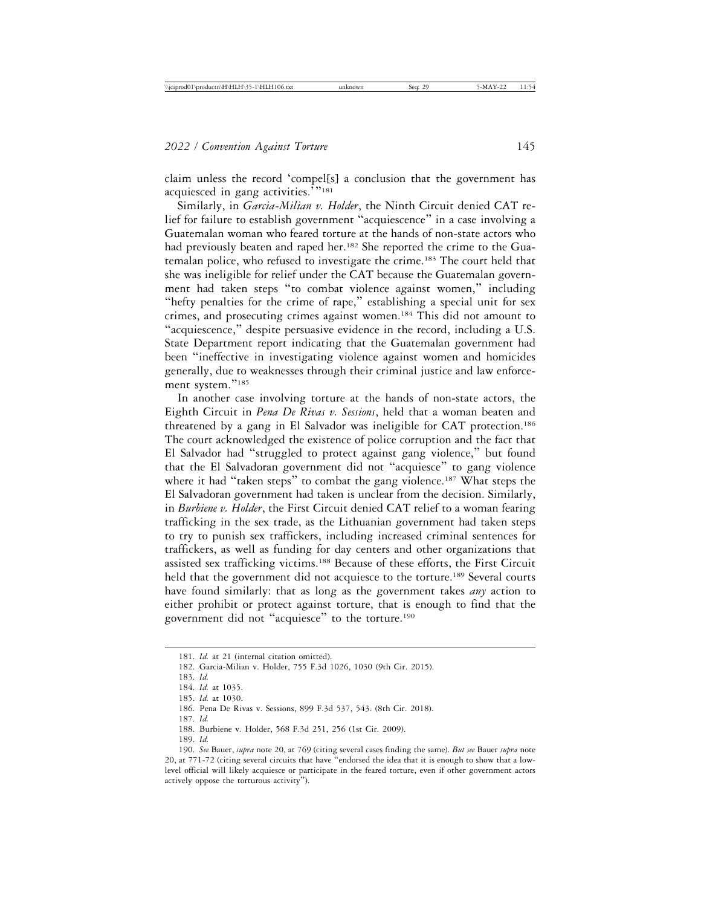claim unless the record 'compel[s] a conclusion that the government has acquiesced in gang activities.'"[181]

Similarly, in *Garcia-Milian v. Holder*, the Ninth Circuit denied CAT relief for failure to establish government "acquiescence" in a case involving a Guatemalan woman who feared torture at the hands of non-state actors who had previously beaten and raped her.[182] She reported the crime to the Guatemalan police, who refused to investigate the crime.[183] The court held that she was ineligible for relief under the CAT because the Guatemalan government had taken steps "to combat violence against women," including "hefty penalties for the crime of rape," establishing a special unit for sex crimes, and prosecuting crimes against women.[184] This did not amount to "acquiescence," despite persuasive evidence in the record, including a U.S. State Department report indicating that the Guatemalan government had been "ineffective in investigating violence against women and homicides generally, due to weaknesses through their criminal justice and law enforcement system."[185]

In another case involving torture at the hands of non-state actors, the Eighth Circuit in *Pena De Rivas v. Sessions*, held that a woman beaten and threatened by a gang in El Salvador was ineligible for CAT protection.[186] The court acknowledged the existence of police corruption and the fact that El Salvador had "struggled to protect against gang violence," but found that the El Salvadoran government did not "acquiesce" to gang violence where it had "taken steps" to combat the gang violence.[187] What steps the El Salvadoran government had taken is unclear from the decision. Similarly, in *Burbiene v. Holder*, the First Circuit denied CAT relief to a woman fearing trafficking in the sex trade, as the Lithuanian government had taken steps to try to punish sex traffickers, including increased criminal sentences for traffickers, as well as funding for day centers and other organizations that assisted sex trafficking victims.[188] Because of these efforts, the First Circuit held that the government did not acquiesce to the torture.[189] Several courts have found similarly: that as long as the government takes *any* action to either prohibit or protect against torture, that is enough to find that the government did not "acquiesce" to the torture.[190]

---

181. *Id.* at 21 (internal citation omitted).

182. Garcia-Milian v. Holder, 755 F.3d 1026, 1030 (9th Cir. 2015).

183. *Id.*

184. *Id.* at 1035.

185. *Id.* at 1030.

186. Pena De Rivas v. Sessions, 899 F.3d 537, 543. (8th Cir. 2018).

187. *Id.*

188. Burbiene v. Holder, 568 F.3d 251, 256 (1st Cir. 2009).

189. *Id.*

190. *See* Bauer, *supra* note 20, at 769 (citing several cases finding the same). *But see* Bauer *supra* note 20, at 771-72 (citing several circuits that have "endorsed the idea that it is enough to show that a low-level official will likely acquiesce or participate in the feared torture, even if other government actors actively oppose the torturous activity").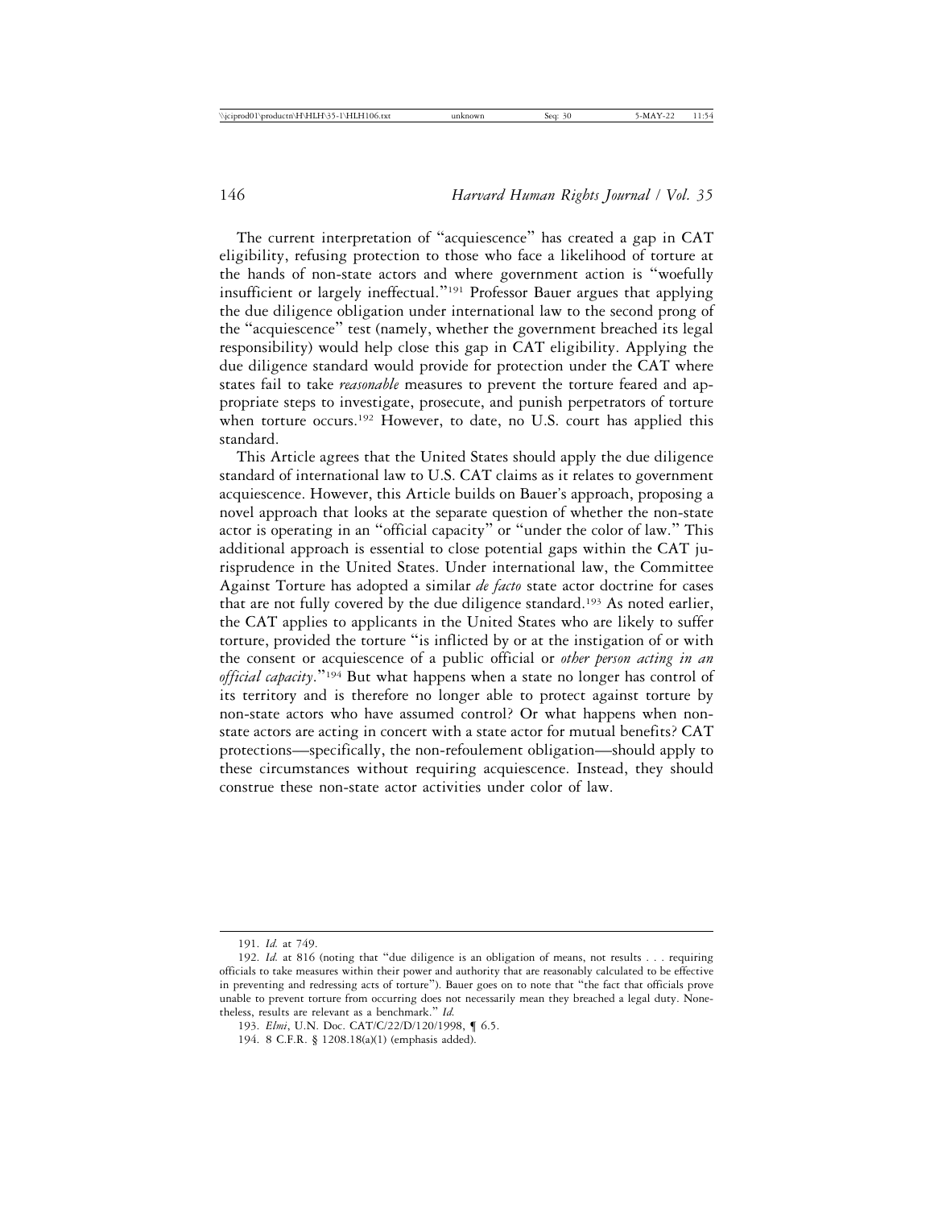The current interpretation of "acquiescence" has created a gap in CAT eligibility, refusing protection to those who face a likelihood of torture at the hands of non-state actors and where government action is "woefully insufficient or largely ineffectual."[191] Professor Bauer argues that applying the due diligence obligation under international law to the second prong of the "acquiescence" test (namely, whether the government breached its legal responsibility) would help close this gap in CAT eligibility. Applying the due diligence standard would provide for protection under the CAT where states fail to take *reasonable* measures to prevent the torture feared and appropriate steps to investigate, prosecute, and punish perpetrators of torture when torture occurs.[192] However, to date, no U.S. court has applied this standard.

This Article agrees that the United States should apply the due diligence standard of international law to U.S. CAT claims as it relates to government acquiescence. However, this Article builds on Bauer's approach, proposing a novel approach that looks at the separate question of whether the non-state actor is operating in an "official capacity" or "under the color of law." This additional approach is essential to close potential gaps within the CAT jurisprudence in the United States. Under international law, the Committee Against Torture has adopted a similar *de facto* state actor doctrine for cases that are not fully covered by the due diligence standard.[193] As noted earlier, the CAT applies to applicants in the United States who are likely to suffer torture, provided the torture "is inflicted by or at the instigation of or with the consent or acquiescence of a public official or *other person acting in an official capacity*."[194] But what happens when a state no longer has control of its territory and is therefore no longer able to protect against torture by non-state actors who have assumed control? Or what happens when non-state actors are acting in concert with a state actor for mutual benefits? CAT protections—specifically, the non-refoulement obligation—should apply to these circumstances without requiring acquiescence. Instead, they should construe these non-state actor activities under color of law.

---

191. *Id.* at 749.

192. *Id.* at 816 (noting that "due diligence is an obligation of means, not results . . . requiring officials to take measures within their power and authority that are reasonably calculated to be effective in preventing and redressing acts of torture"). Bauer goes on to note that "the fact that officials prove unable to prevent torture from occurring does not necessarily mean they breached a legal duty. Nonetheless, results are relevant as a benchmark." *Id.*

193. *Elmi*, U.N. Doc. CAT/C/22/D/120/1998, ¶ 6.5.

194. 8 C.F.R. § 1208.18(a)(1) (emphasis added).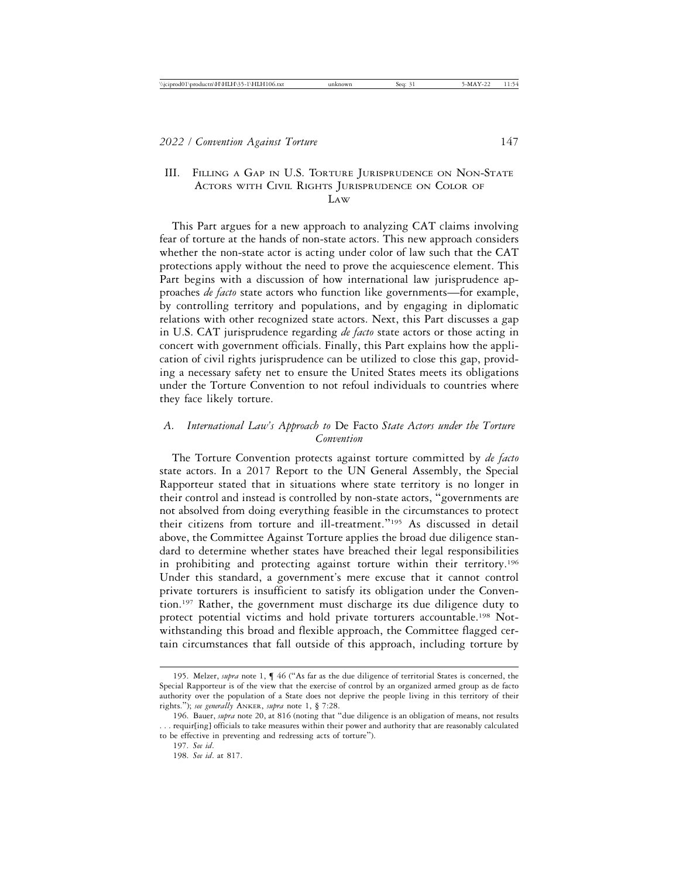## III. Filling a Gap in U.S. Torture Jurisprudence on Non-State Actors with Civil Rights Jurisprudence on Color of Law

This Part argues for a new approach to analyzing CAT claims involving fear of torture at the hands of non-state actors. This new approach considers whether the non-state actor is acting under color of law such that the CAT protections apply without the need to prove the acquiescence element. This Part begins with a discussion of how international law jurisprudence approaches *de facto* state actors who function like governments—for example, by controlling territory and populations, and by engaging in diplomatic relations with other recognized state actors. Next, this Part discusses a gap in U.S. CAT jurisprudence regarding *de facto* state actors or those acting in concert with government officials. Finally, this Part explains how the application of civil rights jurisprudence can be utilized to close this gap, providing a necessary safety net to ensure the United States meets its obligations under the Torture Convention to not refoul individuals to countries where they face likely torture.

### A. *International Law's Approach to* De Facto *State Actors under the Torture Convention*

The Torture Convention protects against torture committed by *de facto* state actors. In a 2017 Report to the UN General Assembly, the Special Rapporteur stated that in situations where state territory is no longer in their control and instead is controlled by non-state actors, "governments are not absolved from doing everything feasible in the circumstances to protect their citizens from torture and ill-treatment."[195] As discussed in detail above, the Committee Against Torture applies the broad due diligence standard to determine whether states have breached their legal responsibilities in prohibiting and protecting against torture within their territory.[196] Under this standard, a government's mere excuse that it cannot control private torturers is insufficient to satisfy its obligation under the Convention.[197] Rather, the government must discharge its due diligence duty to protect potential victims and hold private torturers accountable.[198] Notwithstanding this broad and flexible approach, the Committee flagged certain circumstances that fall outside of this approach, including torture by

---

195. Melzer, *supra* note 1, ¶ 46 ("As far as the due diligence of territorial States is concerned, the Special Rapporteur is of the view that the exercise of control by an organized armed group as de facto authority over the population of a State does not deprive the people living in this territory of their rights."); *see generally* Anker, *supra* note 1, § 7:28.

196. Bauer, *supra* note 20, at 816 (noting that "due diligence is an obligation of means, not results . . . requir[ing] officials to take measures within their power and authority that are reasonably calculated to be effective in preventing and redressing acts of torture").

197. *See id*.

198. *See id*. at 817.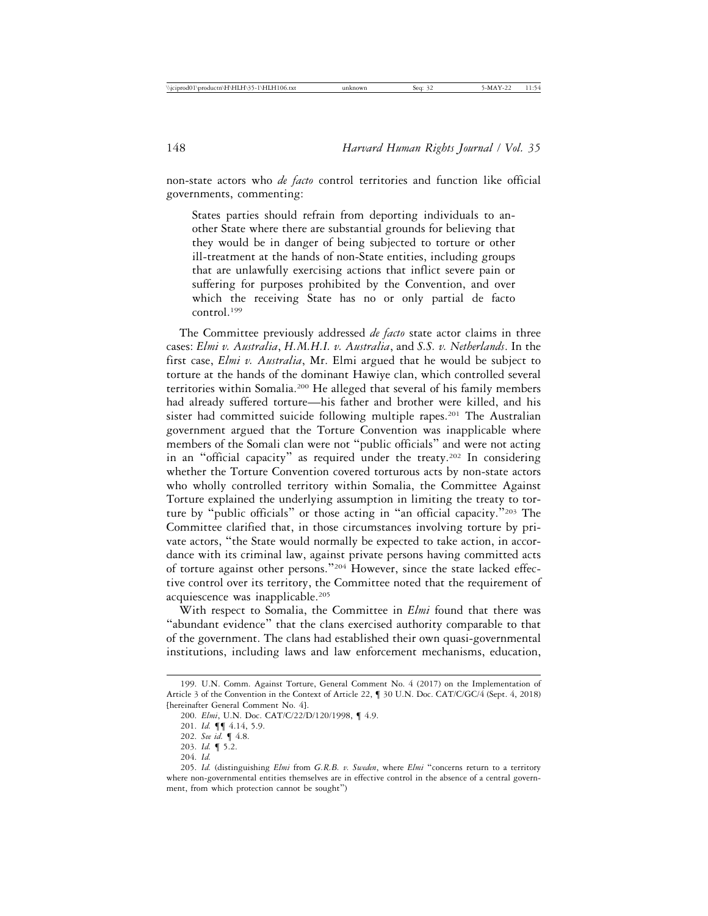non-state actors who *de facto* control territories and function like official governments, commenting:

> States parties should refrain from deporting individuals to another State where there are substantial grounds for believing that they would be in danger of being subjected to torture or other ill-treatment at the hands of non-State entities, including groups that are unlawfully exercising actions that inflict severe pain or suffering for purposes prohibited by the Convention, and over which the receiving State has no or only partial de facto control.[199]

The Committee previously addressed *de facto* state actor claims in three cases: *Elmi v. Australia*, *H.M.H.I. v. Australia*, and *S.S. v. Netherlands*. In the first case, *Elmi v. Australia*, Mr. Elmi argued that he would be subject to torture at the hands of the dominant Hawiye clan, which controlled several territories within Somalia.[200] He alleged that several of his family members had already suffered torture—his father and brother were killed, and his sister had committed suicide following multiple rapes.[201] The Australian government argued that the Torture Convention was inapplicable where members of the Somali clan were not "public officials" and were not acting in an "official capacity" as required under the treaty.[202] In considering whether the Torture Convention covered torturous acts by non-state actors who wholly controlled territory within Somalia, the Committee Against Torture explained the underlying assumption in limiting the treaty to torture by "public officials" or those acting in "an official capacity."[203] The Committee clarified that, in those circumstances involving torture by private actors, "the State would normally be expected to take action, in accordance with its criminal law, against private persons having committed acts of torture against other persons."[204] However, since the state lacked effective control over its territory, the Committee noted that the requirement of acquiescence was inapplicable.[205]

With respect to Somalia, the Committee in *Elmi* found that there was "abundant evidence" that the clans exercised authority comparable to that of the government. The clans had established their own quasi-governmental institutions, including laws and law enforcement mechanisms, education,

---

199. U.N. Comm. Against Torture, General Comment No. 4 (2017) on the Implementation of Article 3 of the Convention in the Context of Article 22, ¶ 30 U.N. Doc. CAT/C/GC/4 (Sept. 4, 2018) [hereinafter General Comment No. 4].

200. *Elmi*, U.N. Doc. CAT/C/22/D/120/1998, ¶ 4.9.

201. *Id.* ¶¶ 4.14, 5.9.

202. *See id.* ¶ 4.8.

203. *Id.* ¶ 5.2.

204. *Id.*

205. *Id.* (distinguishing *Elmi* from *G.R.B. v. Sweden*, where *Elmi* "concerns return to a territory where non-governmental entities themselves are in effective control in the absence of a central government, from which protection cannot be sought")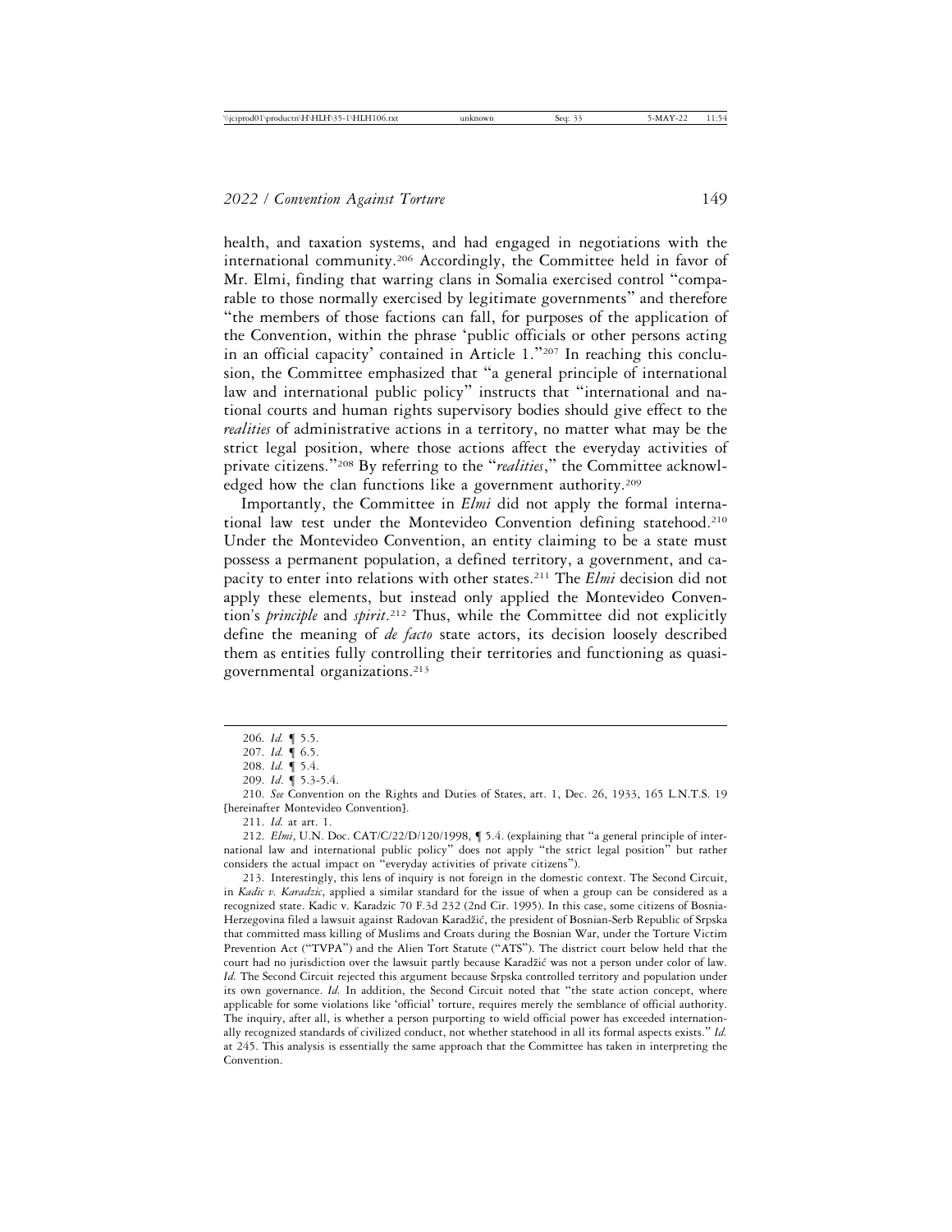health, and taxation systems, and had engaged in negotiations with the international community.[206] Accordingly, the Committee held in favor of Mr. Elmi, finding that warring clans in Somalia exercised control "comparable to those normally exercised by legitimate governments" and therefore "the members of those factions can fall, for purposes of the application of the Convention, within the phrase 'public officials or other persons acting in an official capacity' contained in Article 1."[207] In reaching this conclusion, the Committee emphasized that "a general principle of international law and international public policy" instructs that "international and national courts and human rights supervisory bodies should give effect to the *realities* of administrative actions in a territory, no matter what may be the strict legal position, where those actions affect the everyday activities of private citizens."[208] By referring to the "*realities*," the Committee acknowledged how the clan functions like a government authority.[209]

Importantly, the Committee in *Elmi* did not apply the formal international law test under the Montevideo Convention defining statehood.[210] Under the Montevideo Convention, an entity claiming to be a state must possess a permanent population, a defined territory, a government, and capacity to enter into relations with other states.[211] The *Elmi* decision did not apply these elements, but instead only applied the Montevideo Convention's *principle* and *spirit*.[212] Thus, while the Committee did not explicitly define the meaning of *de facto* state actors, its decision loosely described them as entities fully controlling their territories and functioning as quasi-governmental organizations.[213]

---

206. *Id.* ¶ 5.5.

207. *Id.* ¶ 6.5.

208. *Id.* ¶ 5.4.

209. *Id*. ¶ 5.3-5.4.

210. *See* Convention on the Rights and Duties of States, art. 1, Dec. 26, 1933, 165 L.N.T.S. 19 [hereinafter Montevideo Convention].

211. *Id.* at art. 1.

212. *Elmi*, U.N. Doc. CAT/C/22/D/120/1998, ¶ 5.4. (explaining that "a general principle of international law and international public policy" does not apply "the strict legal position" but rather considers the actual impact on "everyday activities of private citizens").

213. Interestingly, this lens of inquiry is not foreign in the domestic context. The Second Circuit, in *Kadic v. Karadzic*, applied a similar standard for the issue of when a group can be considered as a recognized state. Kadic v. Karadzic 70 F.3d 232 (2nd Cir. 1995). In this case, some citizens of Bosnia-Herzegovina filed a lawsuit against Radovan Karadžić, the president of Bosnian-Serb Republic of Srpska that committed mass killing of Muslims and Croats during the Bosnian War, under the Torture Victim Prevention Act ("TVPA") and the Alien Tort Statute ("ATS"). The district court below held that the court had no jurisdiction over the lawsuit partly because Karadžić was not a person under color of law. *Id.* The Second Circuit rejected this argument because Srpska controlled territory and population under its own governance. *Id.* In addition, the Second Circuit noted that "the state action concept, where applicable for some violations like 'official' torture, requires merely the semblance of official authority. The inquiry, after all, is whether a person purporting to wield official power has exceeded internationally recognized standards of civilized conduct, not whether statehood in all its formal aspects exists." *Id.* at 245. This analysis is essentially the same approach that the Committee has taken in interpreting the Convention.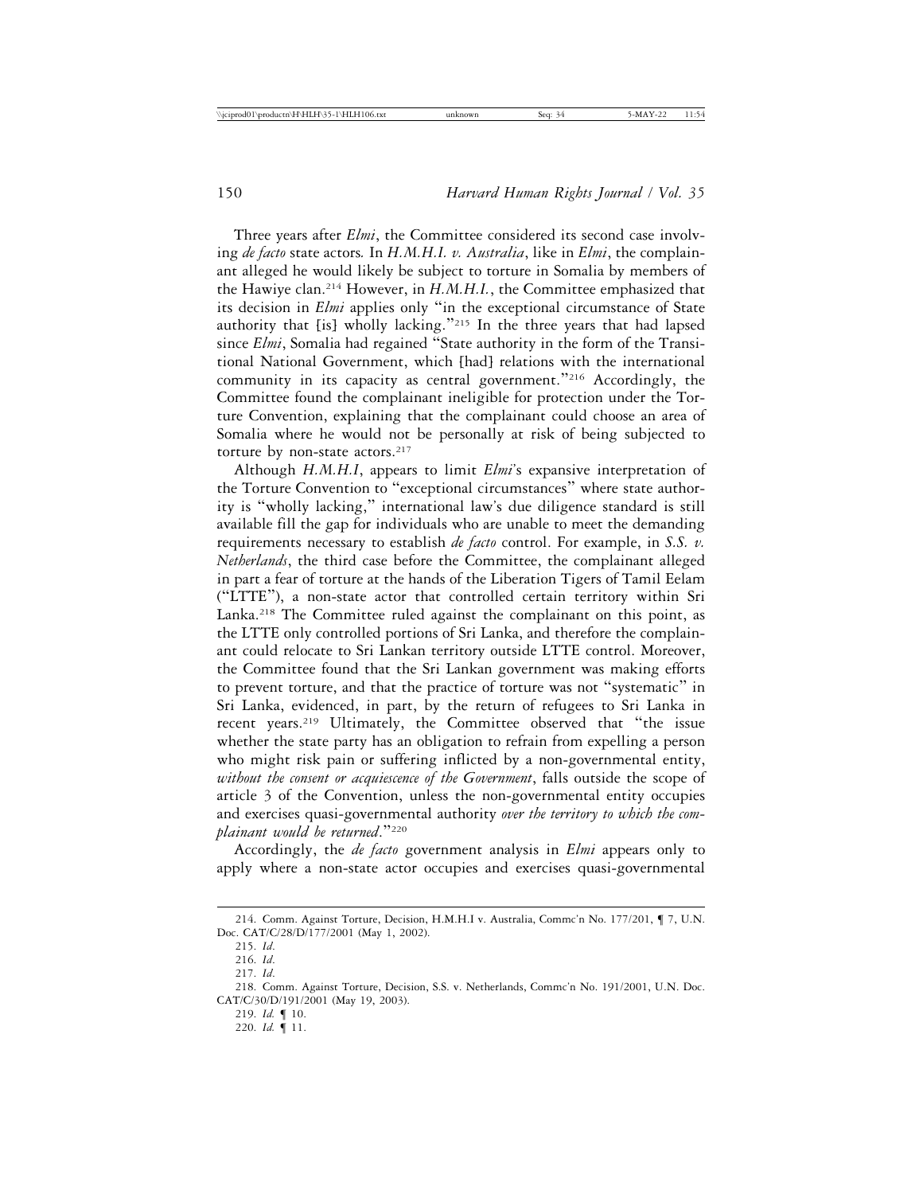Three years after *Elmi*, the Committee considered its second case involving *de facto* state actors. In *H.M.H.I. v. Australia*, like in *Elmi*, the complainant alleged he would likely be subject to torture in Somalia by members of the Hawiye clan.[214] However, in *H.M.H.I.*, the Committee emphasized that its decision in *Elmi* applies only "in the exceptional circumstance of State authority that [is] wholly lacking."[215] In the three years that had lapsed since *Elmi*, Somalia had regained "State authority in the form of the Transitional National Government, which [had] relations with the international community in its capacity as central government."[216] Accordingly, the Committee found the complainant ineligible for protection under the Torture Convention, explaining that the complainant could choose an area of Somalia where he would not be personally at risk of being subjected to torture by non-state actors.[217]

Although *H.M.H.I*, appears to limit *Elmi*'s expansive interpretation of the Torture Convention to "exceptional circumstances" where state authority is "wholly lacking," international law's due diligence standard is still available fill the gap for individuals who are unable to meet the demanding requirements necessary to establish *de facto* control. For example, in *S.S. v. Netherlands*, the third case before the Committee, the complainant alleged in part a fear of torture at the hands of the Liberation Tigers of Tamil Eelam ("LTTE"), a non-state actor that controlled certain territory within Sri Lanka.[218] The Committee ruled against the complainant on this point, as the LTTE only controlled portions of Sri Lanka, and therefore the complainant could relocate to Sri Lankan territory outside LTTE control. Moreover, the Committee found that the Sri Lankan government was making efforts to prevent torture, and that the practice of torture was not "systematic" in Sri Lanka, evidenced, in part, by the return of refugees to Sri Lanka in recent years.[219] Ultimately, the Committee observed that "the issue whether the state party has an obligation to refrain from expelling a person who might risk pain or suffering inflicted by a non-governmental entity, *without the consent or acquiescence of the Government*, falls outside the scope of article 3 of the Convention, unless the non-governmental entity occupies and exercises quasi-governmental authority *over the territory to which the complainant would be returned*."[220]

Accordingly, the *de facto* government analysis in *Elmi* appears only to apply where a non-state actor occupies and exercises quasi-governmental

---

214. Comm. Against Torture, Decision, H.M.H.I v. Australia, Commc'n No. 177/201, ¶ 7, U.N. Doc. CAT/C/28/D/177/2001 (May 1, 2002).

215. *Id.*

216. *Id.*

217. *Id.*

218. Comm. Against Torture, Decision, S.S. v. Netherlands, Commc'n No. 191/2001, U.N. Doc. CAT/C/30/D/191/2001 (May 19, 2003).

219. *Id.* ¶ 10.

220. *Id.* ¶ 11.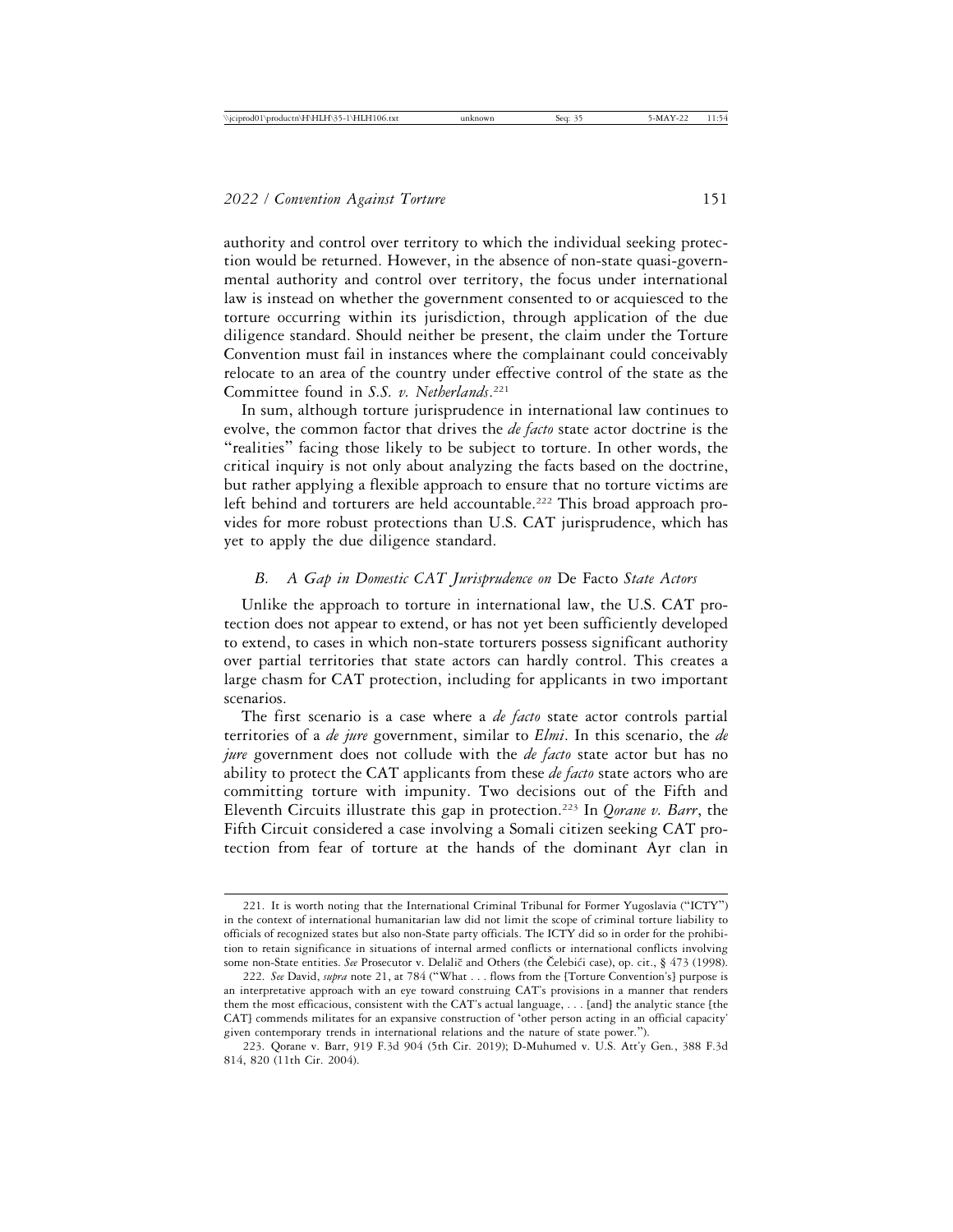authority and control over territory to which the individual seeking protection would be returned. However, in the absence of non-state quasi-governmental authority and control over territory, the focus under international law is instead on whether the government consented to or acquiesced to the torture occurring within its jurisdiction, through application of the due diligence standard. Should neither be present, the claim under the Torture Convention must fail in instances where the complainant could conceivably relocate to an area of the country under effective control of the state as the Committee found in *S.S. v. Netherlands*.[221]

In sum, although torture jurisprudence in international law continues to evolve, the common factor that drives the *de facto* state actor doctrine is the "realities" facing those likely to be subject to torture. In other words, the critical inquiry is not only about analyzing the facts based on the doctrine, but rather applying a flexible approach to ensure that no torture victims are left behind and torturers are held accountable.[222] This broad approach provides for more robust protections than U.S. CAT jurisprudence, which has yet to apply the due diligence standard.

### *B. A Gap in Domestic CAT Jurisprudence on* De Facto *State Actors*

Unlike the approach to torture in international law, the U.S. CAT protection does not appear to extend, or has not yet been sufficiently developed to extend, to cases in which non-state torturers possess significant authority over partial territories that state actors can hardly control. This creates a large chasm for CAT protection, including for applicants in two important scenarios.

The first scenario is a case where a *de facto* state actor controls partial territories of a *de jure* government, similar to *Elmi*. In this scenario, the *de jure* government does not collude with the *de facto* state actor but has no ability to protect the CAT applicants from these *de facto* state actors who are committing torture with impunity. Two decisions out of the Fifth and Eleventh Circuits illustrate this gap in protection.[223] In *Qorane v. Barr*, the Fifth Circuit considered a case involving a Somali citizen seeking CAT protection from fear of torture at the hands of the dominant Ayr clan in

---

221. It is worth noting that the International Criminal Tribunal for Former Yugoslavia ("ICTY") in the context of international humanitarian law did not limit the scope of criminal torture liability to officials of recognized states but also non-State party officials. The ICTY did so in order for the prohibition to retain significance in situations of internal armed conflicts or international conflicts involving some non-State entities. *See* Prosecutor v. Delalič and Others (the Čelebići case), op. cit., § 473 (1998).

222. *See* David, *supra* note 21, at 784 ("What . . . flows from the [Torture Convention's] purpose is an interpretative approach with an eye toward construing CAT's provisions in a manner that renders them the most efficacious, consistent with the CAT's actual language, . . . [and] the analytic stance [the CAT] commends militates for an expansive construction of 'other person acting in an official capacity' given contemporary trends in international relations and the nature of state power.").

223. Qorane v. Barr, 919 F.3d 904 (5th Cir. 2019); D-Muhumed v. U.S. Att'y Gen., 388 F.3d 814, 820 (11th Cir. 2004).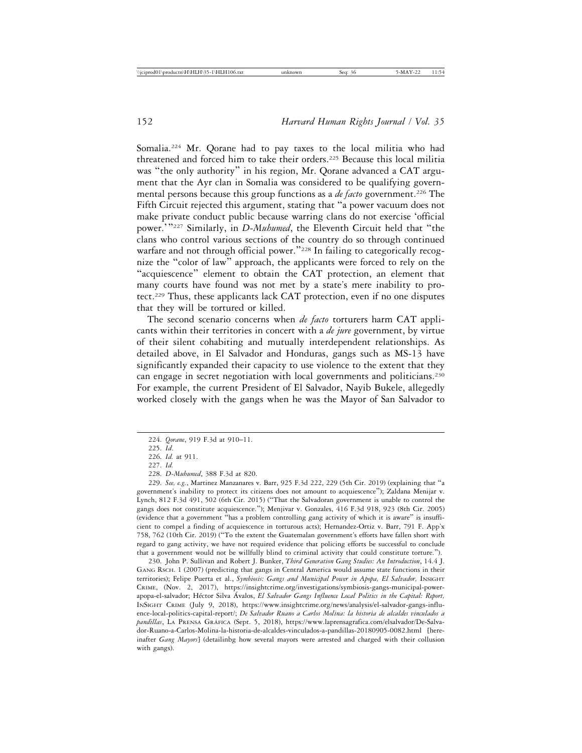Somalia.[224] Mr. Qorane had to pay taxes to the local militia who had threatened and forced him to take their orders.[225] Because this local militia was "the only authority" in his region, Mr. Qorane advanced a CAT argument that the Ayr clan in Somalia was considered to be qualifying governmental persons because this group functions as a *de facto* government.[226] The Fifth Circuit rejected this argument, stating that "a power vacuum does not make private conduct public because warring clans do not exercise 'official power.'"[227] Similarly, in *D-Muhumed*, the Eleventh Circuit held that "the clans who control various sections of the country do so through continued warfare and not through official power."[228] In failing to categorically recognize the "color of law" approach, the applicants were forced to rely on the "acquiescence" element to obtain the CAT protection, an element that many courts have found was not met by a state's mere inability to protect.[229] Thus, these applicants lack CAT protection, even if no one disputes that they will be tortured or killed.

The second scenario concerns when *de facto* torturers harm CAT applicants within their territories in concert with a *de jure* government, by virtue of their silent cohabiting and mutually interdependent relationships. As detailed above, in El Salvador and Honduras, gangs such as MS-13 have significantly expanded their capacity to use violence to the extent that they can engage in secret negotiation with local governments and politicians.[230] For example, the current President of El Salvador, Nayib Bukele, allegedly worked closely with the gangs when he was the Mayor of San Salvador to

---

224. *Qorane*, 919 F.3d at 910–11.

225. *Id*.

226. *Id.* at 911.

227. *Id.*

228. *D-Muhumed*, 388 F.3d at 820.

229. *See, e.g.*, Martinez Manzanares v. Barr, 925 F.3d 222, 229 (5th Cir. 2019) (explaining that "a government's inability to protect its citizens does not amount to acquiescence"); Zaldana Menijar v. Lynch, 812 F.3d 491, 502 (6th Cir. 2015) ("That the Salvadoran government is unable to control the gangs does not constitute acquiescence."); Menjivar v. Gonzales, 416 F.3d 918, 923 (8th Cir. 2005) (evidence that a government "has a problem controlling gang activity of which it is aware" is insufficient to compel a finding of acquiescence in torturous acts); Hernandez-Ortiz v. Barr, 791 F. App'x 758, 762 (10th Cir. 2019) ("To the extent the Guatemalan government's efforts have fallen short with regard to gang activity, we have not required evidence that policing efforts be successful to conclude that a government would not be willfully blind to criminal activity that could constitute torture.").

230. John P. Sullivan and Robert J. Bunker, *Third Generation Gang Studies: An Introduction*, 14.4 J. Gang Rsch. 1 (2007) (predicting that gangs in Central America would assume state functions in their territories); Felipe Puerta et al., *Symbiosis: Gangs and Municipal Power in Apopa, El Salvador,* Insight Crime, (Nov. 2, 2017), https://insightcrime.org/investigations/symbiosis-gangs-municipal-power-apopa-el-salvador; Héctor Silva Ávalos, *El Salvador Gangs Influence Local Politics in the Capital: Report,* InSight Crime (July 9, 2018), https://www.insightcrime.org/news/analysis/el-salvador-gangs-influence-local-politics-capital-report/; *De Salvador Ruano a Carlos Molina: la historia de alcaldes vinculados a pandillas*, La Prensa Gráfica (Sept. 5, 2018), https://www.laprensagrafica.com/elsalvador/De-Salvador-Ruano-a-Carlos-Molina-la-historia-de-alcaldes-vinculados-a-pandillas-20180905-0082.html [hereinafter *Gang Mayors*] (detailinbg how several mayors were arrested and charged with their collusion with gangs).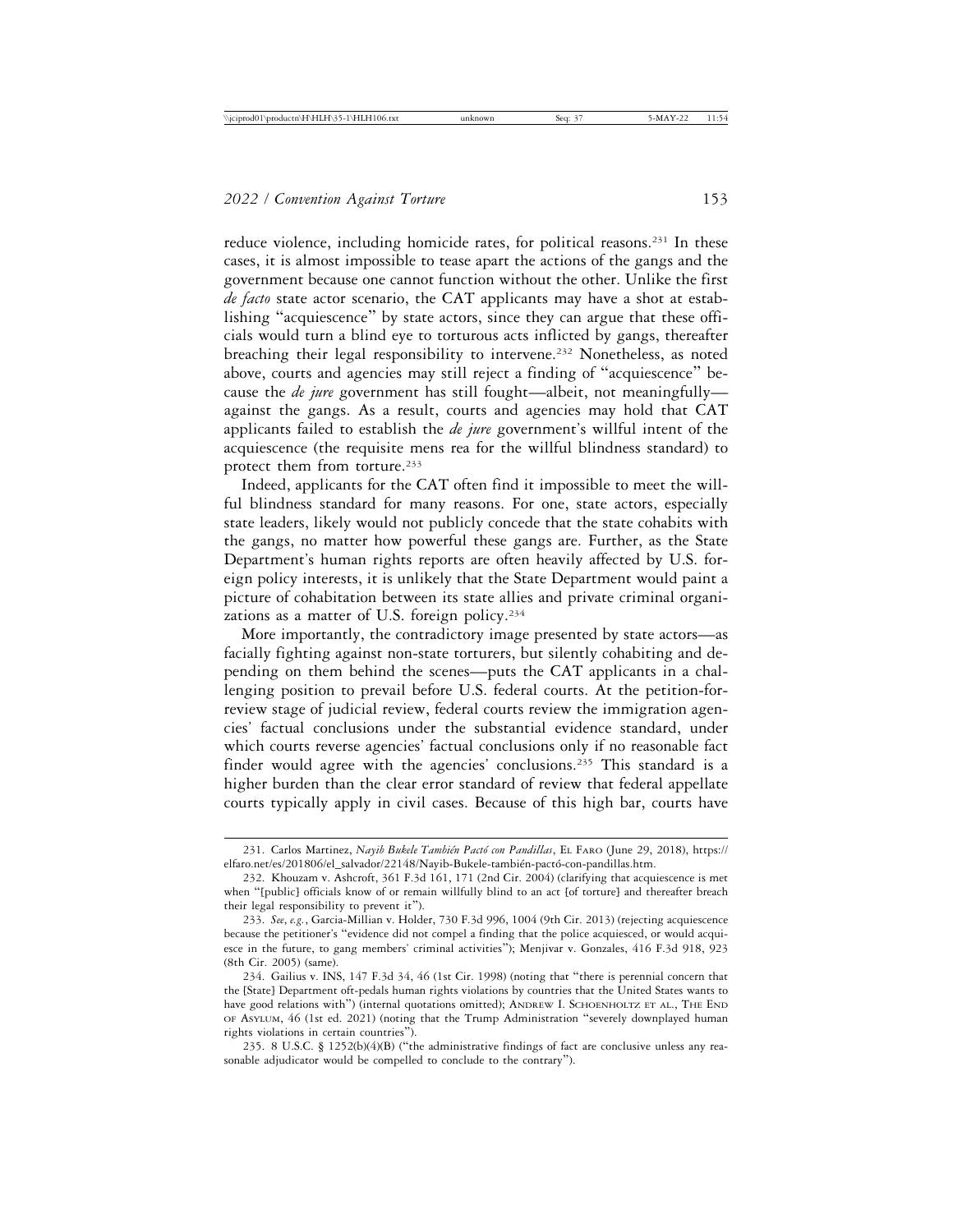reduce violence, including homicide rates, for political reasons.[231] In these cases, it is almost impossible to tease apart the actions of the gangs and the government because one cannot function without the other. Unlike the first *de facto* state actor scenario, the CAT applicants may have a shot at establishing "acquiescence" by state actors, since they can argue that these officials would turn a blind eye to torturous acts inflicted by gangs, thereafter breaching their legal responsibility to intervene.[232] Nonetheless, as noted above, courts and agencies may still reject a finding of "acquiescence" because the *de jure* government has still fought—albeit, not meaningfully—against the gangs. As a result, courts and agencies may hold that CAT applicants failed to establish the *de jure* government's willful intent of the acquiescence (the requisite mens rea for the willful blindness standard) to protect them from torture.[233]

Indeed, applicants for the CAT often find it impossible to meet the willful blindness standard for many reasons. For one, state actors, especially state leaders, likely would not publicly concede that the state cohabits with the gangs, no matter how powerful these gangs are. Further, as the State Department's human rights reports are often heavily affected by U.S. foreign policy interests, it is unlikely that the State Department would paint a picture of cohabitation between its state allies and private criminal organizations as a matter of U.S. foreign policy.[234]

More importantly, the contradictory image presented by state actors—as facially fighting against non-state torturers, but silently cohabiting and depending on them behind the scenes—puts the CAT applicants in a challenging position to prevail before U.S. federal courts. At the petition-for-review stage of judicial review, federal courts review the immigration agencies' factual conclusions under the substantial evidence standard, under which courts reverse agencies' factual conclusions only if no reasonable fact finder would agree with the agencies' conclusions.[235] This standard is a higher burden than the clear error standard of review that federal appellate courts typically apply in civil cases. Because of this high bar, courts have

---

231. Carlos Martinez, *Nayib Bukele También Pactó con Pandillas*, El Faro (June 29, 2018), https://elfaro.net/es/201806/el_salvador/22148/Nayib-Bukele-también-pactó-con-pandillas.htm.

232. Khouzam v. Ashcroft, 361 F.3d 161, 171 (2nd Cir. 2004) (clarifying that acquiescence is met when "[public] officials know of or remain willfully blind to an act [of torture] and thereafter breach their legal responsibility to prevent it").

233. *See, e.g.*, Garcia-Millian v. Holder, 730 F.3d 996, 1004 (9th Cir. 2013) (rejecting acquiescence because the petitioner's "evidence did not compel a finding that the police acquiesced, or would acquiesce in the future, to gang members' criminal activities"); Menjivar v. Gonzales, 416 F.3d 918, 923 (8th Cir. 2005) (same).

234. Gailius v. INS, 147 F.3d 34, 46 (1st Cir. 1998) (noting that "there is perennial concern that the [State] Department oft-pedals human rights violations by countries that the United States wants to have good relations with") (internal quotations omitted); Andrew I. Schoenholtz et al., The End of Asylum, 46 (1st ed. 2021) (noting that the Trump Administration "severely downplayed human rights violations in certain countries").

235. 8 U.S.C. § 1252(b)(4)(B) ("the administrative findings of fact are conclusive unless any reasonable adjudicator would be compelled to conclude to the contrary").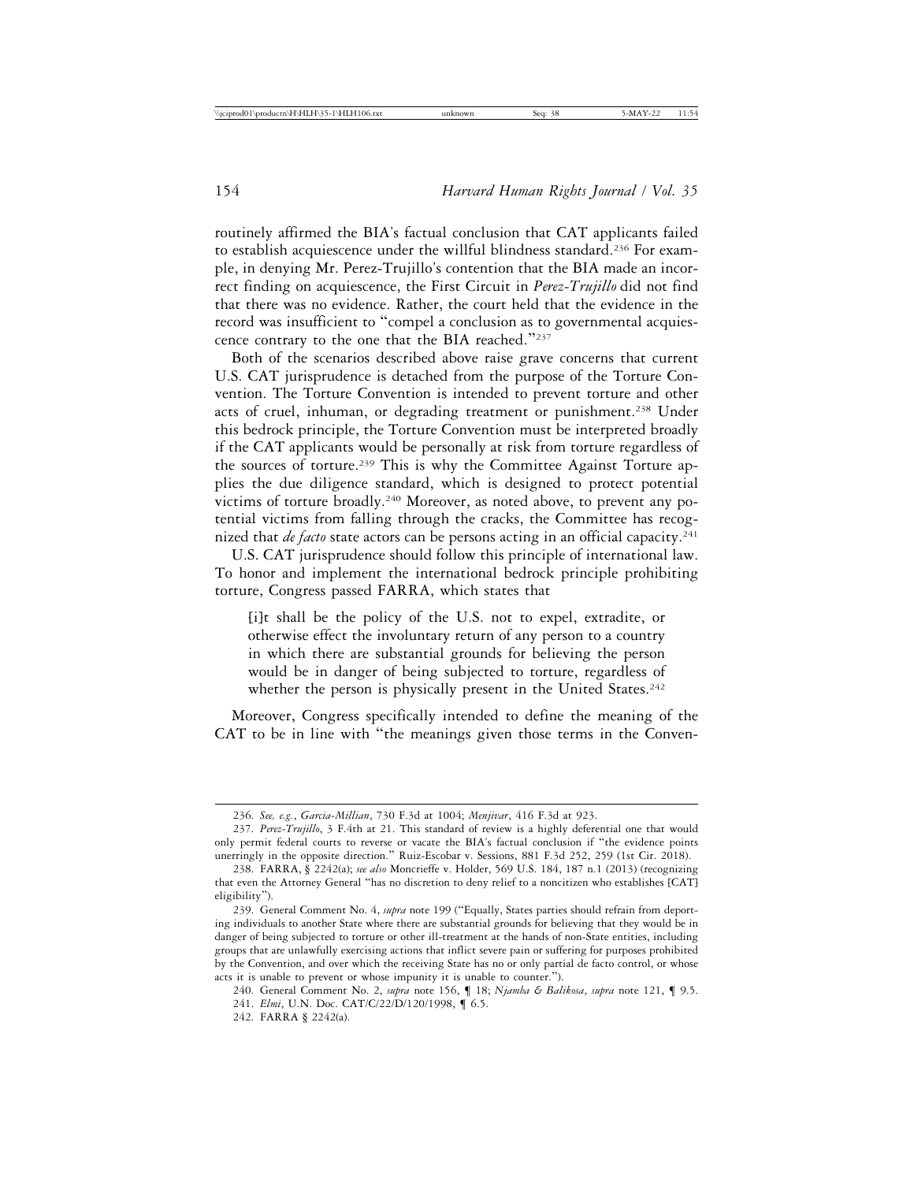routinely affirmed the BIA's factual conclusion that CAT applicants failed to establish acquiescence under the willful blindness standard.[236] For example, in denying Mr. Perez-Trujillo's contention that the BIA made an incorrect finding on acquiescence, the First Circuit in *Perez-Trujillo* did not find that there was no evidence. Rather, the court held that the evidence in the record was insufficient to "compel a conclusion as to governmental acquiescence contrary to the one that the BIA reached."[237]

Both of the scenarios described above raise grave concerns that current U.S. CAT jurisprudence is detached from the purpose of the Torture Convention. The Torture Convention is intended to prevent torture and other acts of cruel, inhuman, or degrading treatment or punishment.[238] Under this bedrock principle, the Torture Convention must be interpreted broadly if the CAT applicants would be personally at risk from torture regardless of the sources of torture.[239] This is why the Committee Against Torture applies the due diligence standard, which is designed to protect potential victims of torture broadly.[240] Moreover, as noted above, to prevent any potential victims from falling through the cracks, the Committee has recognized that *de facto* state actors can be persons acting in an official capacity.[241]

U.S. CAT jurisprudence should follow this principle of international law. To honor and implement the international bedrock principle prohibiting torture, Congress passed FARRA, which states that

> [i]t shall be the policy of the U.S. not to expel, extradite, or otherwise effect the involuntary return of any person to a country in which there are substantial grounds for believing the person would be in danger of being subjected to torture, regardless of whether the person is physically present in the United States.[242]

Moreover, Congress specifically intended to define the meaning of the CAT to be in line with "the meanings given those terms in the Conven-

---

236. *See, e.g.*, *Garcia-Millian*, 730 F.3d at 1004; *Menjivar*, 416 F.3d at 923.

237. *Perez-Trujillo*, 3 F.4th at 21. This standard of review is a highly deferential one that would only permit federal courts to reverse or vacate the BIA's factual conclusion if "the evidence points unerringly in the opposite direction." Ruiz-Escobar v. Sessions, 881 F.3d 252, 259 (1st Cir. 2018).

238. FARRA, § 2242(a); *see also* Moncrieffe v. Holder, 569 U.S. 184, 187 n.1 (2013) (recognizing that even the Attorney General "has no discretion to deny relief to a noncitizen who establishes [CAT] eligibility").

239. General Comment No. 4, *supra* note 199 ("Equally, States parties should refrain from deporting individuals to another State where there are substantial grounds for believing that they would be in danger of being subjected to torture or other ill-treatment at the hands of non-State entities, including groups that are unlawfully exercising actions that inflict severe pain or suffering for purposes prohibited by the Convention, and over which the receiving State has no or only partial de facto control, or whose acts it is unable to prevent or whose impunity it is unable to counter.").

240. General Comment No. 2, *supra* note 156, ¶ 18; *Njamba & Balikosa*, *supra* note 121, ¶ 9.5.

241. *Elmi*, U.N. Doc. CAT/C/22/D/120/1998, ¶ 6.5.

242. FARRA § 2242(a).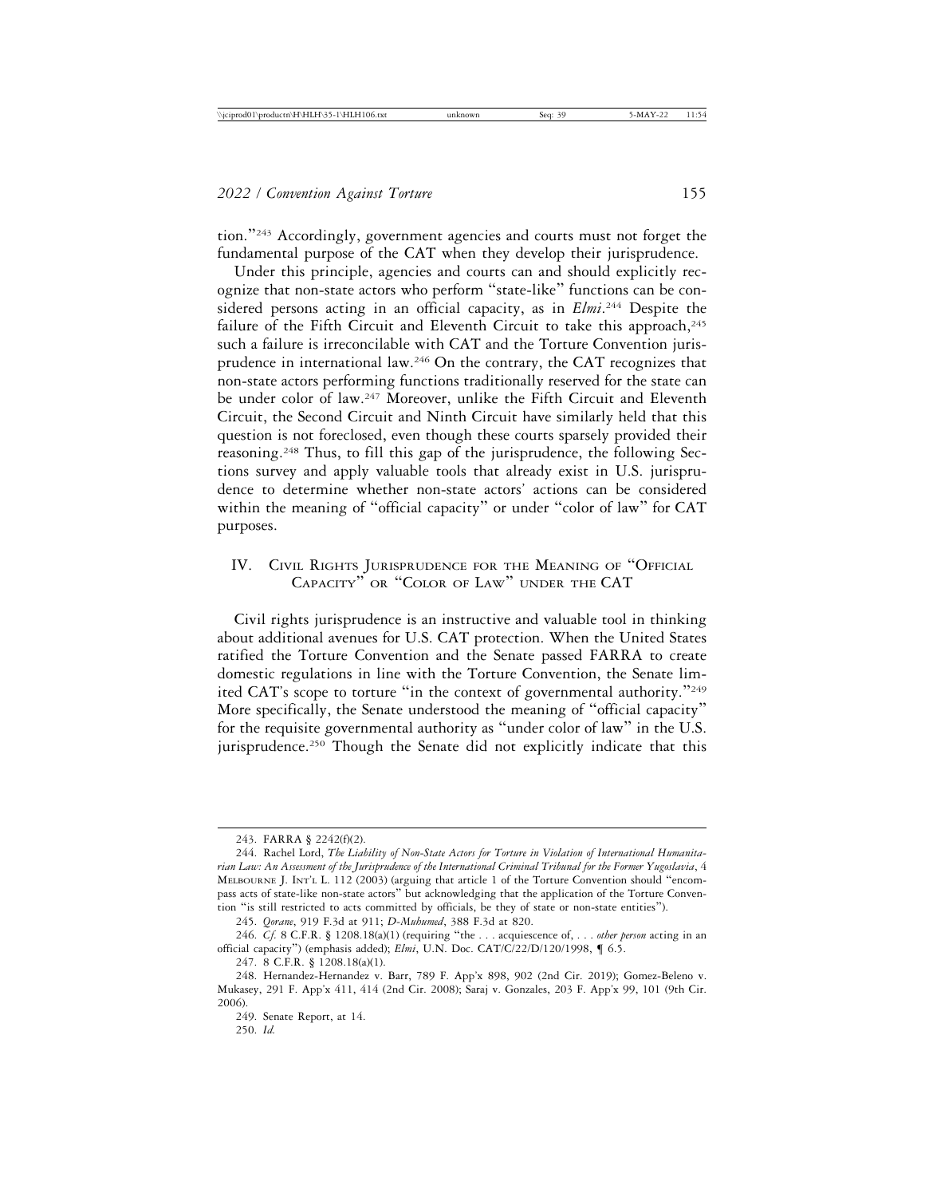tion."[243] Accordingly, government agencies and courts must not forget the fundamental purpose of the CAT when they develop their jurisprudence.

Under this principle, agencies and courts can and should explicitly recognize that non-state actors who perform "state-like" functions can be considered persons acting in an official capacity, as in *Elmi*.[244] Despite the failure of the Fifth Circuit and Eleventh Circuit to take this approach,[245] such a failure is irreconcilable with CAT and the Torture Convention jurisprudence in international law.[246] On the contrary, the CAT recognizes that non-state actors performing functions traditionally reserved for the state can be under color of law.[247] Moreover, unlike the Fifth Circuit and Eleventh Circuit, the Second Circuit and Ninth Circuit have similarly held that this question is not foreclosed, even though these courts sparsely provided their reasoning.[248] Thus, to fill this gap of the jurisprudence, the following Sections survey and apply valuable tools that already exist in U.S. jurisprudence to determine whether non-state actors' actions can be considered within the meaning of "official capacity" or under "color of law" for CAT purposes.

## IV. Civil Rights Jurisprudence for the Meaning of "Official Capacity" or "Color of Law" under the CAT

Civil rights jurisprudence is an instructive and valuable tool in thinking about additional avenues for U.S. CAT protection. When the United States ratified the Torture Convention and the Senate passed FARRA to create domestic regulations in line with the Torture Convention, the Senate limited CAT's scope to torture "in the context of governmental authority."[249] More specifically, the Senate understood the meaning of "official capacity" for the requisite governmental authority as "under color of law" in the U.S. jurisprudence.[250] Though the Senate did not explicitly indicate that this

---

243. FARRA § 2242(f)(2).

244. Rachel Lord, *The Liability of Non-State Actors for Torture in Violation of International Humanitarian Law: An Assessment of the Jurisprudence of the International Criminal Tribunal for the Former Yugoslavia*, 4 Melbourne J. Int'l L. 112 (2003) (arguing that article 1 of the Torture Convention should "encompass acts of state-like non-state actors" but acknowledging that the application of the Torture Convention "is still restricted to acts committed by officials, be they of state or non-state entities").

245. *Qorane*, 919 F.3d at 911; *D-Muhumed*, 388 F.3d at 820.

246. *Cf.* 8 C.F.R. § 1208.18(a)(1) (requiring "the . . . acquiescence of, . . . *other person* acting in an official capacity") (emphasis added); *Elmi*, U.N. Doc. CAT/C/22/D/120/1998, ¶ 6.5.

247. 8 C.F.R. § 1208.18(a)(1).

248. Hernandez-Hernandez v. Barr, 789 F. App'x 898, 902 (2nd Cir. 2019); Gomez-Beleno v. Mukasey, 291 F. App'x 411, 414 (2nd Cir. 2008); Saraj v. Gonzales, 203 F. App'x 99, 101 (9th Cir. 2006).

249. Senate Report, at 14.

250. *Id.*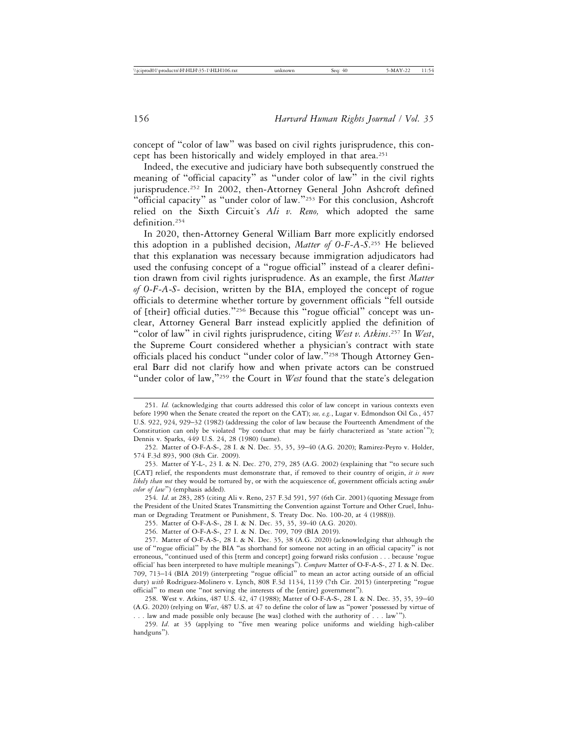concept of "color of law" was based on civil rights jurisprudence, this concept has been historically and widely employed in that area.[251]

Indeed, the executive and judiciary have both subsequently construed the meaning of "official capacity" as "under color of law" in the civil rights jurisprudence.[252] In 2002, then-Attorney General John Ashcroft defined "official capacity" as "under color of law."[253] For this conclusion, Ashcroft relied on the Sixth Circuit's *Ali v. Reno,* which adopted the same definition.[254]

In 2020, then-Attorney General William Barr more explicitly endorsed this adoption in a published decision, *Matter of O-F-A-S*.[255] He believed that this explanation was necessary because immigration adjudicators had used the confusing concept of a "rogue official" instead of a clearer definition drawn from civil rights jurisprudence. As an example, the first *Matter of O-F-A-S-* decision, written by the BIA, employed the concept of rogue officials to determine whether torture by government officials "fell outside of [their] official duties."[256] Because this "rogue official" concept was unclear, Attorney General Barr instead explicitly applied the definition of "color of law" in civil rights jurisprudence, citing *West v. Atkins*.[257] In *West*, the Supreme Court considered whether a physician's contract with state officials placed his conduct "under color of law."[258] Though Attorney General Barr did not clarify how and when private actors can be construed "under color of law,"[259] the Court in *West* found that the state's delegation

---

251. *Id.* (acknowledging that courts addressed this color of law concept in various contexts even before 1990 when the Senate created the report on the CAT); *see, e.g.*, Lugar v. Edmondson Oil Co., 457 U.S. 922, 924, 929–32 (1982) (addressing the color of law because the Fourteenth Amendment of the Constitution can only be violated "by conduct that may be fairly characterized as 'state action'"); Dennis v. Sparks, 449 U.S. 24, 28 (1980) (same).

252. Matter of O-F-A-S-, 28 I. & N. Dec. 35, 35, 39–40 (A.G. 2020); Ramirez-Peyro v. Holder, 574 F.3d 893, 900 (8th Cir. 2009).

253. Matter of Y-L-, 23 I. & N. Dec. 270, 279, 285 (A.G. 2002) (explaining that "to secure such [CAT] relief, the respondents must demonstrate that, if removed to their country of origin, *it is more likely than not* they would be tortured by, or with the acquiescence of, government officials acting *under color of law*") (emphasis added).

254. *Id*. at 283, 285 (citing Ali v. Reno, 237 F.3d 591, 597 (6th Cir. 2001) (quoting Message from the President of the United States Transmitting the Convention against Torture and Other Cruel, Inhuman or Degrading Treatment or Punishment, S. Treaty Doc. No. 100-20, at 4 (1988))).

255. Matter of O-F-A-S-, 28 I. & N. Dec. 35, 35, 39-40 (A.G. 2020).

256. Matter of O-F-A-S-, 27 I. & N. Dec. 709, 709 (BIA 2019).

257. Matter of O-F-A-S-, 28 I. & N. Dec. 35, 38 (A.G. 2020) (acknowledging that although the use of "rogue official" by the BIA "as shorthand for someone not acting in an official capacity" is not erroneous, "continued used of this [term and concept] going forward risks confusion . . . because 'rogue official' has been interpreted to have multiple meanings"). *Compare* Matter of O-F-A-S-, 27 I. & N. Dec. 709, 713–14 (BIA 2019) (interpreting "rogue official" to mean an actor acting outside of an official duty) *with* Rodriguez-Molinero v. Lynch, 808 F.3d 1134, 1139 (7th Cir. 2015) (interpreting "rogue official" to mean one "not serving the interests of the [entire] government").

258. West v. Atkins, 487 U.S. 42, 47 (1988); Matter of O-F-A-S-, 28 I. & N. Dec. 35, 35, 39–40 (A.G. 2020) (relying on *West*, 487 U.S. at 47 to define the color of law as "power 'possessed by virtue of . . . law and made possible only because [he was] clothed with the authority of . . . law'").

259. *Id*. at 35 (applying to "five men wearing police uniforms and wielding high-caliber handguns").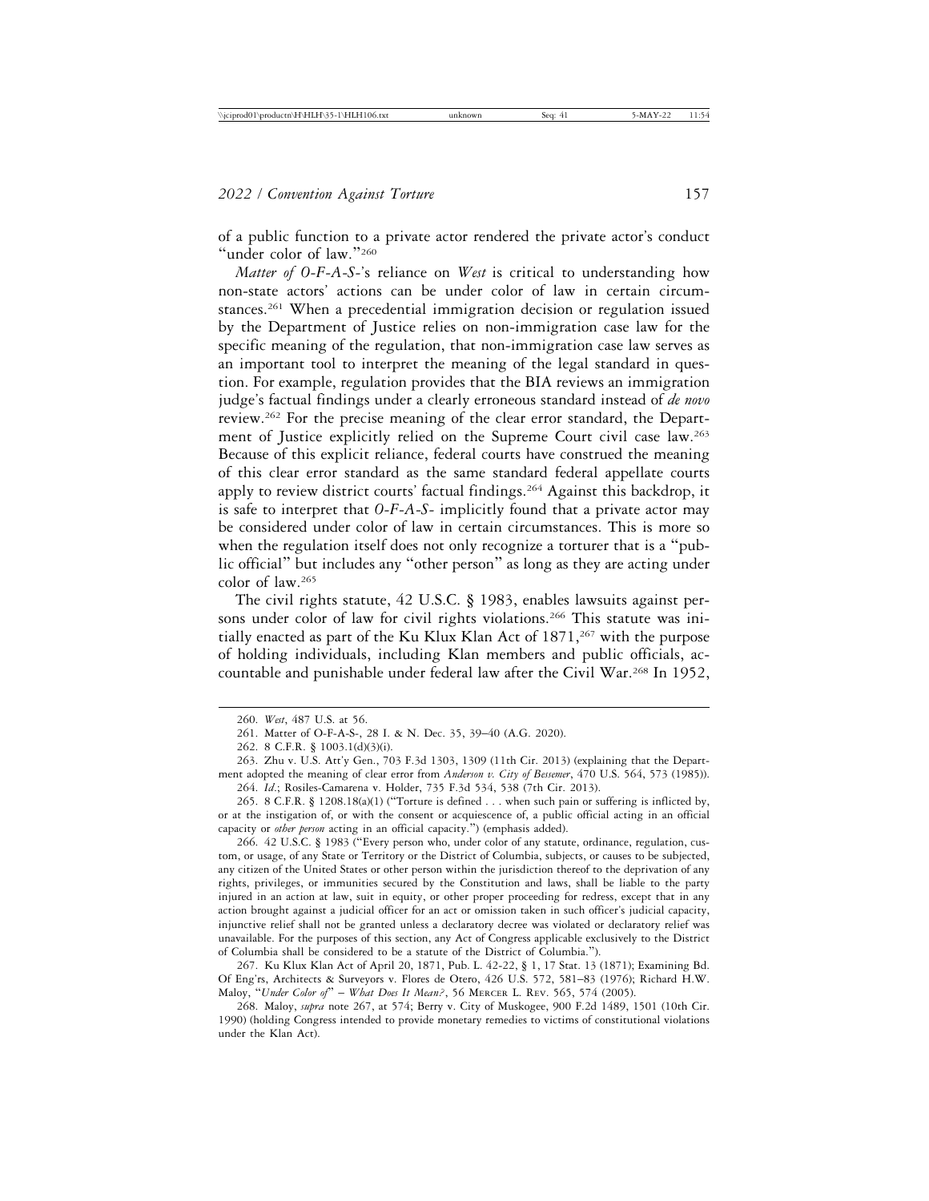of a public function to a private actor rendered the private actor's conduct "under color of law."[260]

*Matter of O-F-A-S-*'s reliance on *West* is critical to understanding how non-state actors' actions can be under color of law in certain circumstances.[261] When a precedential immigration decision or regulation issued by the Department of Justice relies on non-immigration case law for the specific meaning of the regulation, that non-immigration case law serves as an important tool to interpret the meaning of the legal standard in question. For example, regulation provides that the BIA reviews an immigration judge's factual findings under a clearly erroneous standard instead of *de novo* review.[262] For the precise meaning of the clear error standard, the Department of Justice explicitly relied on the Supreme Court civil case law.[263] Because of this explicit reliance, federal courts have construed the meaning of this clear error standard as the same standard federal appellate courts apply to review district courts' factual findings.[264] Against this backdrop, it is safe to interpret that *O-F-A-S-* implicitly found that a private actor may be considered under color of law in certain circumstances. This is more so when the regulation itself does not only recognize a torturer that is a "public official" but includes any "other person" as long as they are acting under color of law.[265]

The civil rights statute, 42 U.S.C. § 1983, enables lawsuits against persons under color of law for civil rights violations.[266] This statute was initially enacted as part of the Ku Klux Klan Act of 1871,[267] with the purpose of holding individuals, including Klan members and public officials, accountable and punishable under federal law after the Civil War.[268] In 1952,

---

260. *West*, 487 U.S. at 56.

261. Matter of O-F-A-S-, 28 I. & N. Dec. 35, 39–40 (A.G. 2020).

262. 8 C.F.R. § 1003.1(d)(3)(i).

263. Zhu v. U.S. Att'y Gen., 703 F.3d 1303, 1309 (11th Cir. 2013) (explaining that the Department adopted the meaning of clear error from *Anderson v. City of Bessemer*, 470 U.S. 564, 573 (1985)).

264. *Id.*; Rosiles-Camarena v. Holder, 735 F.3d 534, 538 (7th Cir. 2013).

265. 8 C.F.R. § 1208.18(a)(1) ("Torture is defined . . . when such pain or suffering is inflicted by, or at the instigation of, or with the consent or acquiescence of, a public official acting in an official capacity or *other person* acting in an official capacity.") (emphasis added).

266. 42 U.S.C. § 1983 ("Every person who, under color of any statute, ordinance, regulation, custom, or usage, of any State or Territory or the District of Columbia, subjects, or causes to be subjected, any citizen of the United States or other person within the jurisdiction thereof to the deprivation of any rights, privileges, or immunities secured by the Constitution and laws, shall be liable to the party injured in an action at law, suit in equity, or other proper proceeding for redress, except that in any action brought against a judicial officer for an act or omission taken in such officer's judicial capacity, injunctive relief shall not be granted unless a declaratory decree was violated or declaratory relief was unavailable. For the purposes of this section, any Act of Congress applicable exclusively to the District of Columbia shall be considered to be a statute of the District of Columbia.").

267. Ku Klux Klan Act of April 20, 1871, Pub. L. 42-22, § 1, 17 Stat. 13 (1871); Examining Bd. Of Eng'rs, Architects & Surveyors v. Flores de Otero, 426 U.S. 572, 581–83 (1976); Richard H.W. Maloy, "*Under Color of*" – *What Does It Mean?*, 56 MERCER L. REV. 565, 574 (2005).

268. Maloy, *supra* note 267, at 574; Berry v. City of Muskogee, 900 F.2d 1489, 1501 (10th Cir. 1990) (holding Congress intended to provide monetary remedies to victims of constitutional violations under the Klan Act).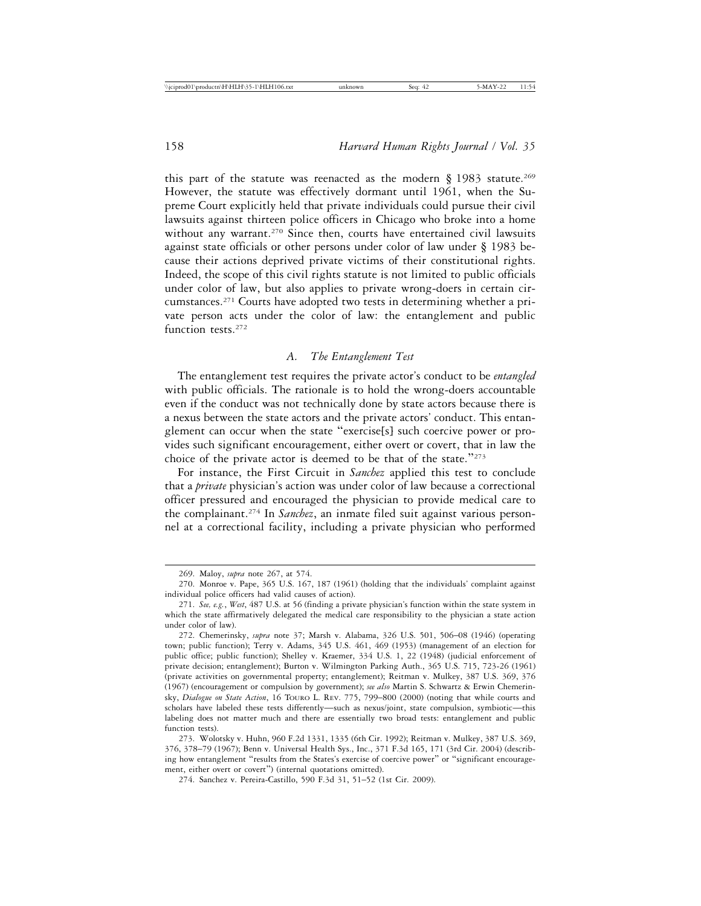this part of the statute was reenacted as the modern § 1983 statute.[269] However, the statute was effectively dormant until 1961, when the Supreme Court explicitly held that private individuals could pursue their civil lawsuits against thirteen police officers in Chicago who broke into a home without any warrant.[270] Since then, courts have entertained civil lawsuits against state officials or other persons under color of law under § 1983 because their actions deprived private victims of their constitutional rights. Indeed, the scope of this civil rights statute is not limited to public officials under color of law, but also applies to private wrong-doers in certain circumstances.[271] Courts have adopted two tests in determining whether a private person acts under the color of law: the entanglement and public function tests.[272]

### A. The Entanglement Test

The entanglement test requires the private actor's conduct to be *entangled* with public officials. The rationale is to hold the wrong-doers accountable even if the conduct was not technically done by state actors because there is a nexus between the state actors and the private actors' conduct. This entanglement can occur when the state "exercise[s] such coercive power or provides such significant encouragement, either overt or covert, that in law the choice of the private actor is deemed to be that of the state."[273]

For instance, the First Circuit in *Sanchez* applied this test to conclude that a *private* physician's action was under color of law because a correctional officer pressured and encouraged the physician to provide medical care to the complainant.[274] In *Sanchez*, an inmate filed suit against various personnel at a correctional facility, including a private physician who performed

---

269. Maloy, *supra* note 267, at 574.

270. Monroe v. Pape, 365 U.S. 167, 187 (1961) (holding that the individuals' complaint against individual police officers had valid causes of action).

271. *See, e.g.*, *West*, 487 U.S. at 56 (finding a private physician's function within the state system in which the state affirmatively delegated the medical care responsibility to the physician a state action under color of law).

272. Chemerinsky, *supra* note 37; Marsh v. Alabama, 326 U.S. 501, 506–08 (1946) (operating town; public function); Terry v. Adams, 345 U.S. 461, 469 (1953) (management of an election for public office; public function); Shelley v. Kraemer, 334 U.S. 1, 22 (1948) (judicial enforcement of private decision; entanglement); Burton v. Wilmington Parking Auth., 365 U.S. 715, 723-26 (1961) (private activities on governmental property; entanglement); Reitman v. Mulkey, 387 U.S. 369, 376 (1967) (encouragement or compulsion by government); *see also* Martin S. Schwartz & Erwin Chemerinsky, *Dialogue on State Action*, 16 Touro L. Rev. 775, 799–800 (2000) (noting that while courts and scholars have labeled these tests differently—such as nexus/joint, state compulsion, symbiotic—this labeling does not matter much and there are essentially two broad tests: entanglement and public function tests).

273. Wolotsky v. Huhn, 960 F.2d 1331, 1335 (6th Cir. 1992); Reitman v. Mulkey, 387 U.S. 369, 376, 378–79 (1967); Benn v. Universal Health Sys., Inc., 371 F.3d 165, 171 (3rd Cir. 2004) (describing how entanglement "results from the States's exercise of coercive power" or "significant encouragement, either overt or covert") (internal quotations omitted).

274. Sanchez v. Pereira-Castillo, 590 F.3d 31, 51–52 (1st Cir. 2009).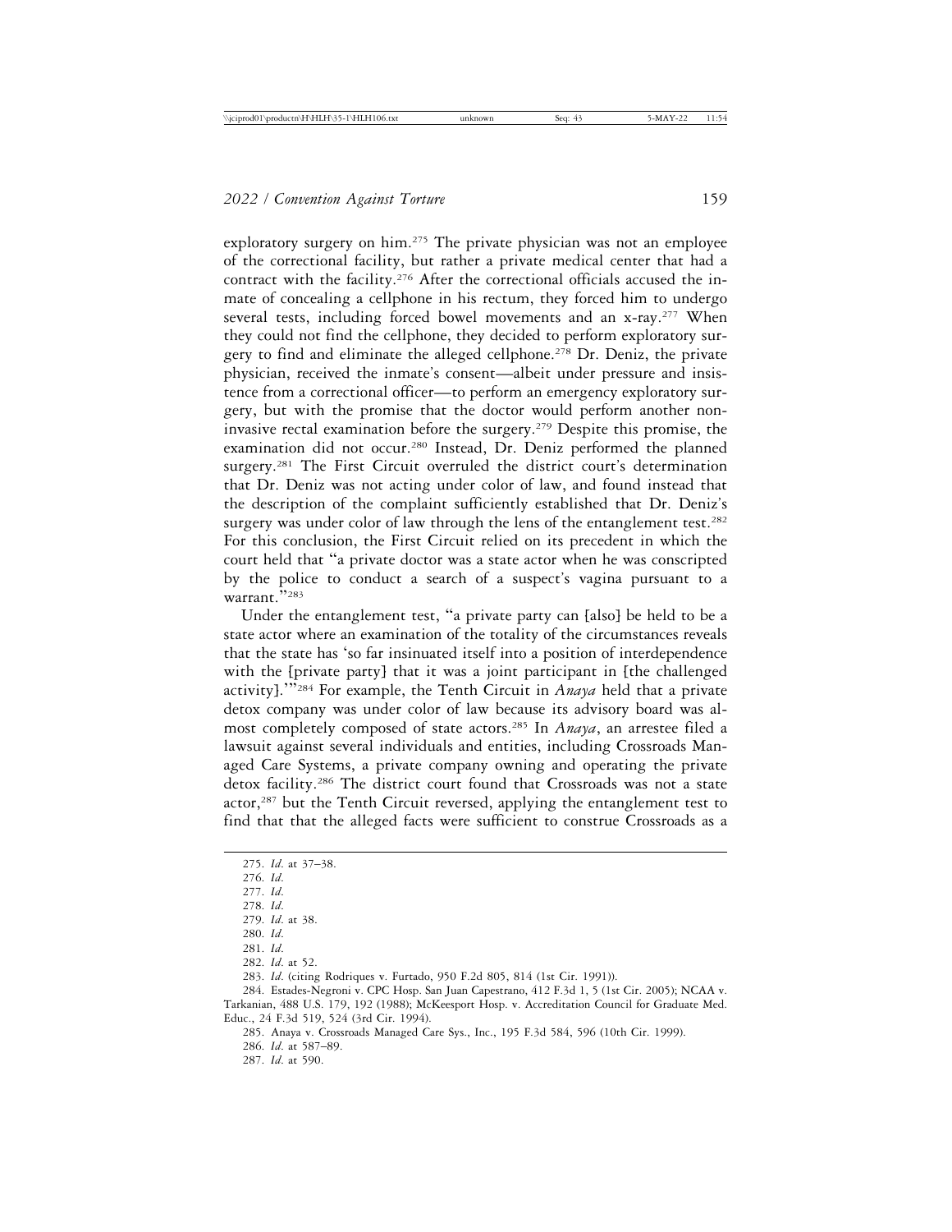exploratory surgery on him.[275] The private physician was not an employee of the correctional facility, but rather a private medical center that had a contract with the facility.[276] After the correctional officials accused the inmate of concealing a cellphone in his rectum, they forced him to undergo several tests, including forced bowel movements and an x-ray.[277] When they could not find the cellphone, they decided to perform exploratory surgery to find and eliminate the alleged cellphone.[278] Dr. Deniz, the private physician, received the inmate's consent—albeit under pressure and insistence from a correctional officer—to perform an emergency exploratory surgery, but with the promise that the doctor would perform another non-invasive rectal examination before the surgery.[279] Despite this promise, the examination did not occur.[280] Instead, Dr. Deniz performed the planned surgery.[281] The First Circuit overruled the district court's determination that Dr. Deniz was not acting under color of law, and found instead that the description of the complaint sufficiently established that Dr. Deniz's surgery was under color of law through the lens of the entanglement test.[282] For this conclusion, the First Circuit relied on its precedent in which the court held that "a private doctor was a state actor when he was conscripted by the police to conduct a search of a suspect's vagina pursuant to a warrant."[283]

Under the entanglement test, "a private party can [also] be held to be a state actor where an examination of the totality of the circumstances reveals that the state has 'so far insinuated itself into a position of interdependence with the [private party] that it was a joint participant in [the challenged activity].'"[284] For example, the Tenth Circuit in *Anaya* held that a private detox company was under color of law because its advisory board was almost completely composed of state actors.[285] In *Anaya*, an arrestee filed a lawsuit against several individuals and entities, including Crossroads Managed Care Systems, a private company owning and operating the private detox facility.[286] The district court found that Crossroads was not a state actor,[287] but the Tenth Circuit reversed, applying the entanglement test to find that that the alleged facts were sufficient to construe Crossroads as a

275. *Id.* at 37–38.

276. *Id.*

277. *Id.*

278. *Id.*

279. *Id.* at 38.

280. *Id.*

281. *Id.*

282. *Id.* at 52.

283. *Id.* (citing Rodriques v. Furtado, 950 F.2d 805, 814 (1st Cir. 1991)).

284. Estades-Negroni v. CPC Hosp. San Juan Capestrano, 412 F.3d 1, 5 (1st Cir. 2005); NCAA v. Tarkanian, 488 U.S. 179, 192 (1988); McKeesport Hosp. v. Accreditation Council for Graduate Med. Educ., 24 F.3d 519, 524 (3rd Cir. 1994).

285. Anaya v. Crossroads Managed Care Sys., Inc., 195 F.3d 584, 596 (10th Cir. 1999).

286. *Id.* at 587–89.

287. *Id.* at 590.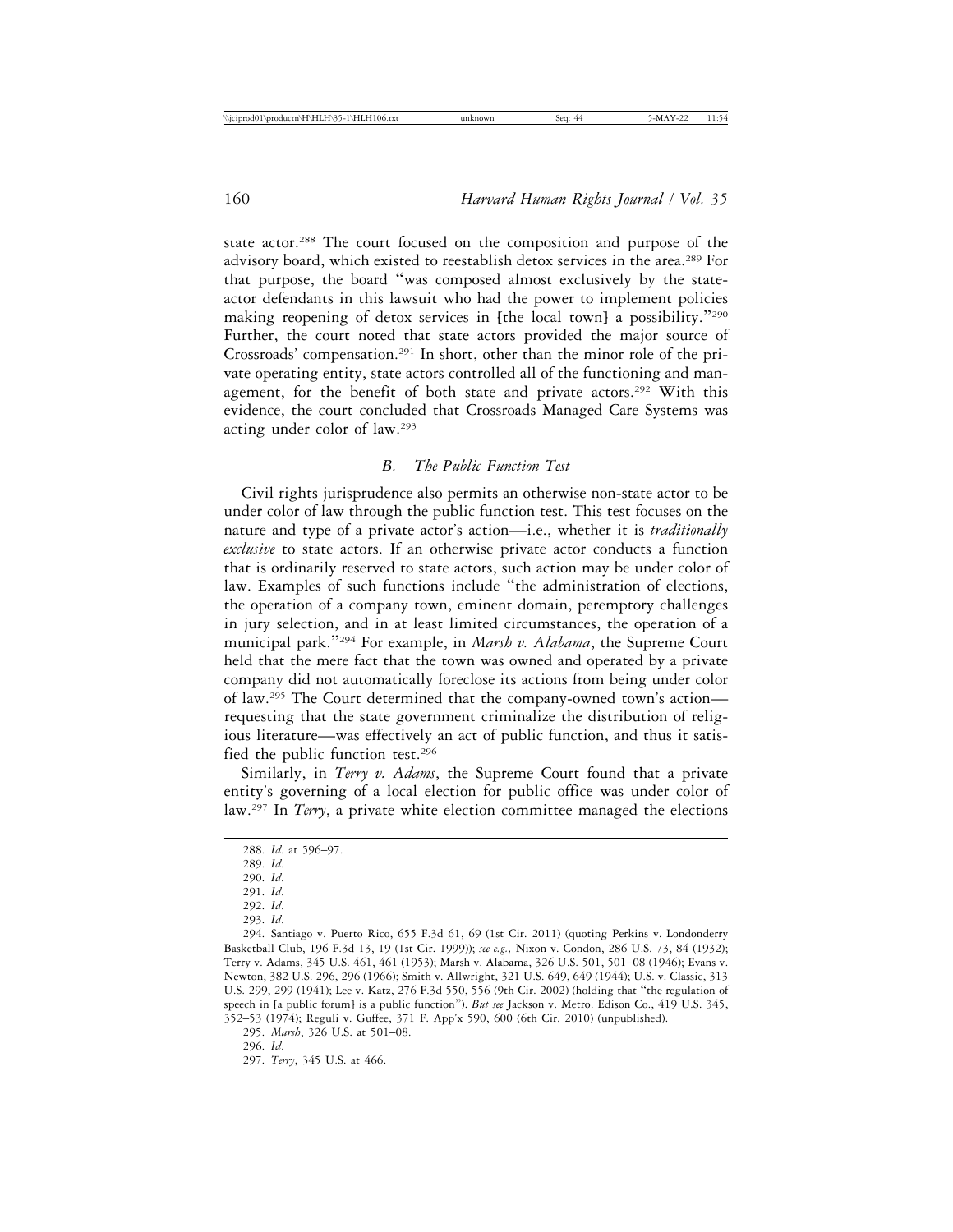state actor.[288] The court focused on the composition and purpose of the advisory board, which existed to reestablish detox services in the area.[289] For that purpose, the board "was composed almost exclusively by the state-actor defendants in this lawsuit who had the power to implement policies making reopening of detox services in [the local town] a possibility."[290] Further, the court noted that state actors provided the major source of Crossroads' compensation.[291] In short, other than the minor role of the private operating entity, state actors controlled all of the functioning and management, for the benefit of both state and private actors.[292] With this evidence, the court concluded that Crossroads Managed Care Systems was acting under color of law.[293]

### *B. The Public Function Test*

Civil rights jurisprudence also permits an otherwise non-state actor to be under color of law through the public function test. This test focuses on the nature and type of a private actor's action—i.e., whether it is *traditionally exclusive* to state actors. If an otherwise private actor conducts a function that is ordinarily reserved to state actors, such action may be under color of law. Examples of such functions include "the administration of elections, the operation of a company town, eminent domain, peremptory challenges in jury selection, and in at least limited circumstances, the operation of a municipal park."[294] For example, in *Marsh v. Alabama*, the Supreme Court held that the mere fact that the town was owned and operated by a private company did not automatically foreclose its actions from being under color of law.[295] The Court determined that the company-owned town's action—requesting that the state government criminalize the distribution of religious literature—was effectively an act of public function, and thus it satisfied the public function test.[296]

Similarly, in *Terry v. Adams*, the Supreme Court found that a private entity's governing of a local election for public office was under color of law.[297] In *Terry*, a private white election committee managed the elections

---

288. *Id.* at 596–97.

289. *Id.*

290. *Id.*

291. *Id.*

292. *Id.*

293. *Id.*

294. Santiago v. Puerto Rico, 655 F.3d 61, 69 (1st Cir. 2011) (quoting Perkins v. Londonderry Basketball Club, 196 F.3d 13, 19 (1st Cir. 1999)); *see e.g.,* Nixon v. Condon, 286 U.S. 73, 84 (1932); Terry v. Adams, 345 U.S. 461, 461 (1953); Marsh v. Alabama, 326 U.S. 501, 501–08 (1946); Evans v. Newton, 382 U.S. 296, 296 (1966); Smith v. Allwright, 321 U.S. 649, 649 (1944); U.S. v. Classic, 313 U.S. 299, 299 (1941); Lee v. Katz, 276 F.3d 550, 556 (9th Cir. 2002) (holding that "the regulation of speech in [a public forum] is a public function"). *But see* Jackson v. Metro. Edison Co., 419 U.S. 345, 352–53 (1974); Reguli v. Guffee, 371 F. App'x 590, 600 (6th Cir. 2010) (unpublished).

295. *Marsh*, 326 U.S. at 501–08.

296. *Id.*

297. *Terry*, 345 U.S. at 466.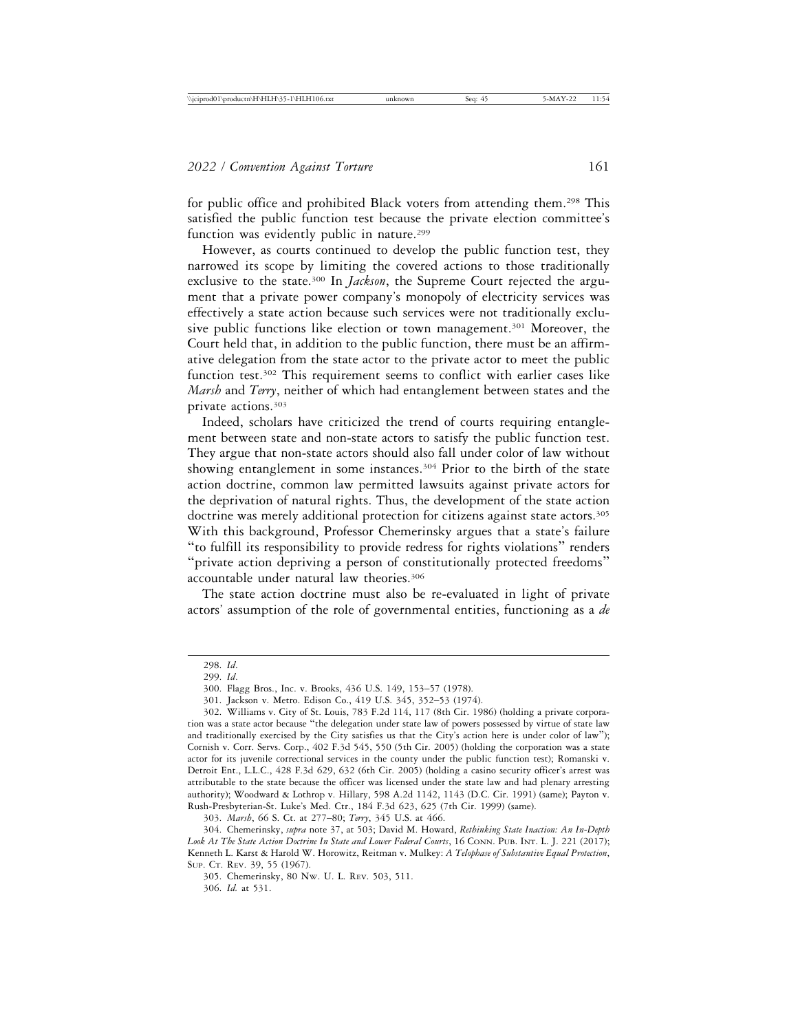for public office and prohibited Black voters from attending them.[298] This satisfied the public function test because the private election committee's function was evidently public in nature.[299]

However, as courts continued to develop the public function test, they narrowed its scope by limiting the covered actions to those traditionally exclusive to the state.[300] In *Jackson*, the Supreme Court rejected the argument that a private power company's monopoly of electricity services was effectively a state action because such services were not traditionally exclusive public functions like election or town management.[301] Moreover, the Court held that, in addition to the public function, there must be an affirmative delegation from the state actor to the private actor to meet the public function test.[302] This requirement seems to conflict with earlier cases like *Marsh* and *Terry*, neither of which had entanglement between states and the private actions.[303]

Indeed, scholars have criticized the trend of courts requiring entanglement between state and non-state actors to satisfy the public function test. They argue that non-state actors should also fall under color of law without showing entanglement in some instances.[304] Prior to the birth of the state action doctrine, common law permitted lawsuits against private actors for the deprivation of natural rights. Thus, the development of the state action doctrine was merely additional protection for citizens against state actors.[305] With this background, Professor Chemerinsky argues that a state's failure "to fulfill its responsibility to provide redress for rights violations" renders "private action depriving a person of constitutionally protected freedoms" accountable under natural law theories.[306]

The state action doctrine must also be re-evaluated in light of private actors' assumption of the role of governmental entities, functioning as a *de*

298. *Id.*

299. *Id.*

300. Flagg Bros., Inc. v. Brooks, 436 U.S. 149, 153–57 (1978).

301. Jackson v. Metro. Edison Co., 419 U.S. 345, 352–53 (1974).

302. Williams v. City of St. Louis, 783 F.2d 114, 117 (8th Cir. 1986) (holding a private corporation was a state actor because "the delegation under state law of powers possessed by virtue of state law and traditionally exercised by the City satisfies us that the City's action here is under color of law"); Cornish v. Corr. Servs. Corp., 402 F.3d 545, 550 (5th Cir. 2005) (holding the corporation was a state actor for its juvenile correctional services in the county under the public function test); Romanski v. Detroit Ent., L.L.C., 428 F.3d 629, 632 (6th Cir. 2005) (holding a casino security officer's arrest was attributable to the state because the officer was licensed under the state law and had plenary arresting authority); Woodward & Lothrop v. Hillary, 598 A.2d 1142, 1143 (D.C. Cir. 1991) (same); Payton v. Rush-Presbyterian-St. Luke's Med. Ctr., 184 F.3d 623, 625 (7th Cir. 1999) (same).

303. *Marsh*, 66 S. Ct. at 277–80; *Terry*, 345 U.S. at 466.

304. Chemerinsky, *supra* note 37, at 503; David M. Howard, *Rethinking State Inaction: An In-Depth Look At The State Action Doctrine In State and Lower Federal Courts*, 16 Conn. Pub. Int. L. J. 221 (2017); Kenneth L. Karst & Harold W. Horowitz, *Reitman v. Mulkey: A Telophase of Substantive Equal Protection*, Sup. Ct. Rev. 39, 55 (1967).

305. Chemerinsky, 80 Nw. U. L. Rev. 503, 511.

306. *Id.* at 531.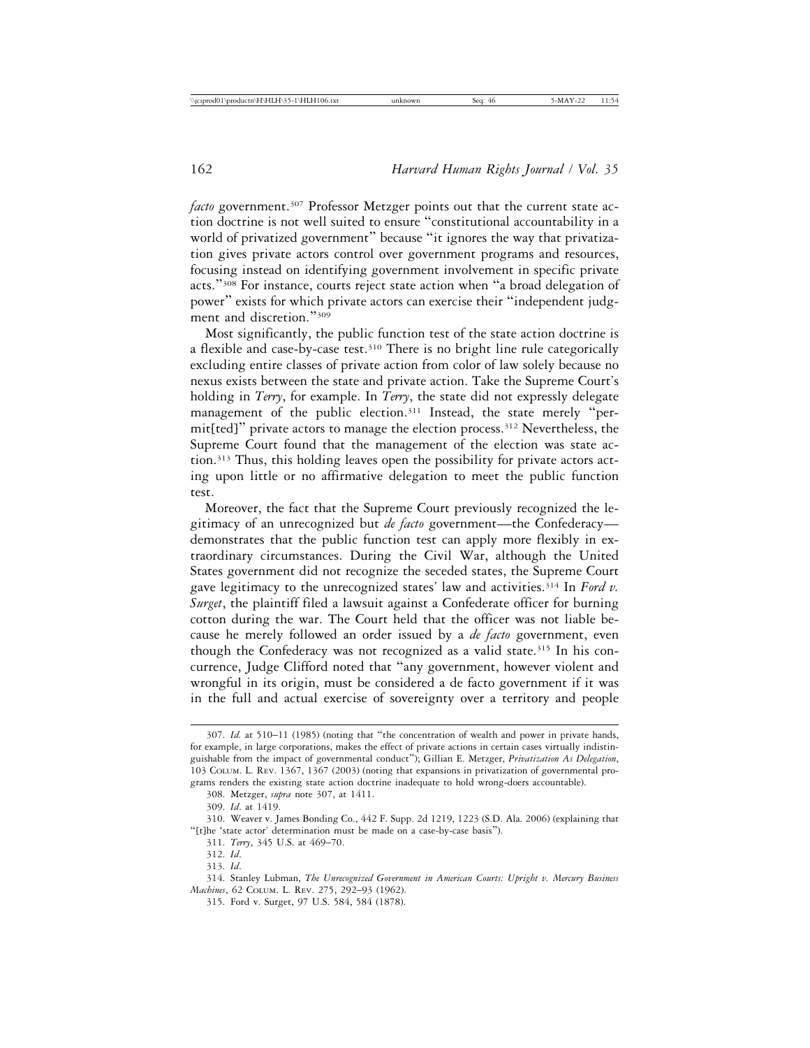*facto* government.[307] Professor Metzger points out that the current state action doctrine is not well suited to ensure "constitutional accountability in a world of privatized government" because "it ignores the way that privatization gives private actors control over government programs and resources, focusing instead on identifying government involvement in specific private acts."[308] For instance, courts reject state action when "a broad delegation of power" exists for which private actors can exercise their "independent judgment and discretion."[309]

Most significantly, the public function test of the state action doctrine is a flexible and case-by-case test.[310] There is no bright line rule categorically excluding entire classes of private action from color of law solely because no nexus exists between the state and private action. Take the Supreme Court's holding in *Terry*, for example. In *Terry*, the state did not expressly delegate management of the public election.[311] Instead, the state merely "permit[ted]" private actors to manage the election process.[312] Nevertheless, the Supreme Court found that the management of the election was state action.[313] Thus, this holding leaves open the possibility for private actors acting upon little or no affirmative delegation to meet the public function test.

Moreover, the fact that the Supreme Court previously recognized the legitimacy of an unrecognized but *de facto* government—the Confederacy—demonstrates that the public function test can apply more flexibly in extraordinary circumstances. During the Civil War, although the United States government did not recognize the seceded states, the Supreme Court gave legitimacy to the unrecognized states' law and activities.[314] In *Ford v. Surget*, the plaintiff filed a lawsuit against a Confederate officer for burning cotton during the war. The Court held that the officer was not liable because he merely followed an order issued by a *de facto* government, even though the Confederacy was not recognized as a valid state.[315] In his concurrence, Judge Clifford noted that "any government, however violent and wrongful in its origin, must be considered a de facto government if it was in the full and actual exercise of sovereignty over a territory and people

---

307. *Id.* at 510–11 (1985) (noting that "the concentration of wealth and power in private hands, for example, in large corporations, makes the effect of private actions in certain cases virtually indistinguishable from the impact of governmental conduct"); Gillian E. Metzger, *Privatization As Delegation*, 103 Colum. L. Rev. 1367, 1367 (2003) (noting that expansions in privatization of governmental programs renders the existing state action doctrine inadequate to hold wrong-doers accountable).

308. Metzger, *supra* note 307, at 1411.

309. *Id.* at 1419.

310. Weaver v. James Bonding Co., 442 F. Supp. 2d 1219, 1223 (S.D. Ala. 2006) (explaining that "[t]he 'state actor' determination must be made on a case-by-case basis").

311. *Terry*, 345 U.S. at 469–70.

312. *Id.*

313. *Id.*

314. Stanley Lubman, *The Unrecognized Government in American Courts: Upright v. Mercury Business Machines*, 62 Colum. L. Rev. 275, 292–93 (1962).

315. Ford v. Surget, 97 U.S. 584, 584 (1878).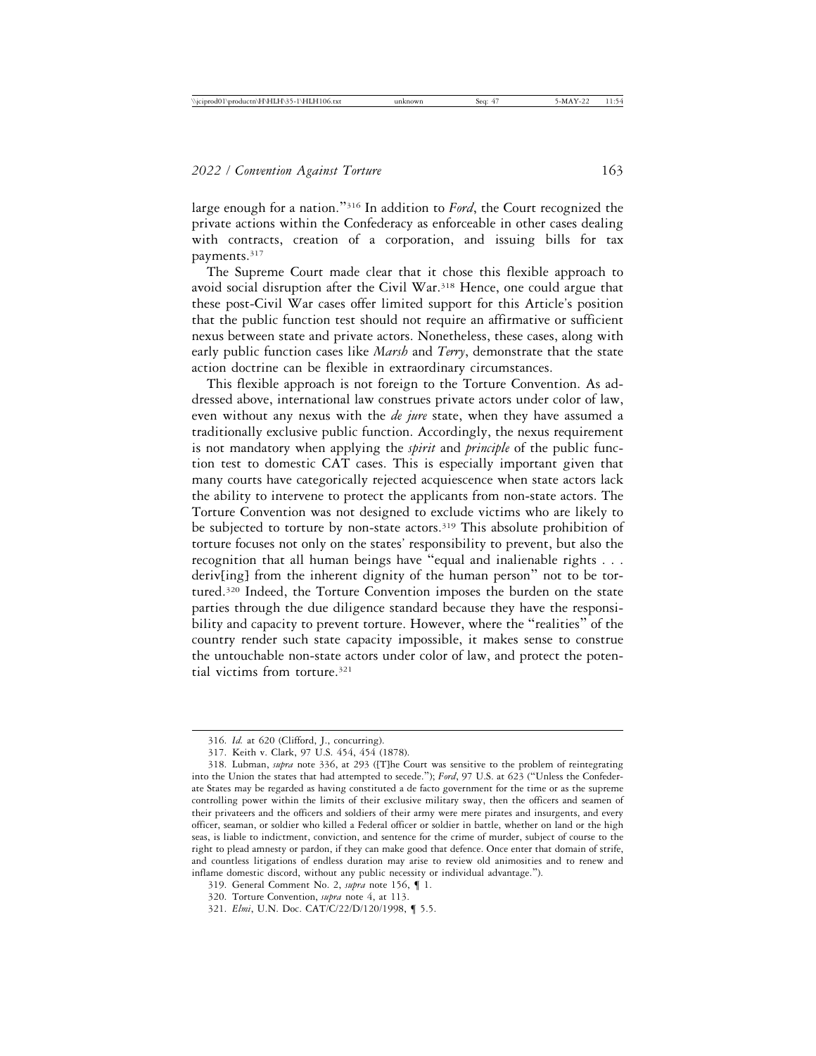large enough for a nation."[316] In addition to *Ford*, the Court recognized the private actions within the Confederacy as enforceable in other cases dealing with contracts, creation of a corporation, and issuing bills for tax payments.[317]

The Supreme Court made clear that it chose this flexible approach to avoid social disruption after the Civil War.[318] Hence, one could argue that these post-Civil War cases offer limited support for this Article's position that the public function test should not require an affirmative or sufficient nexus between state and private actors. Nonetheless, these cases, along with early public function cases like *Marsh* and *Terry*, demonstrate that the state action doctrine can be flexible in extraordinary circumstances.

This flexible approach is not foreign to the Torture Convention. As addressed above, international law construes private actors under color of law, even without any nexus with the *de jure* state, when they have assumed a traditionally exclusive public function. Accordingly, the nexus requirement is not mandatory when applying the *spirit* and *principle* of the public function test to domestic CAT cases. This is especially important given that many courts have categorically rejected acquiescence when state actors lack the ability to intervene to protect the applicants from non-state actors. The Torture Convention was not designed to exclude victims who are likely to be subjected to torture by non-state actors.[319] This absolute prohibition of torture focuses not only on the states' responsibility to prevent, but also the recognition that all human beings have "equal and inalienable rights . . . deriv[ing] from the inherent dignity of the human person" not to be tortured.[320] Indeed, the Torture Convention imposes the burden on the state parties through the due diligence standard because they have the responsibility and capacity to prevent torture. However, where the "realities" of the country render such state capacity impossible, it makes sense to construe the untouchable non-state actors under color of law, and protect the potential victims from torture.[321]

---

316. *Id.* at 620 (Clifford, J., concurring).

317. Keith v. Clark, 97 U.S. 454, 454 (1878).

318. Lubman, *supra* note 336, at 293 ([T]he Court was sensitive to the problem of reintegrating into the Union the states that had attempted to secede."); *Ford*, 97 U.S. at 623 ("Unless the Confederate States may be regarded as having constituted a de facto government for the time or as the supreme controlling power within the limits of their exclusive military sway, then the officers and seamen of their privateers and the officers and soldiers of their army were mere pirates and insurgents, and every officer, seaman, or soldier who killed a Federal officer or soldier in battle, whether on land or the high seas, is liable to indictment, conviction, and sentence for the crime of murder, subject of course to the right to plead amnesty or pardon, if they can make good that defence. Once enter that domain of strife, and countless litigations of endless duration may arise to review old animosities and to renew and inflame domestic discord, without any public necessity or individual advantage.").

319. General Comment No. 2, *supra* note 156, ¶ 1.

320. Torture Convention, *supra* note 4, at 113.

321. *Elmi*, U.N. Doc. CAT/C/22/D/120/1998, ¶ 5.5.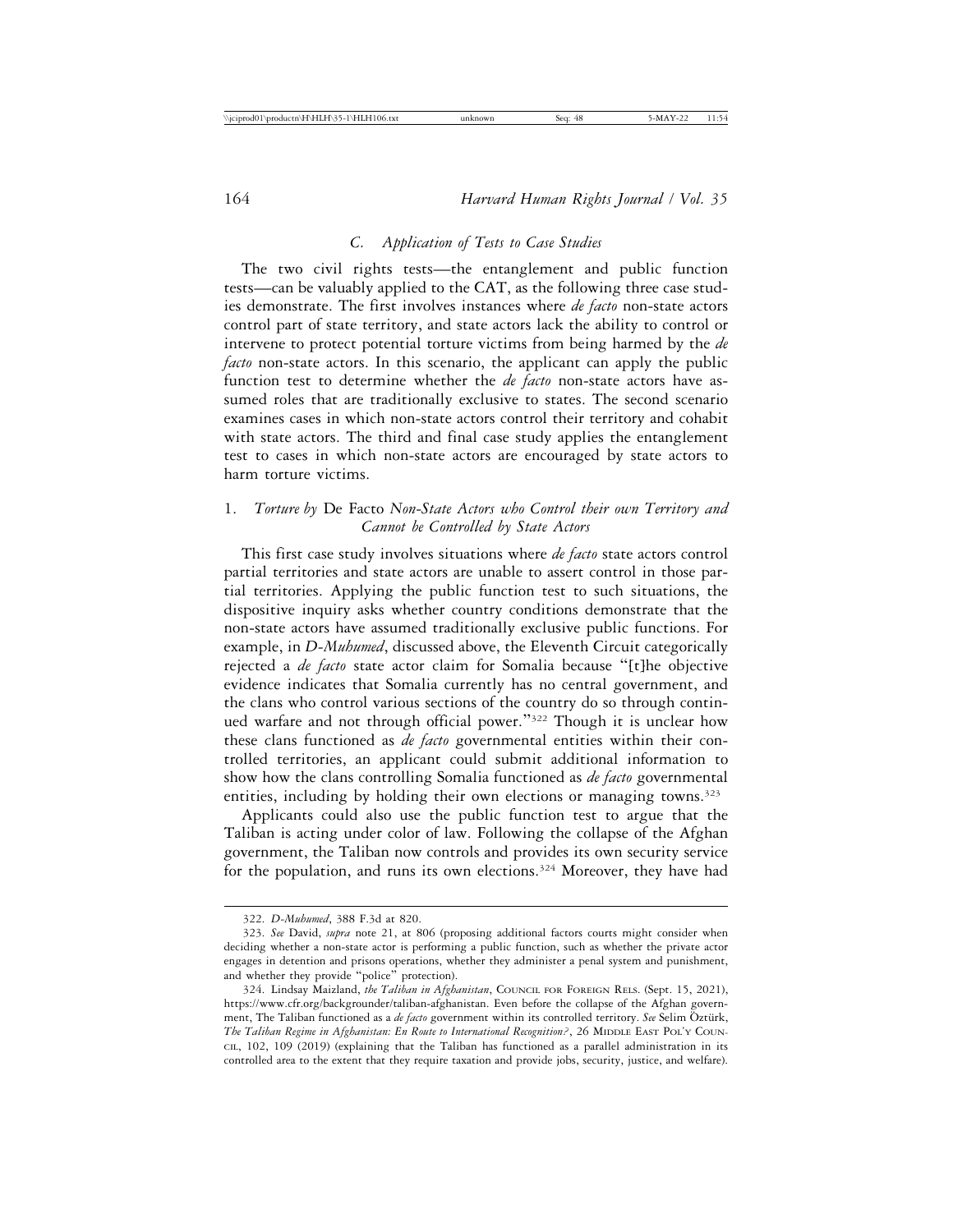### C. Application of Tests to Case Studies

The two civil rights tests—the entanglement and public function tests—can be valuably applied to the CAT, as the following three case studies demonstrate. The first involves instances where *de facto* non-state actors control part of state territory, and state actors lack the ability to control or intervene to protect potential torture victims from being harmed by the *de facto* non-state actors. In this scenario, the applicant can apply the public function test to determine whether the *de facto* non-state actors have assumed roles that are traditionally exclusive to states. The second scenario examines cases in which non-state actors control their territory and cohabit with state actors. The third and final case study applies the entanglement test to cases in which non-state actors are encouraged by state actors to harm torture victims.

#### 1. *Torture by* De Facto *Non-State Actors who Control their own Territory and Cannot be Controlled by State Actors*

This first case study involves situations where *de facto* state actors control partial territories and state actors are unable to assert control in those partial territories. Applying the public function test to such situations, the dispositive inquiry asks whether country conditions demonstrate that the non-state actors have assumed traditionally exclusive public functions. For example, in *D-Muhumed*, discussed above, the Eleventh Circuit categorically rejected a *de facto* state actor claim for Somalia because "[t]he objective evidence indicates that Somalia currently has no central government, and the clans who control various sections of the country do so through continued warfare and not through official power."[322] Though it is unclear how these clans functioned as *de facto* governmental entities within their controlled territories, an applicant could submit additional information to show how the clans controlling Somalia functioned as *de facto* governmental entities, including by holding their own elections or managing towns.[323]

Applicants could also use the public function test to argue that the Taliban is acting under color of law. Following the collapse of the Afghan government, the Taliban now controls and provides its own security service for the population, and runs its own elections.[324] Moreover, they have had

---

322. *D-Muhumed*, 388 F.3d at 820.

323. *See* David, *supra* note 21, at 806 (proposing additional factors courts might consider when deciding whether a non-state actor is performing a public function, such as whether the private actor engages in detention and prisons operations, whether they administer a penal system and punishment, and whether they provide "police" protection).

324. Lindsay Maizland, *the Taliban in Afghanistan*, Council for Foreign Rels. (Sept. 15, 2021), https://www.cfr.org/backgrounder/taliban-afghanistan. Even before the collapse of the Afghan government, The Taliban functioned as a *de facto* government within its controlled territory. *See* Selim Öztürk, *The Taliban Regime in Afghanistan: En Route to International Recognition?*, 26 Middle East Pol'y Council, 102, 109 (2019) (explaining that the Taliban has functioned as a parallel administration in its controlled area to the extent that they require taxation and provide jobs, security, justice, and welfare).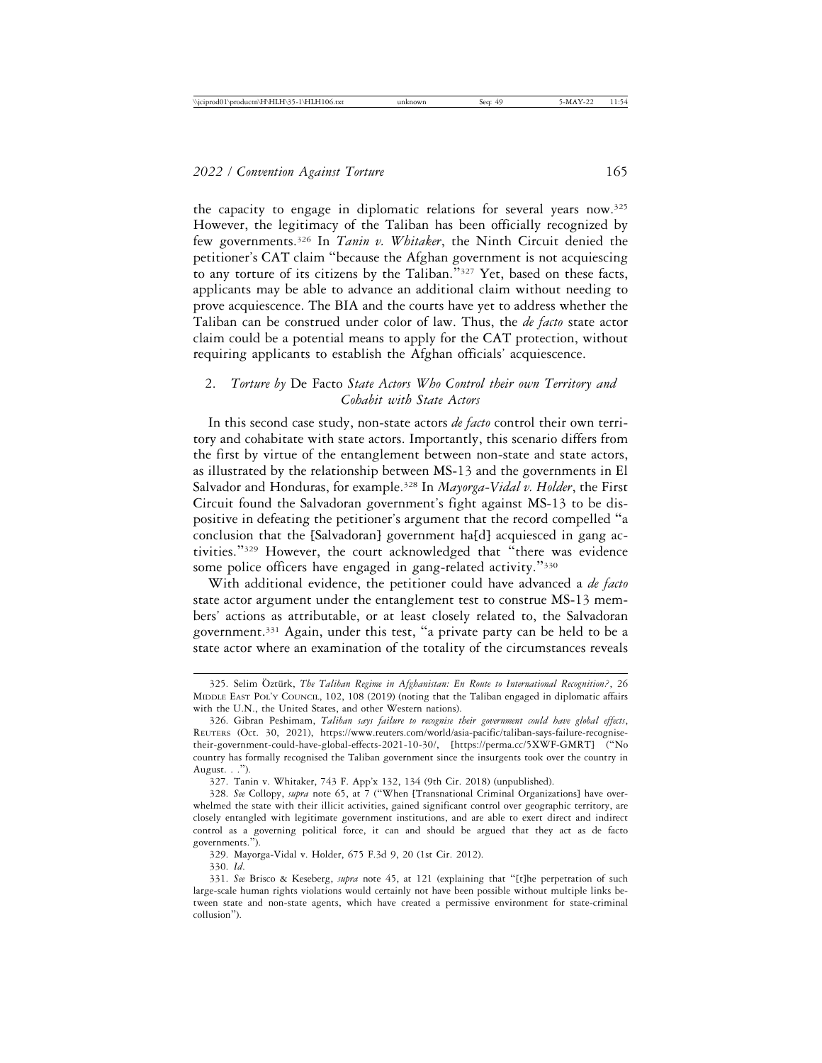the capacity to engage in diplomatic relations for several years now.[325] However, the legitimacy of the Taliban has been officially recognized by few governments.[326] In *Tanin v. Whitaker*, the Ninth Circuit denied the petitioner's CAT claim "because the Afghan government is not acquiescing to any torture of its citizens by the Taliban."[327] Yet, based on these facts, applicants may be able to advance an additional claim without needing to prove acquiescence. The BIA and the courts have yet to address whether the Taliban can be construed under color of law. Thus, the *de facto* state actor claim could be a potential means to apply for the CAT protection, without requiring applicants to establish the Afghan officials' acquiescence.

### 2. *Torture by* De Facto *State Actors Who Control their own Territory and Cohabit with State Actors*

In this second case study, non-state actors *de facto* control their own territory and cohabitate with state actors. Importantly, this scenario differs from the first by virtue of the entanglement between non-state and state actors, as illustrated by the relationship between MS-13 and the governments in El Salvador and Honduras, for example.[328] In *Mayorga-Vidal v. Holder*, the First Circuit found the Salvadoran government's fight against MS-13 to be dispositive in defeating the petitioner's argument that the record compelled "a conclusion that the [Salvadoran] government ha[d] acquiesced in gang activities."[329] However, the court acknowledged that "there was evidence some police officers have engaged in gang-related activity."[330]

With additional evidence, the petitioner could have advanced a *de facto* state actor argument under the entanglement test to construe MS-13 members' actions as attributable, or at least closely related to, the Salvadoran government.[331] Again, under this test, "a private party can be held to be a state actor where an examination of the totality of the circumstances reveals

---

325. Selim Öztürk, *The Taliban Regime in Afghanistan: En Route to International Recognition?*, 26 MIDDLE EAST POL'Y COUNCIL, 102, 108 (2019) (noting that the Taliban engaged in diplomatic affairs with the U.N., the United States, and other Western nations).

326. Gibran Peshimam, *Taliban says failure to recognise their government could have global effects*, REUTERS (Oct. 30, 2021), https://www.reuters.com/world/asia-pacific/taliban-says-failure-recognise-their-government-could-have-global-effects-2021-10-30/, [https://perma.cc/5XWF-GMRT] ("No country has formally recognised the Taliban government since the insurgents took over the country in August. . .").

327. Tanin v. Whitaker, 743 F. App'x 132, 134 (9th Cir. 2018) (unpublished).

328. *See* Collopy, *supra* note 65, at 7 ("When [Transnational Criminal Organizations] have overwhelmed the state with their illicit activities, gained significant control over geographic territory, are closely entangled with legitimate government institutions, and are able to exert direct and indirect control as a governing political force, it can and should be argued that they act as de facto governments.").

329. Mayorga-Vidal v. Holder, 675 F.3d 9, 20 (1st Cir. 2012).

330. *Id*.

331. *See* Brisco & Keseberg, *supra* note 45, at 121 (explaining that "[t]he perpetration of such large-scale human rights violations would certainly not have been possible without multiple links between state and non-state agents, which have created a permissive environment for state-criminal collusion").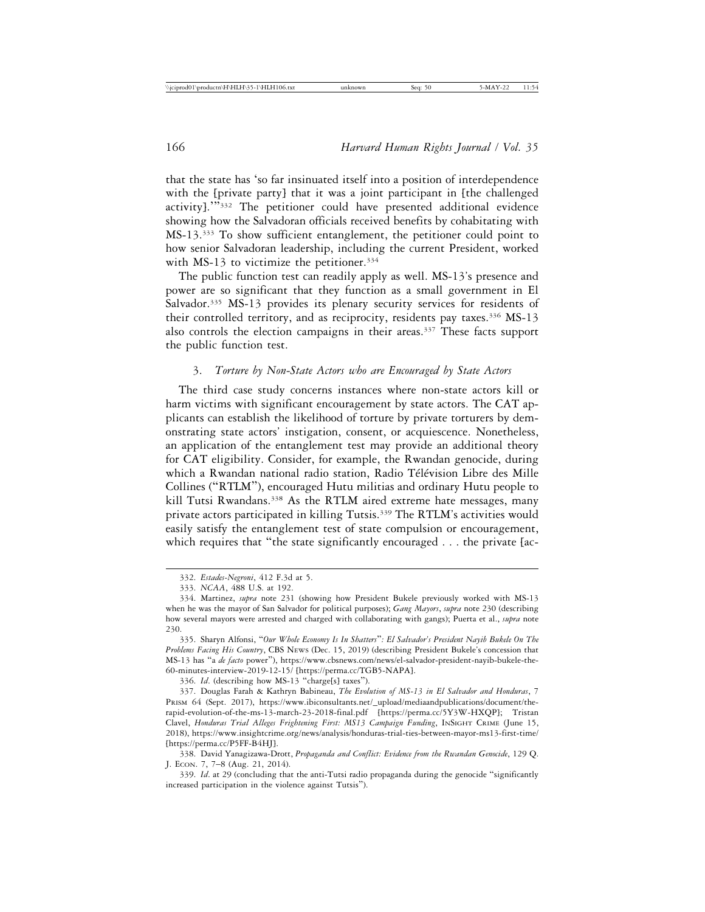that the state has 'so far insinuated itself into a position of interdependence with the [private party] that it was a joint participant in [the challenged activity].'"[332] The petitioner could have presented additional evidence showing how the Salvadoran officials received benefits by cohabitating with MS-13.[333] To show sufficient entanglement, the petitioner could point to how senior Salvadoran leadership, including the current President, worked with MS-13 to victimize the petitioner.[334]

The public function test can readily apply as well. MS-13's presence and power are so significant that they function as a small government in El Salvador.[335] MS-13 provides its plenary security services for residents of their controlled territory, and as reciprocity, residents pay taxes.[336] MS-13 also controls the election campaigns in their areas.[337] These facts support the public function test.

### 3. *Torture by Non-State Actors who are Encouraged by State Actors*

The third case study concerns instances where non-state actors kill or harm victims with significant encouragement by state actors. The CAT applicants can establish the likelihood of torture by private torturers by demonstrating state actors' instigation, consent, or acquiescence. Nonetheless, an application of the entanglement test may provide an additional theory for CAT eligibility. Consider, for example, the Rwandan genocide, during which a Rwandan national radio station, Radio Télévision Libre des Mille Collines ("RTLM"), encouraged Hutu militias and ordinary Hutu people to kill Tutsi Rwandans.[338] As the RTLM aired extreme hate messages, many private actors participated in killing Tutsis.[339] The RTLM's activities would easily satisfy the entanglement test of state compulsion or encouragement, which requires that "the state significantly encouraged . . . the private [ac-

---

332. *Estades-Negroni*, 412 F.3d at 5.

333. *NCAA*, 488 U.S. at 192.

334. Martinez, *supra* note 231 (showing how President Bukele previously worked with MS-13 when he was the mayor of San Salvador for political purposes); *Gang Mayors*, *supra* note 230 (describing how several mayors were arrested and charged with collaborating with gangs); Puerta et al., *supra* note 230.

335. Sharyn Alfonsi, "*Our Whole Economy Is In Shatters*": *El Salvador's President Nayib Bukele On The Problems Facing His Country*, CBS NEWS (Dec. 15, 2019) (describing President Bukele's concession that MS-13 has "a *de facto* power"), https://www.cbsnews.com/news/el-salvador-president-nayib-bukele-the-60-minutes-interview-2019-12-15/ [https://perma.cc/TGB5-NAPA].

336. *Id*. (describing how MS-13 "charge[s] taxes").

337. Douglas Farah & Kathryn Babineau, *The Evolution of MS-13 in El Salvador and Honduras*, 7 PRISM 64 (Sept. 2017), https://www.ibiconsultants.net/_upload/mediaandpublications/document/the-rapid-evolution-of-the-ms-13-march-23-2018-final.pdf [https://perma.cc/5Y3W-HXQP]; Tristan Clavel, *Honduras Trial Alleges Frightening First: MS13 Campaign Funding*, INSIGHT CRIME (June 15, 2018), https://www.insightcrime.org/news/analysis/honduras-trial-ties-between-mayor-ms13-first-time/ [https://perma.cc/P5FF-B4HJ].

338. David Yanagizawa-Drott, *Propaganda and Conflict: Evidence from the Rwandan Genocide*, 129 Q. J. ECON. 7, 7–8 (Aug. 21, 2014).

339. *Id*. at 29 (concluding that the anti-Tutsi radio propaganda during the genocide "significantly increased participation in the violence against Tutsis").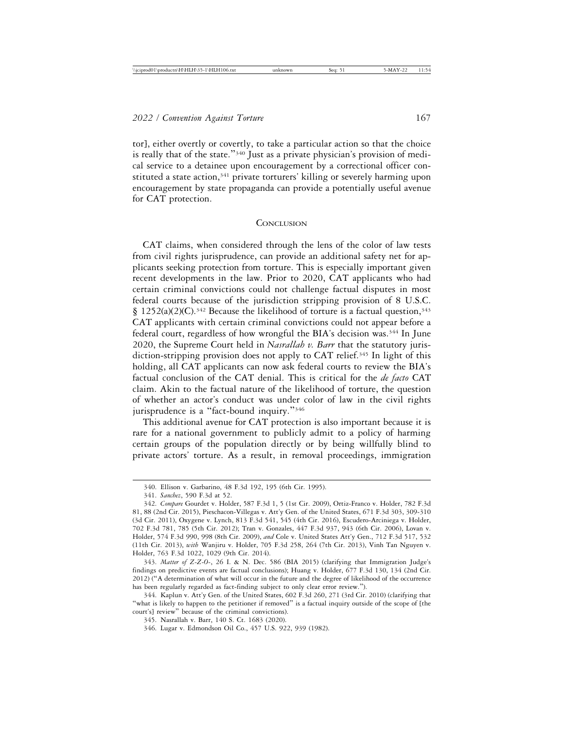tor], either overtly or covertly, to take a particular action so that the choice is really that of the state."[340] Just as a private physician's provision of medical service to a detainee upon encouragement by a correctional officer constituted a state action,[341] private torturers' killing or severely harming upon encouragement by state propaganda can provide a potentially useful avenue for CAT protection.

## Conclusion

CAT claims, when considered through the lens of the color of law tests from civil rights jurisprudence, can provide an additional safety net for applicants seeking protection from torture. This is especially important given recent developments in the law. Prior to 2020, CAT applicants who had certain criminal convictions could not challenge factual disputes in most federal courts because of the jurisdiction stripping provision of 8 U.S.C. § 1252(a)(2)(C).[342] Because the likelihood of torture is a factual question,[343] CAT applicants with certain criminal convictions could not appear before a federal court, regardless of how wrongful the BIA's decision was.[344] In June 2020, the Supreme Court held in *Nasrallah v. Barr* that the statutory jurisdiction-stripping provision does not apply to CAT relief.[345] In light of this holding, all CAT applicants can now ask federal courts to review the BIA's factual conclusion of the CAT denial. This is critical for the *de facto* CAT claim. Akin to the factual nature of the likelihood of torture, the question of whether an actor's conduct was under color of law in the civil rights jurisprudence is a "fact-bound inquiry."[346]

This additional avenue for CAT protection is also important because it is rare for a national government to publicly admit to a policy of harming certain groups of the population directly or by being willfully blind to private actors' torture. As a result, in removal proceedings, immigration

---

340. Ellison v. Garbarino, 48 F.3d 192, 195 (6th Cir. 1995).

341. *Sanchez*, 590 F.3d at 52.

342. *Compare* Gourdet v. Holder, 587 F.3d 1, 5 (1st Cir. 2009), Ortiz-Franco v. Holder, 782 F.3d 81, 88 (2nd Cir. 2015), Pieschacon-Villegas v. Att'y Gen. of the United States, 671 F.3d 303, 309-310 (3d Cir. 2011), Oxygene v. Lynch, 813 F.3d 541, 545 (4th Cir. 2016), Escudero-Arciniega v. Holder, 702 F.3d 781, 785 (5th Cir. 2012); Tran v. Gonzales, 447 F.3d 937, 943 (6th Cir. 2006), Lovan v. Holder, 574 F.3d 990, 998 (8th Cir. 2009), *and* Cole v. United States Att'y Gen., 712 F.3d 517, 532 (11th Cir. 2013), *with* Wanjiru v. Holder, 705 F.3d 258, 264 (7th Cir. 2013), Vinh Tan Nguyen v. Holder, 763 F.3d 1022, 1029 (9th Cir. 2014).

343. *Matter of Z-Z-O-*, 26 I. & N. Dec. 586 (BIA 2015) (clarifying that Immigration Judge's findings on predictive events are factual conclusions); Huang v. Holder, 677 F.3d 130, 134 (2nd Cir. 2012) ("A determination of what will occur in the future and the degree of likelihood of the occurrence has been regularly regarded as fact-finding subject to only clear error review.").

344. Kaplun v. Att'y Gen. of the United States, 602 F.3d 260, 271 (3rd Cir. 2010) (clarifying that "what is likely to happen to the petitioner if removed" is a factual inquiry outside of the scope of [the court's] review" because of the criminal convictions).

345. Nasrallah v. Barr, 140 S. Ct. 1683 (2020).

346. Lugar v. Edmondson Oil Co., 457 U.S. 922, 939 (1982).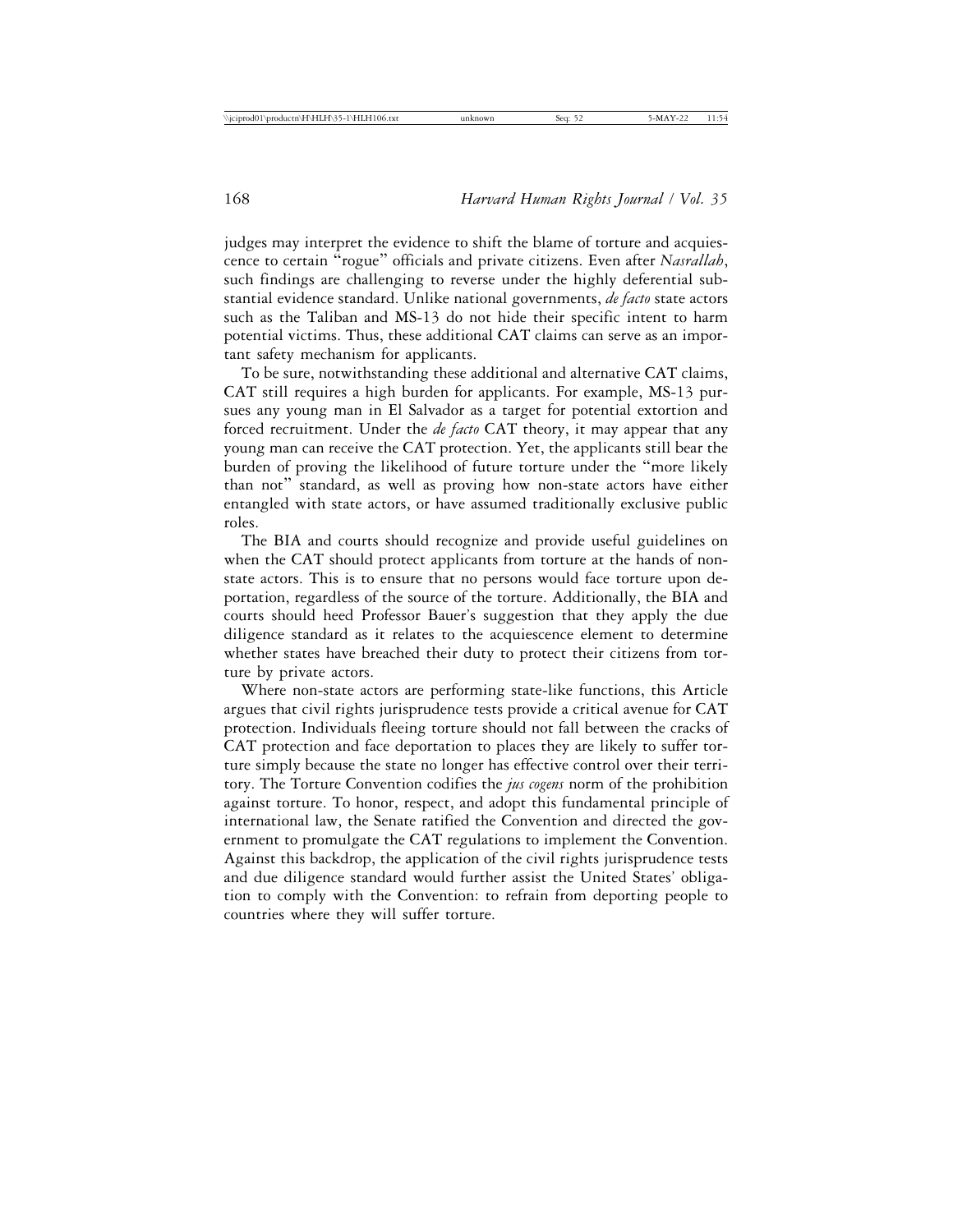judges may interpret the evidence to shift the blame of torture and acquiescence to certain "rogue" officials and private citizens. Even after *Nasrallah*, such findings are challenging to reverse under the highly deferential substantial evidence standard. Unlike national governments, *de facto* state actors such as the Taliban and MS-13 do not hide their specific intent to harm potential victims. Thus, these additional CAT claims can serve as an important safety mechanism for applicants.

To be sure, notwithstanding these additional and alternative CAT claims, CAT still requires a high burden for applicants. For example, MS-13 pursues any young man in El Salvador as a target for potential extortion and forced recruitment. Under the *de facto* CAT theory, it may appear that any young man can receive the CAT protection. Yet, the applicants still bear the burden of proving the likelihood of future torture under the "more likely than not" standard, as well as proving how non-state actors have either entangled with state actors, or have assumed traditionally exclusive public roles.

The BIA and courts should recognize and provide useful guidelines on when the CAT should protect applicants from torture at the hands of non-state actors. This is to ensure that no persons would face torture upon deportation, regardless of the source of the torture. Additionally, the BIA and courts should heed Professor Bauer's suggestion that they apply the due diligence standard as it relates to the acquiescence element to determine whether states have breached their duty to protect their citizens from torture by private actors.

Where non-state actors are performing state-like functions, this Article argues that civil rights jurisprudence tests provide a critical avenue for CAT protection. Individuals fleeing torture should not fall between the cracks of CAT protection and face deportation to places they are likely to suffer torture simply because the state no longer has effective control over their territory. The Torture Convention codifies the *jus cogens* norm of the prohibition against torture. To honor, respect, and adopt this fundamental principle of international law, the Senate ratified the Convention and directed the government to promulgate the CAT regulations to implement the Convention. Against this backdrop, the application of the civil rights jurisprudence tests and due diligence standard would further assist the United States' obligation to comply with the Convention: to refrain from deporting people to countries where they will suffer torture.